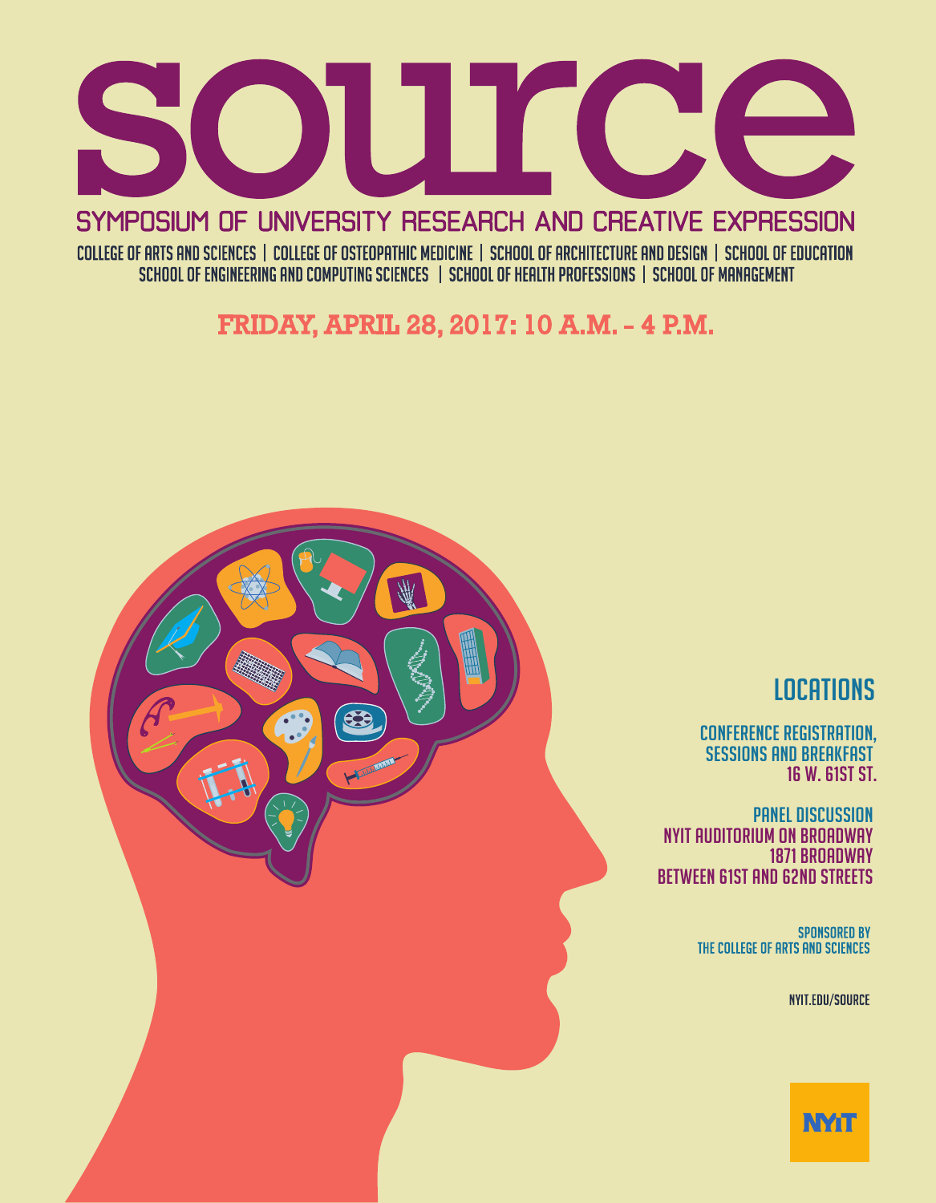# source

## SYMPOSIUM OF UNIVERSITY RESEARCH AND CREATIVE EXPRESSION

COLLEGE OF ARTS AND SCIENCES | COLLEGE OF OSTEOPATHIC MEDICINE | SCHOOL OF ARCHITECTURE AND DESIGN | SCHOOL OF EDUCATION
SCHOOL OF ENGINEERING AND COMPUTING SCIENCES | SCHOOL OF HEALTH PROFESSIONS | SCHOOL OF MANAGEMENT

**FRIDAY, APRIL 28, 2017: 10 A.M. – 4 P.M.**

## LOCATIONS

**CONFERENCE REGISTRATION, SESSIONS AND BREAKFAST**
16 W. 61ST ST.

**PANEL DISCUSSION**
NYIT AUDITORIUM ON BROADWAY
1871 BROADWAY
BETWEEN 61ST AND 62ND STREETS

SPONSORED BY
THE COLLEGE OF ARTS AND SCIENCES

NYIT.EDU/SOURCE

NYIT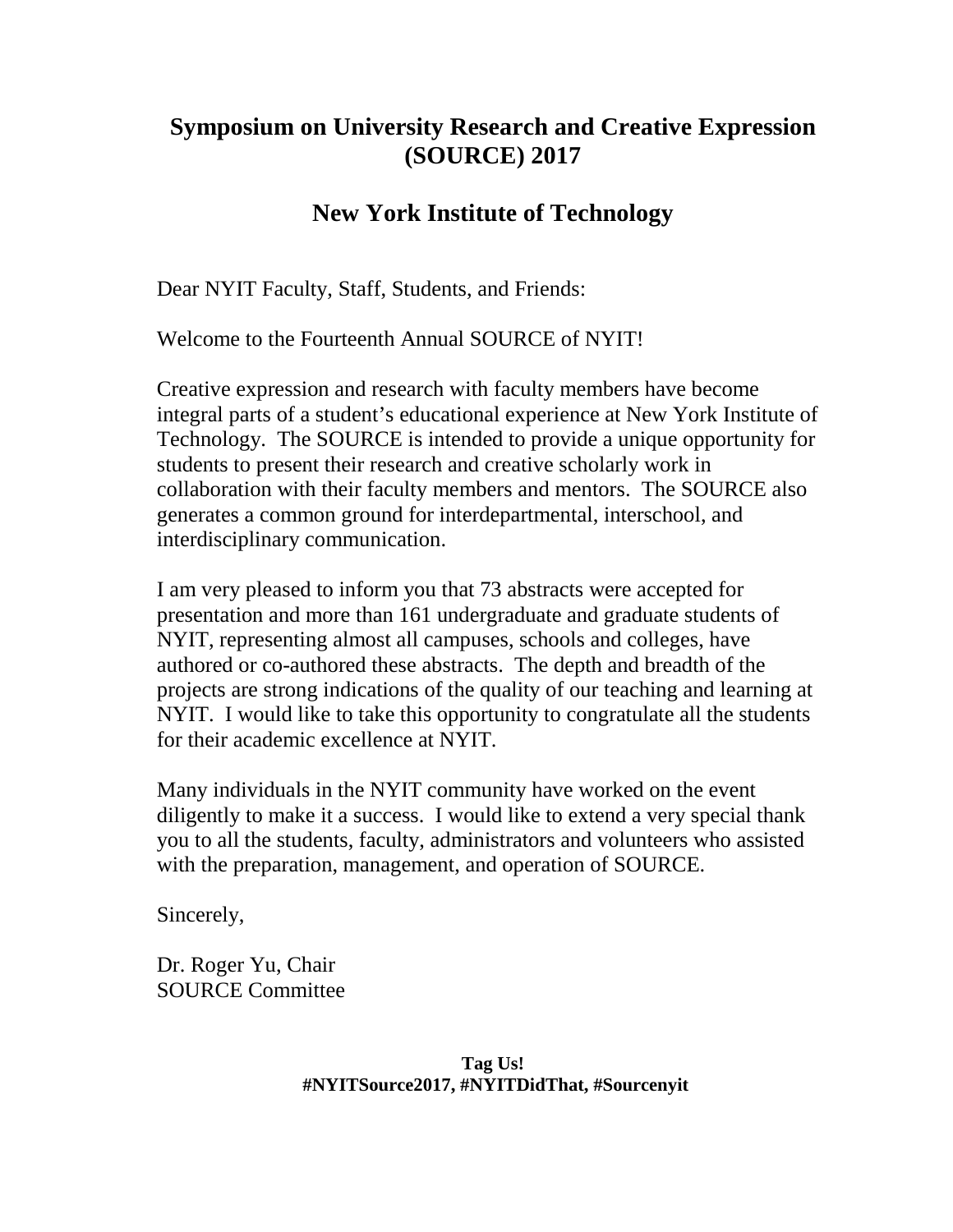# Symposium on University Research and Creative Expression (SOURCE) 2017

## New York Institute of Technology

Dear NYIT Faculty, Staff, Students, and Friends:

Welcome to the Fourteenth Annual SOURCE of NYIT!

Creative expression and research with faculty members have become integral parts of a student's educational experience at New York Institute of Technology. The SOURCE is intended to provide a unique opportunity for students to present their research and creative scholarly work in collaboration with their faculty members and mentors. The SOURCE also generates a common ground for interdepartmental, interschool, and interdisciplinary communication.

I am very pleased to inform you that 73 abstracts were accepted for presentation and more than 161 undergraduate and graduate students of NYIT, representing almost all campuses, schools and colleges, have authored or co-authored these abstracts. The depth and breadth of the projects are strong indications of the quality of our teaching and learning at NYIT. I would like to take this opportunity to congratulate all the students for their academic excellence at NYIT.

Many individuals in the NYIT community have worked on the event diligently to make it a success. I would like to extend a very special thank you to all the students, faculty, administrators and volunteers who assisted with the preparation, management, and operation of SOURCE.

Sincerely,

Dr. Roger Yu, Chair
SOURCE Committee

**Tag Us!**
**#NYITSource2017, #NYITDidThat, #Sourcenyit**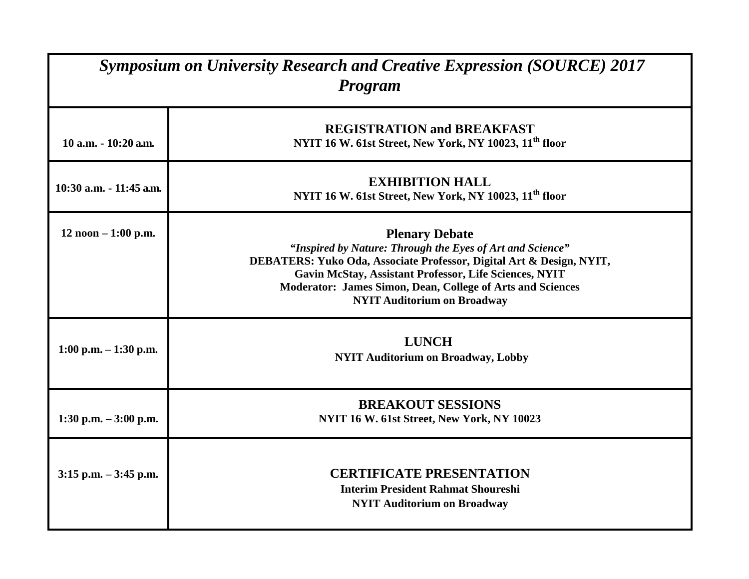# *Symposium on University Research and Creative Expression (SOURCE) 2017 Program*

| Time | Event |
|---|---|
| **10 a.m. - 10:20 a.m.** | **REGISTRATION and BREAKFAST**<br>**NYIT 16 W. 61st Street, New York, NY 10023, 11th floor** |
| **10:30 a.m. - 11:45 a.m.** | **EXHIBITION HALL**<br>**NYIT 16 W. 61st Street, New York, NY 10023, 11th floor** |
| **12 noon – 1:00 p.m.** | **Plenary Debate**<br>***"Inspired by Nature: Through the Eyes of Art and Science"***<br>**DEBATERS: Yuko Oda, Associate Professor, Digital Art & Design, NYIT,**<br>**Gavin McStay, Assistant Professor, Life Sciences, NYIT**<br>**Moderator: James Simon, Dean, College of Arts and Sciences**<br>**NYIT Auditorium on Broadway** |
| **1:00 p.m. – 1:30 p.m.** | **LUNCH**<br>**NYIT Auditorium on Broadway, Lobby** |
| **1:30 p.m. – 3:00 p.m.** | **BREAKOUT SESSIONS**<br>**NYIT 16 W. 61st Street, New York, NY 10023** |
| **3:15 p.m. – 3:45 p.m.** | **CERTIFICATE PRESENTATION**<br>**Interim President Rahmat Shoureshi**<br>**NYIT Auditorium on Broadway** |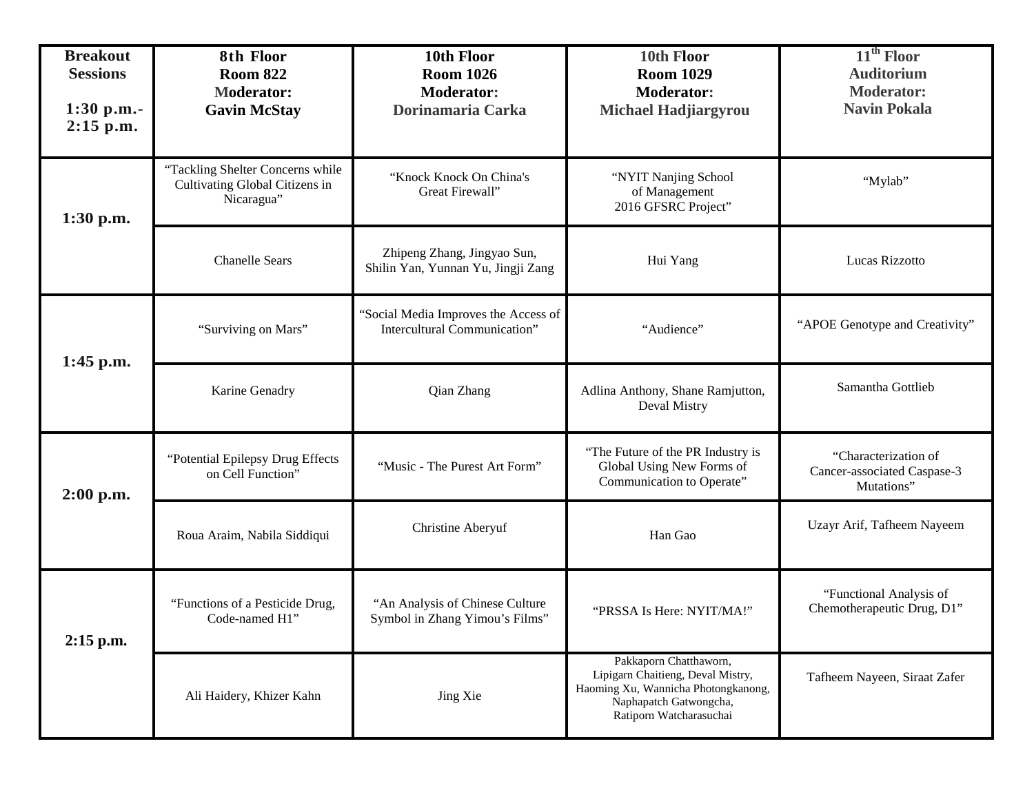| **Breakout Sessions 1:30 p.m.- 2:15 p.m.** | **8th Floor Room 822 Moderator: Gavin McStay** | **10th Floor Room 1026 Moderator: Dorinamaria Carka** | **10th Floor Room 1029 Moderator: Michael Hadjiargyrou** | **11th Floor Auditorium Moderator: Navin Pokala** |
|---|---|---|---|---|
| **1:30 p.m.** | "Tackling Shelter Concerns while Cultivating Global Citizens in Nicaragua" | "Knock Knock On China's Great Firewall" | "NYIT Nanjing School of Management 2016 GFSRC Project" | "Mylab" |
| | Chanelle Sears | Zhipeng Zhang, Jingyao Sun, Shilin Yan, Yunnan Yu, Jingji Zang | Hui Yang | Lucas Rizzotto |
| **1:45 p.m.** | "Surviving on Mars" | "Social Media Improves the Access of Intercultural Communication" | "Audience" | "APOE Genotype and Creativity" |
| | Karine Genadry | Qian Zhang | Adlina Anthony, Shane Ramjutton, Deval Mistry | Samantha Gottlieb |
| **2:00 p.m.** | "Potential Epilepsy Drug Effects on Cell Function" | "Music - The Purest Art Form" | "The Future of the PR Industry is Global Using New Forms of Communication to Operate" | "Characterization of Cancer-associated Caspase-3 Mutations" |
| | Roua Araim, Nabila Siddiqui | Christine Aberyuf | Han Gao | Uzayr Arif, Tafheem Nayeem |
| **2:15 p.m.** | "Functions of a Pesticide Drug, Code-named H1" | "An Analysis of Chinese Culture Symbol in Zhang Yimou's Films" | "PRSSA Is Here: NYIT/MA!" | "Functional Analysis of Chemotherapeutic Drug, D1" |
| | Ali Haidery, Khizer Kahn | Jing Xie | Pakkaporn Chatthaworn, Lipigarn Chaitieng, Deval Mistry, Haoming Xu, Wannicha Photongkanong, Naphapatch Gatwongcha, Ratiporn Watcharasuchai | Tafheem Nayeen, Siraat Zafer |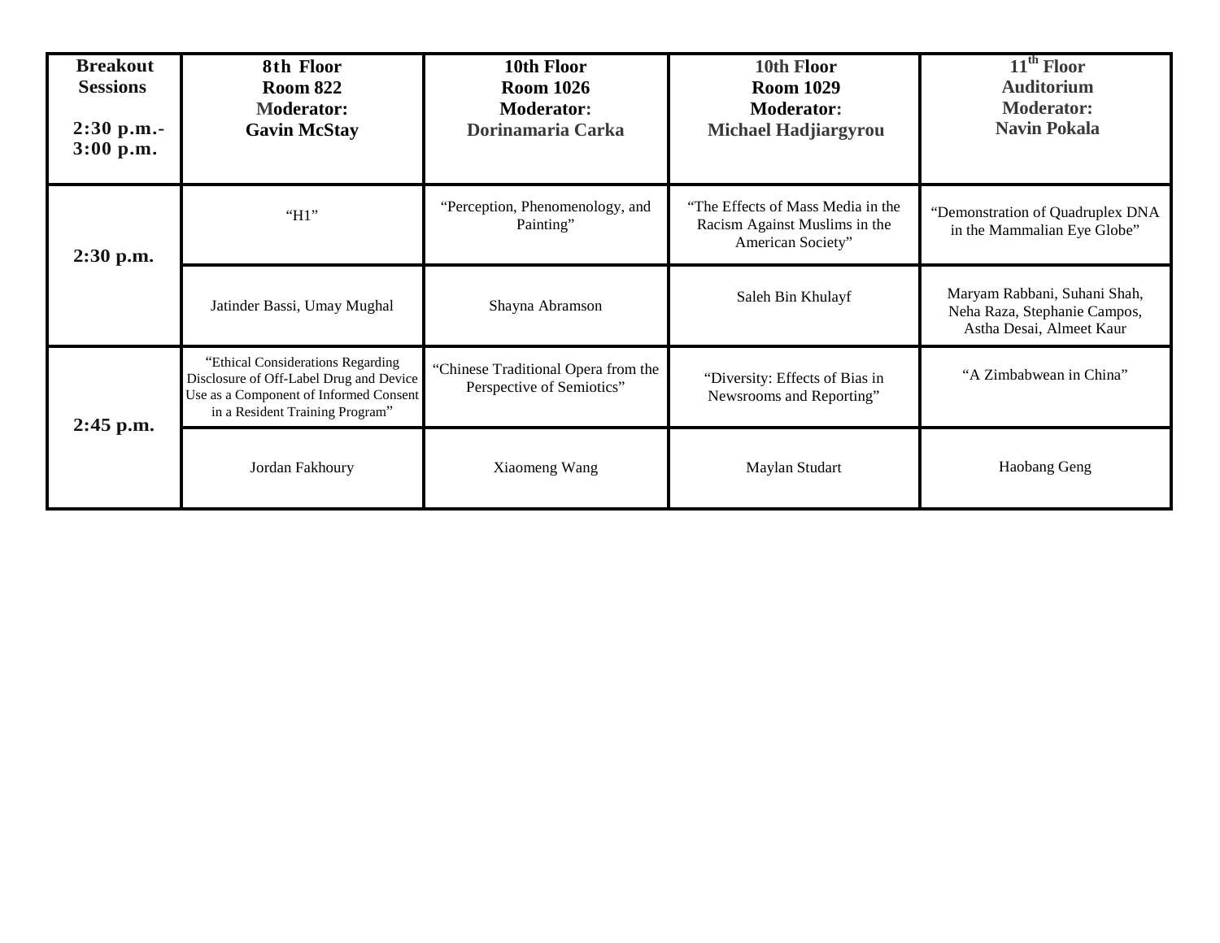| Breakout Sessions 2:30 p.m.- 3:00 p.m. | 8th Floor Room 822 Moderator: Gavin McStay | 10th Floor Room 1026 Moderator: Dorinamaria Carka | 10th Floor Room 1029 Moderator: Michael Hadjiargyrou | 11th Floor Auditorium Moderator: Navin Pokala |
|---|---|---|---|---|
| 2:30 p.m. | "H1" | "Perception, Phenomenology, and Painting" | "The Effects of Mass Media in the Racism Against Muslims in the American Society" | "Demonstration of Quadruplex DNA in the Mammalian Eye Globe" |
| | Jatinder Bassi, Umay Mughal | Shayna Abramson | Saleh Bin Khulayf | Maryam Rabbani, Suhani Shah, Neha Raza, Stephanie Campos, Astha Desai, Almeet Kaur |
| 2:45 p.m. | "Ethical Considerations Regarding Disclosure of Off-Label Drug and Device Use as a Component of Informed Consent in a Resident Training Program" | "Chinese Traditional Opera from the Perspective of Semiotics" | "Diversity: Effects of Bias in Newsrooms and Reporting" | "A Zimbabwean in China" |
| | Jordan Fakhoury | Xiaomeng Wang | Maylan Studart | Haobang Geng |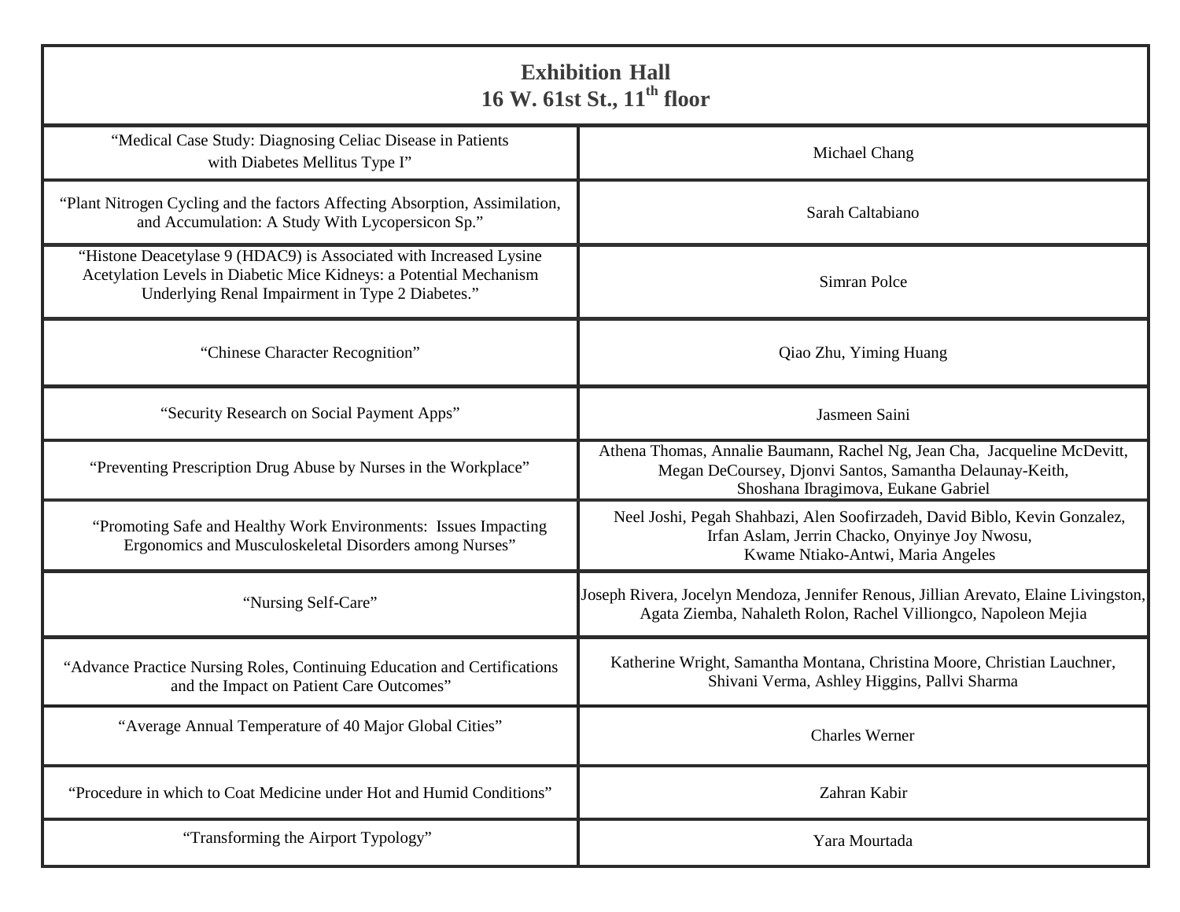| Exhibition Hall<br>16 W. 61st St., 11th floor | |
|---|---|
| "Medical Case Study: Diagnosing Celiac Disease in Patients with Diabetes Mellitus Type I" | Michael Chang |
| "Plant Nitrogen Cycling and the factors Affecting Absorption, Assimilation, and Accumulation: A Study With Lycopersicon Sp." | Sarah Caltabiano |
| "Histone Deacetylase 9 (HDAC9) is Associated with Increased Lysine Acetylation Levels in Diabetic Mice Kidneys: a Potential Mechanism Underlying Renal Impairment in Type 2 Diabetes." | Simran Polce |
| "Chinese Character Recognition" | Qiao Zhu, Yiming Huang |
| "Security Research on Social Payment Apps" | Jasmeen Saini |
| "Preventing Prescription Drug Abuse by Nurses in the Workplace" | Athena Thomas, Annalie Baumann, Rachel Ng, Jean Cha, Jacqueline McDevitt, Megan DeCoursey, Djonvi Santos, Samantha Delaunay-Keith, Shoshana Ibragimova, Eukane Gabriel |
| "Promoting Safe and Healthy Work Environments: Issues Impacting Ergonomics and Musculoskeletal Disorders among Nurses" | Neel Joshi, Pegah Shahbazi, Alen Soofirzadeh, David Biblo, Kevin Gonzalez, Irfan Aslam, Jerrin Chacko, Onyinye Joy Nwosu, Kwame Ntiako-Antwi, Maria Angeles |
| "Nursing Self-Care" | Joseph Rivera, Jocelyn Mendoza, Jennifer Renous, Jillian Arevato, Elaine Livingston, Agata Ziemba, Nahaleth Rolon, Rachel Villiongco, Napoleon Mejia |
| "Advance Practice Nursing Roles, Continuing Education and Certifications and the Impact on Patient Care Outcomes" | Katherine Wright, Samantha Montana, Christina Moore, Christian Lauchner, Shivani Verma, Ashley Higgins, Pallvi Sharma |
| "Average Annual Temperature of 40 Major Global Cities" | Charles Werner |
| "Procedure in which to Coat Medicine under Hot and Humid Conditions" | Zahran Kabir |
| "Transforming the Airport Typology" | Yara Mourtada |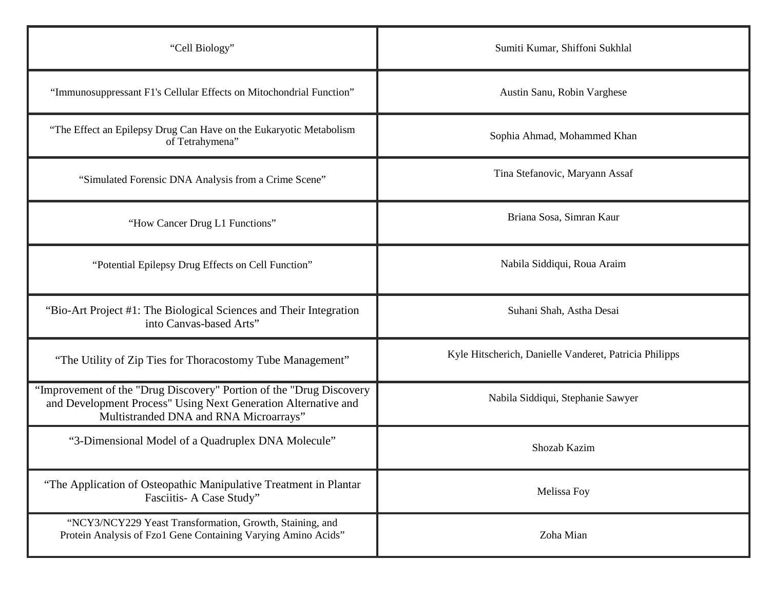| | |
|---|---|
| “Cell Biology” | Sumiti Kumar, Shiffoni Sukhlal |
| “Immunosuppressant F1's Cellular Effects on Mitochondrial Function” | Austin Sanu, Robin Varghese |
| “The Effect an Epilepsy Drug Can Have on the Eukaryotic Metabolism of Tetrahymena” | Sophia Ahmad, Mohammed Khan |
| “Simulated Forensic DNA Analysis from a Crime Scene” | Tina Stefanovic, Maryann Assaf |
| “How Cancer Drug L1 Functions” | Briana Sosa, Simran Kaur |
| “Potential Epilepsy Drug Effects on Cell Function” | Nabila Siddiqui, Roua Araim |
| “Bio-Art Project #1: The Biological Sciences and Their Integration into Canvas-based Arts” | Suhani Shah, Astha Desai |
| “The Utility of Zip Ties for Thoracostomy Tube Management” | Kyle Hitscherich, Danielle Vanderet, Patricia Philipps |
| “Improvement of the "Drug Discovery" Portion of the "Drug Discovery and Development Process" Using Next Generation Alternative and Multistranded DNA and RNA Microarrays” | Nabila Siddiqui, Stephanie Sawyer |
| “3-Dimensional Model of a Quadruplex DNA Molecule” | Shozab Kazim |
| “The Application of Osteopathic Manipulative Treatment in Plantar Fasciitis- A Case Study” | Melissa Foy |
| “NCY3/NCY229 Yeast Transformation, Growth, Staining, and Protein Analysis of Fzo1 Gene Containing Varying Amino Acids” | Zoha Mian |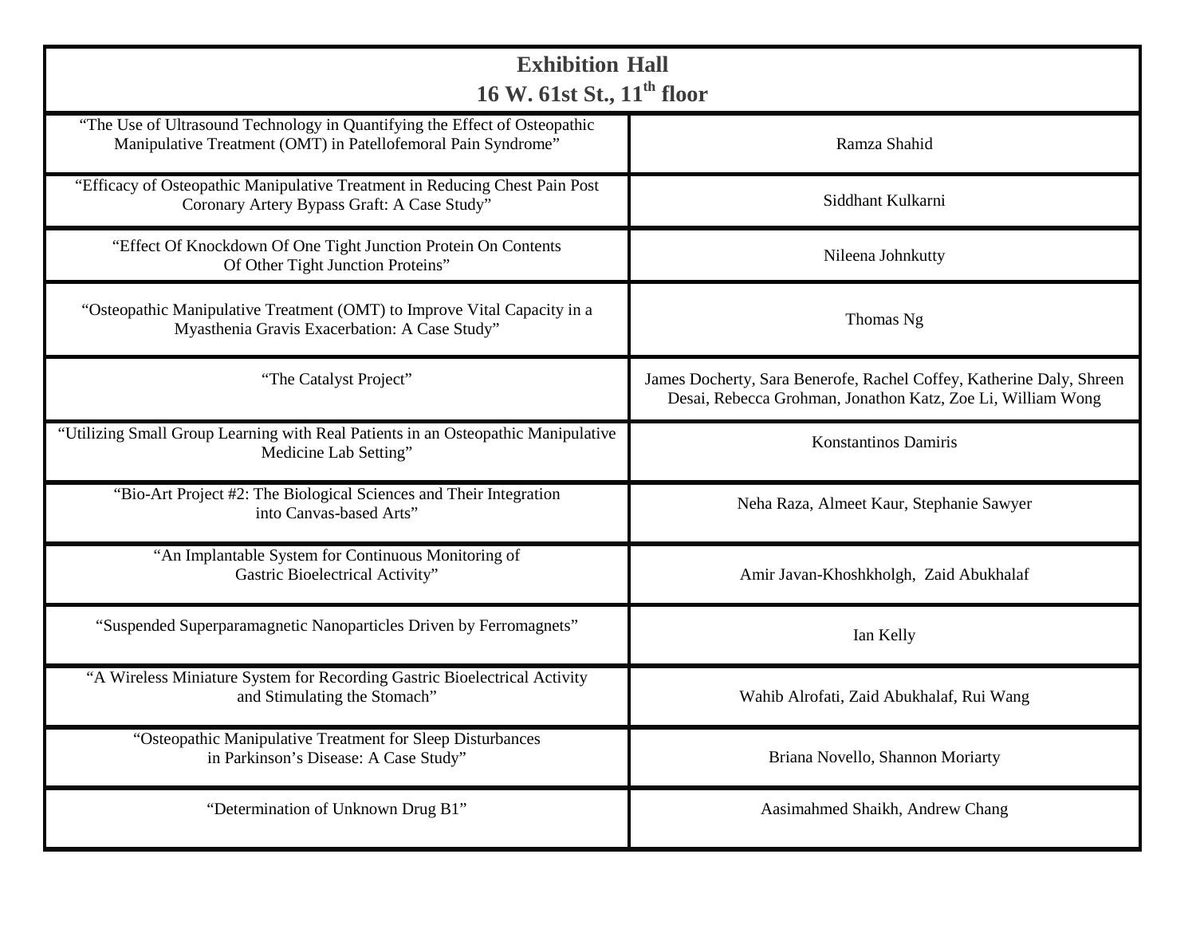| Exhibition Hall<br>16 W. 61st St., 11th floor | |
|---|---|
| "The Use of Ultrasound Technology in Quantifying the Effect of Osteopathic Manipulative Treatment (OMT) in Patellofemoral Pain Syndrome" | Ramza Shahid |
| "Efficacy of Osteopathic Manipulative Treatment in Reducing Chest Pain Post Coronary Artery Bypass Graft: A Case Study" | Siddhant Kulkarni |
| "Effect Of Knockdown Of One Tight Junction Protein On Contents Of Other Tight Junction Proteins" | Nileena Johnkutty |
| "Osteopathic Manipulative Treatment (OMT) to Improve Vital Capacity in a Myasthenia Gravis Exacerbation: A Case Study" | Thomas Ng |
| "The Catalyst Project" | James Docherty, Sara Benerofe, Rachel Coffey, Katherine Daly, Shreen Desai, Rebecca Grohman, Jonathon Katz, Zoe Li, William Wong |
| "Utilizing Small Group Learning with Real Patients in an Osteopathic Manipulative Medicine Lab Setting" | Konstantinos Damiris |
| "Bio-Art Project #2: The Biological Sciences and Their Integration into Canvas-based Arts" | Neha Raza, Almeet Kaur, Stephanie Sawyer |
| "An Implantable System for Continuous Monitoring of Gastric Bioelectrical Activity" | Amir Javan-Khoshkholgh, Zaid Abukhalaf |
| "Suspended Superparamagnetic Nanoparticles Driven by Ferromagnets" | Ian Kelly |
| "A Wireless Miniature System for Recording Gastric Bioelectrical Activity and Stimulating the Stomach" | Wahib Alrofati, Zaid Abukhalaf, Rui Wang |
| "Osteopathic Manipulative Treatment for Sleep Disturbances in Parkinson's Disease: A Case Study" | Briana Novello, Shannon Moriarty |
| "Determination of Unknown Drug B1" | Aasimahmed Shaikh, Andrew Chang |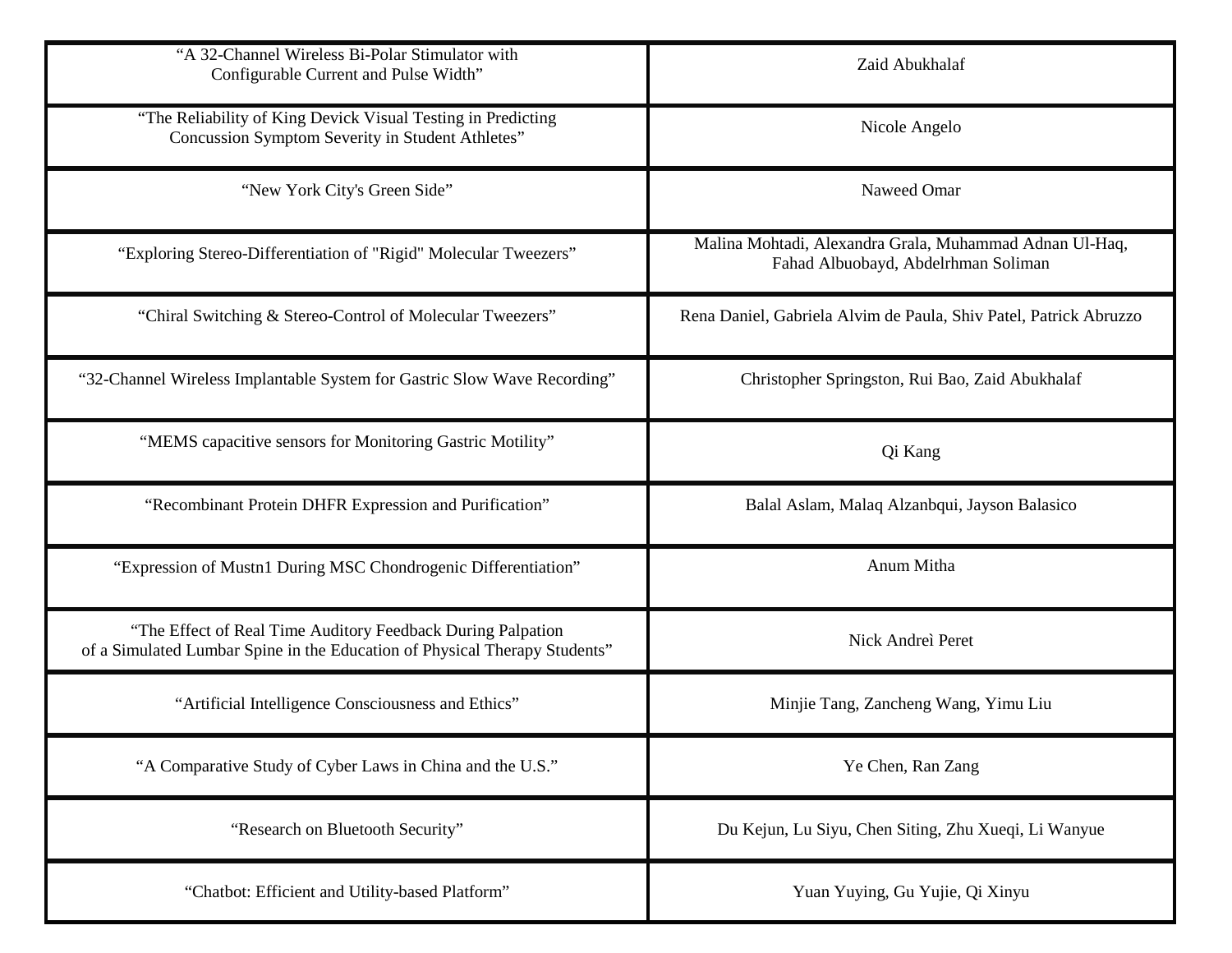| | |
|---|---|
| "A 32-Channel Wireless Bi-Polar Stimulator with Configurable Current and Pulse Width" | Zaid Abukhalaf |
| "The Reliability of King Devick Visual Testing in Predicting Concussion Symptom Severity in Student Athletes" | Nicole Angelo |
| "New York City's Green Side" | Naweed Omar |
| "Exploring Stereo-Differentiation of "Rigid" Molecular Tweezers" | Malina Mohtadi, Alexandra Grala, Muhammad Adnan Ul-Haq, Fahad Albuobayd, Abdelrhman Soliman |
| "Chiral Switching & Stereo-Control of Molecular Tweezers" | Rena Daniel, Gabriela Alvim de Paula, Shiv Patel, Patrick Abruzzo |
| "32-Channel Wireless Implantable System for Gastric Slow Wave Recording" | Christopher Springston, Rui Bao, Zaid Abukhalaf |
| "MEMS capacitive sensors for Monitoring Gastric Motility" | Qi Kang |
| "Recombinant Protein DHFR Expression and Purification" | Balal Aslam, Malaq Alzanbqui, Jayson Balasico |
| "Expression of Mustn1 During MSC Chondrogenic Differentiation" | Anum Mitha |
| "The Effect of Real Time Auditory Feedback During Palpation of a Simulated Lumbar Spine in the Education of Physical Therapy Students" | Nick Andreì Peret |
| "Artificial Intelligence Consciousness and Ethics" | Minjie Tang, Zancheng Wang, Yimu Liu |
| "A Comparative Study of Cyber Laws in China and the U.S." | Ye Chen, Ran Zang |
| "Research on Bluetooth Security" | Du Kejun, Lu Siyu, Chen Siting, Zhu Xueqi, Li Wanyue |
| "Chatbot: Efficient and Utility-based Platform" | Yuan Yuying, Gu Yujie, Qi Xinyu |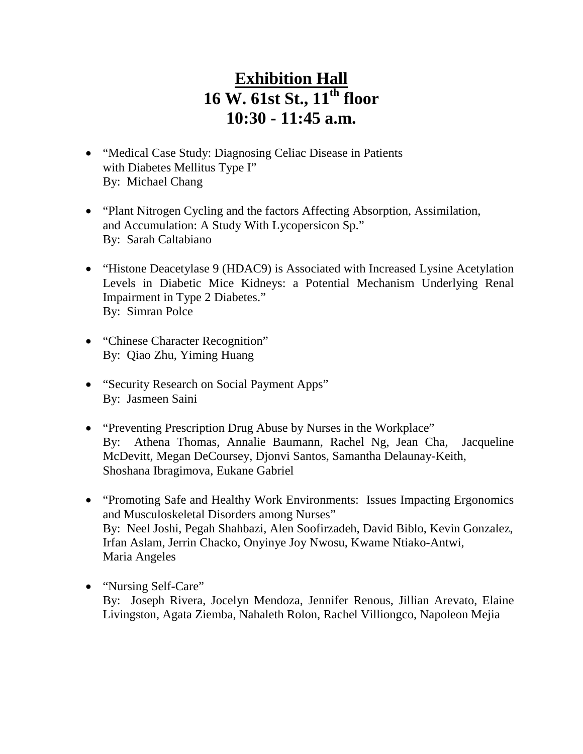# Exhibition Hall
# 16 W. 61st St., 11th floor
# 10:30 - 11:45 a.m.

- "Medical Case Study: Diagnosing Celiac Disease in Patients with Diabetes Mellitus Type I"
  By: Michael Chang

- "Plant Nitrogen Cycling and the factors Affecting Absorption, Assimilation, and Accumulation: A Study With Lycopersicon Sp."
  By: Sarah Caltabiano

- "Histone Deacetylase 9 (HDAC9) is Associated with Increased Lysine Acetylation Levels in Diabetic Mice Kidneys: a Potential Mechanism Underlying Renal Impairment in Type 2 Diabetes."
  By: Simran Polce

- "Chinese Character Recognition"
  By: Qiao Zhu, Yiming Huang

- "Security Research on Social Payment Apps"
  By: Jasmeen Saini

- "Preventing Prescription Drug Abuse by Nurses in the Workplace"
  By: Athena Thomas, Annalie Baumann, Rachel Ng, Jean Cha, Jacqueline McDevitt, Megan DeCoursey, Djonvi Santos, Samantha Delaunay-Keith, Shoshana Ibragimova, Eukane Gabriel

- "Promoting Safe and Healthy Work Environments: Issues Impacting Ergonomics and Musculoskeletal Disorders among Nurses"
  By: Neel Joshi, Pegah Shahbazi, Alen Soofirzadeh, David Biblo, Kevin Gonzalez, Irfan Aslam, Jerrin Chacko, Onyinye Joy Nwosu, Kwame Ntiako-Antwi, Maria Angeles

- "Nursing Self-Care"
  By: Joseph Rivera, Jocelyn Mendoza, Jennifer Renous, Jillian Arevato, Elaine Livingston, Agata Ziemba, Nahaleth Rolon, Rachel Villiongco, Napoleon Mejia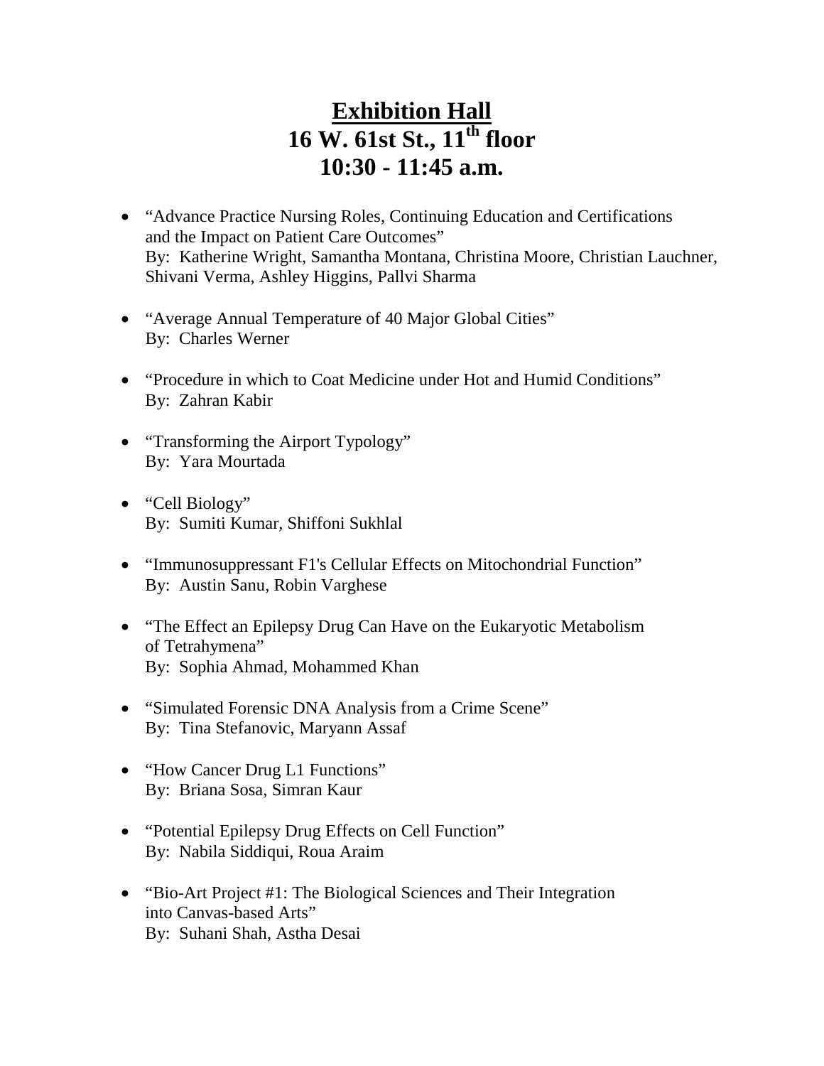# Exhibition Hall
## 16 W. 61st St., 11th floor
## 10:30 - 11:45 a.m.

- "Advance Practice Nursing Roles, Continuing Education and Certifications and the Impact on Patient Care Outcomes"
  By: Katherine Wright, Samantha Montana, Christina Moore, Christian Lauchner, Shivani Verma, Ashley Higgins, Pallvi Sharma

- "Average Annual Temperature of 40 Major Global Cities"
  By: Charles Werner

- "Procedure in which to Coat Medicine under Hot and Humid Conditions"
  By: Zahran Kabir

- "Transforming the Airport Typology"
  By: Yara Mourtada

- "Cell Biology"
  By: Sumiti Kumar, Shiffoni Sukhlal

- "Immunosuppressant F1's Cellular Effects on Mitochondrial Function"
  By: Austin Sanu, Robin Varghese

- "The Effect an Epilepsy Drug Can Have on the Eukaryotic Metabolism of Tetrahymena"
  By: Sophia Ahmad, Mohammed Khan

- "Simulated Forensic DNA Analysis from a Crime Scene"
  By: Tina Stefanovic, Maryann Assaf

- "How Cancer Drug L1 Functions"
  By: Briana Sosa, Simran Kaur

- "Potential Epilepsy Drug Effects on Cell Function"
  By: Nabila Siddiqui, Roua Araim

- "Bio-Art Project #1: The Biological Sciences and Their Integration into Canvas-based Arts"
  By: Suhani Shah, Astha Desai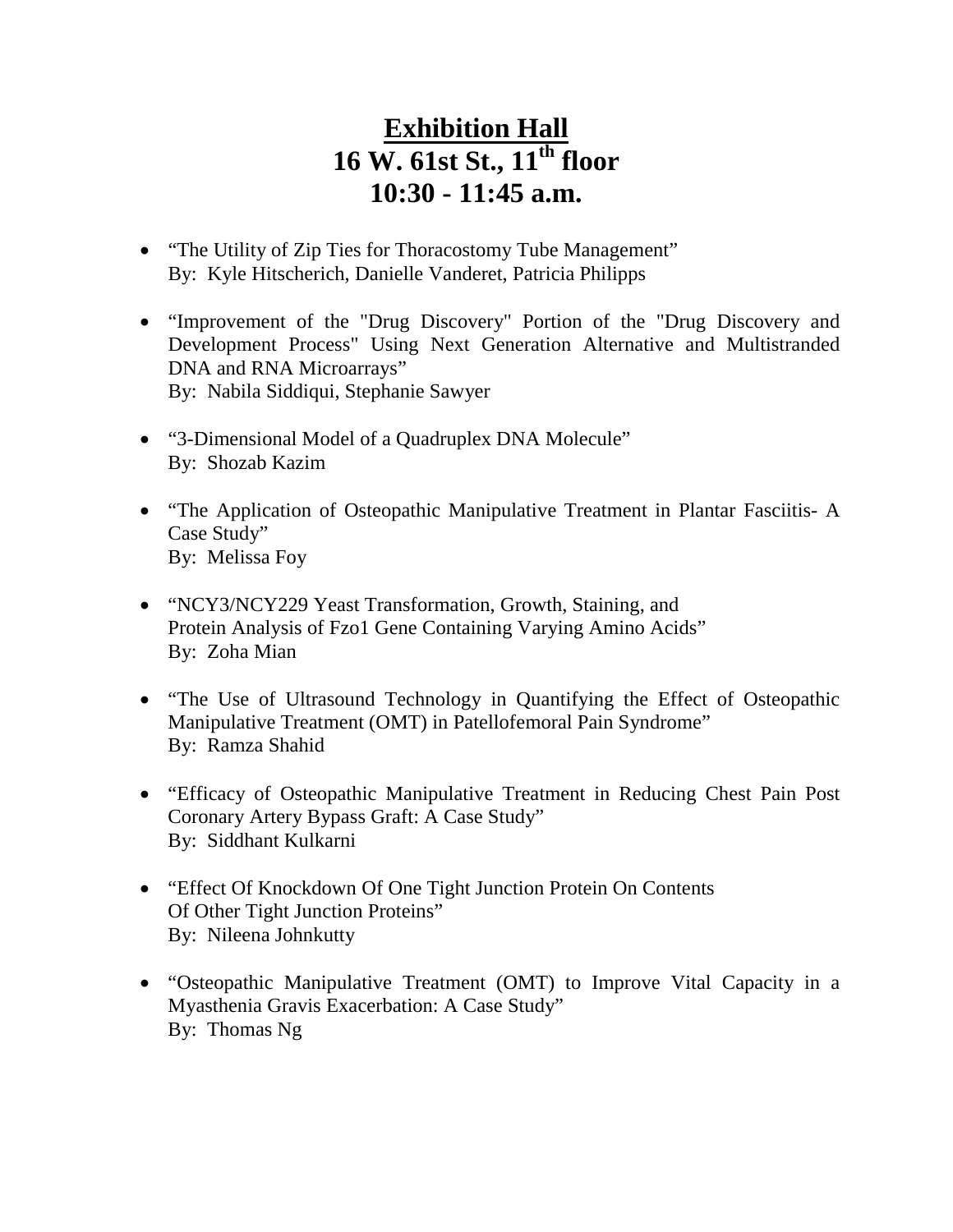# Exhibition Hall
## 16 W. 61st St., 11th floor
## 10:30 - 11:45 a.m.

- "The Utility of Zip Ties for Thoracostomy Tube Management"
  By: Kyle Hitscherich, Danielle Vanderet, Patricia Philipps

- "Improvement of the "Drug Discovery" Portion of the "Drug Discovery and Development Process" Using Next Generation Alternative and Multistranded DNA and RNA Microarrays"
  By: Nabila Siddiqui, Stephanie Sawyer

- "3-Dimensional Model of a Quadruplex DNA Molecule"
  By: Shozab Kazim

- "The Application of Osteopathic Manipulative Treatment in Plantar Fasciitis- A Case Study"
  By: Melissa Foy

- "NCY3/NCY229 Yeast Transformation, Growth, Staining, and Protein Analysis of Fzo1 Gene Containing Varying Amino Acids"
  By: Zoha Mian

- "The Use of Ultrasound Technology in Quantifying the Effect of Osteopathic Manipulative Treatment (OMT) in Patellofemoral Pain Syndrome"
  By: Ramza Shahid

- "Efficacy of Osteopathic Manipulative Treatment in Reducing Chest Pain Post Coronary Artery Bypass Graft: A Case Study"
  By: Siddhant Kulkarni

- "Effect Of Knockdown Of One Tight Junction Protein On Contents Of Other Tight Junction Proteins"
  By: Nileena Johnkutty

- "Osteopathic Manipulative Treatment (OMT) to Improve Vital Capacity in a Myasthenia Gravis Exacerbation: A Case Study"
  By: Thomas Ng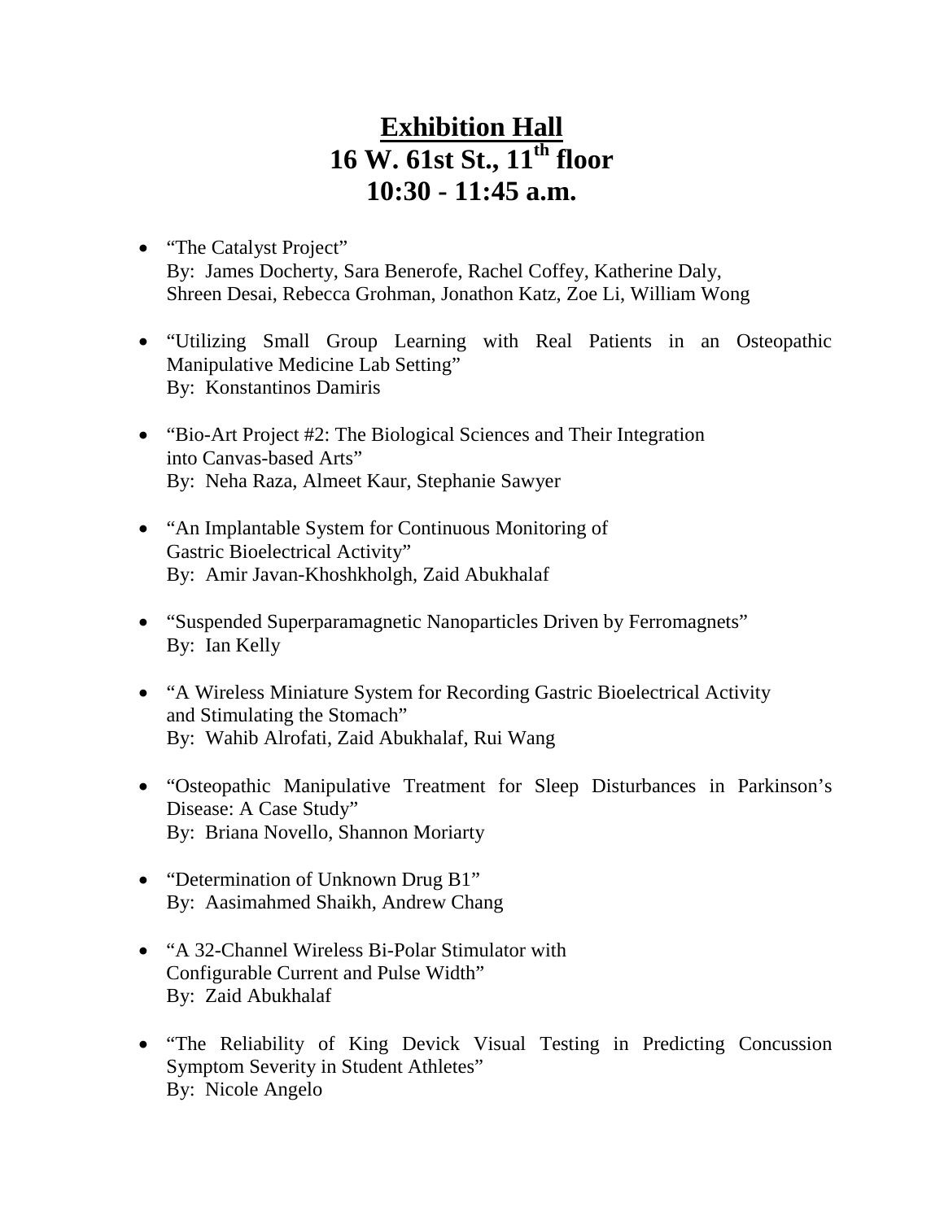# Exhibition Hall
# 16 W. 61st St., 11th floor
# 10:30 - 11:45 a.m.

- "The Catalyst Project"
  By: James Docherty, Sara Benerofe, Rachel Coffey, Katherine Daly, Shreen Desai, Rebecca Grohman, Jonathon Katz, Zoe Li, William Wong

- "Utilizing Small Group Learning with Real Patients in an Osteopathic Manipulative Medicine Lab Setting"
  By: Konstantinos Damiris

- "Bio-Art Project #2: The Biological Sciences and Their Integration into Canvas-based Arts"
  By: Neha Raza, Almeet Kaur, Stephanie Sawyer

- "An Implantable System for Continuous Monitoring of Gastric Bioelectrical Activity"
  By: Amir Javan-Khoshkholgh, Zaid Abukhalaf

- "Suspended Superparamagnetic Nanoparticles Driven by Ferromagnets"
  By: Ian Kelly

- "A Wireless Miniature System for Recording Gastric Bioelectrical Activity and Stimulating the Stomach"
  By: Wahib Alrofati, Zaid Abukhalaf, Rui Wang

- "Osteopathic Manipulative Treatment for Sleep Disturbances in Parkinson's Disease: A Case Study"
  By: Briana Novello, Shannon Moriarty

- "Determination of Unknown Drug B1"
  By: Aasimahmed Shaikh, Andrew Chang

- "A 32-Channel Wireless Bi-Polar Stimulator with Configurable Current and Pulse Width"
  By: Zaid Abukhalaf

- "The Reliability of King Devick Visual Testing in Predicting Concussion Symptom Severity in Student Athletes"
  By: Nicole Angelo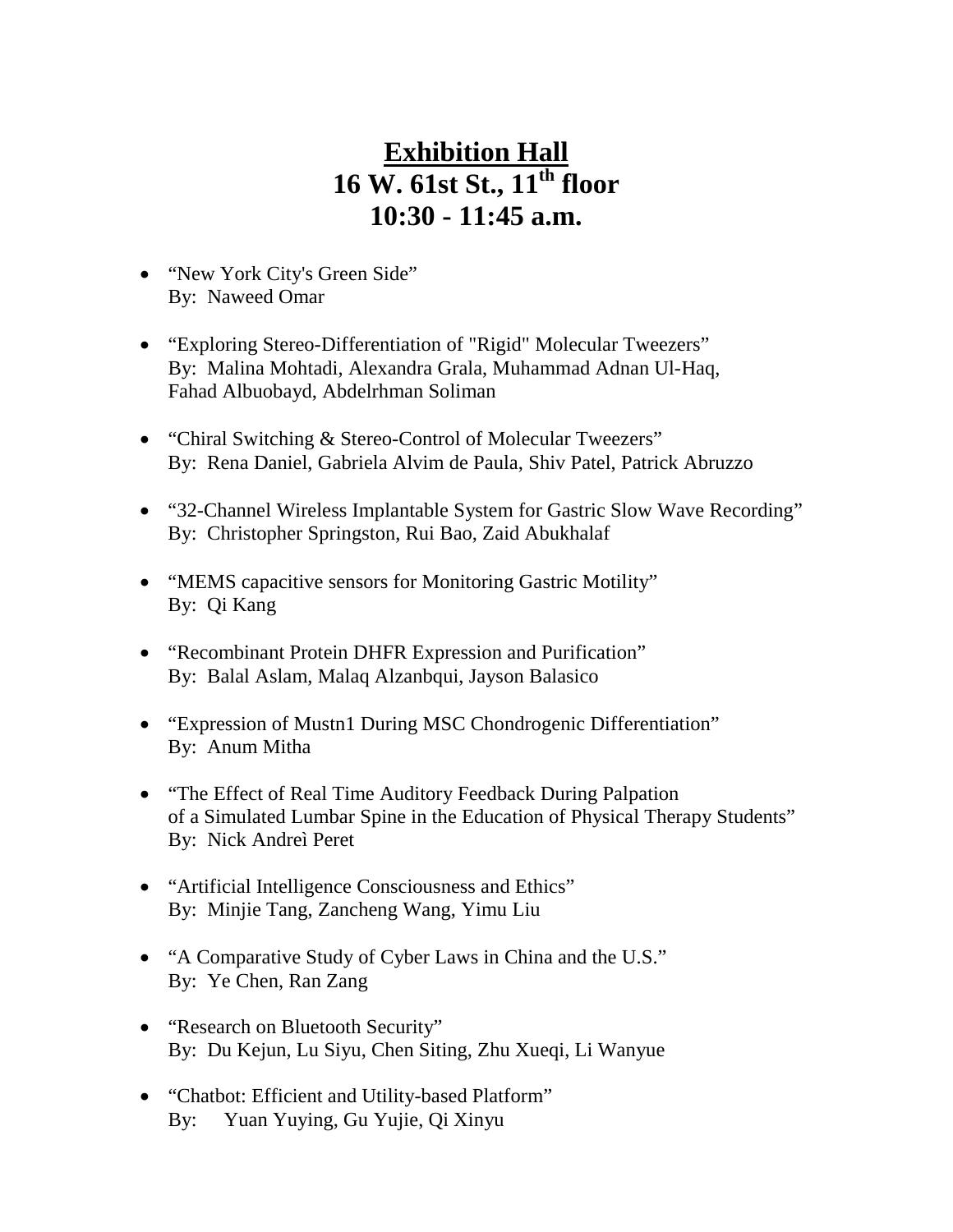# Exhibition Hall
## 16 W. 61st St., 11th floor
## 10:30 - 11:45 a.m.

- "New York City's Green Side"
  By: Naweed Omar

- "Exploring Stereo-Differentiation of "Rigid" Molecular Tweezers"
  By: Malina Mohtadi, Alexandra Grala, Muhammad Adnan Ul-Haq, Fahad Albuobayd, Abdelrhman Soliman

- "Chiral Switching & Stereo-Control of Molecular Tweezers"
  By: Rena Daniel, Gabriela Alvim de Paula, Shiv Patel, Patrick Abruzzo

- "32-Channel Wireless Implantable System for Gastric Slow Wave Recording"
  By: Christopher Springston, Rui Bao, Zaid Abukhalaf

- "MEMS capacitive sensors for Monitoring Gastric Motility"
  By: Qi Kang

- "Recombinant Protein DHFR Expression and Purification"
  By: Balal Aslam, Malaq Alzanbqui, Jayson Balasico

- "Expression of Mustn1 During MSC Chondrogenic Differentiation"
  By: Anum Mitha

- "The Effect of Real Time Auditory Feedback During Palpation of a Simulated Lumbar Spine in the Education of Physical Therapy Students"
  By: Nick Andreì Peret

- "Artificial Intelligence Consciousness and Ethics"
  By: Minjie Tang, Zancheng Wang, Yimu Liu

- "A Comparative Study of Cyber Laws in China and the U.S."
  By: Ye Chen, Ran Zang

- "Research on Bluetooth Security"
  By: Du Kejun, Lu Siyu, Chen Siting, Zhu Xueqi, Li Wanyue

- "Chatbot: Efficient and Utility-based Platform"
  By: Yuan Yuying, Gu Yujie, Qi Xinyu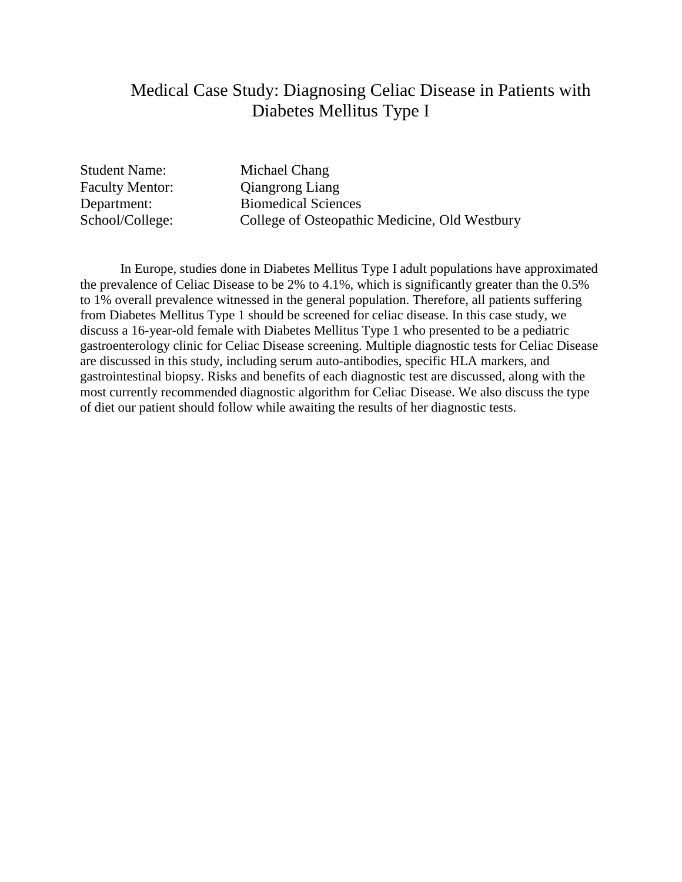# Medical Case Study: Diagnosing Celiac Disease in Patients with Diabetes Mellitus Type I

Student Name: Michael Chang
Faculty Mentor: Qiangrong Liang
Department: Biomedical Sciences
School/College: College of Osteopathic Medicine, Old Westbury

In Europe, studies done in Diabetes Mellitus Type I adult populations have approximated the prevalence of Celiac Disease to be 2% to 4.1%, which is significantly greater than the 0.5% to 1% overall prevalence witnessed in the general population. Therefore, all patients suffering from Diabetes Mellitus Type 1 should be screened for celiac disease. In this case study, we discuss a 16-year-old female with Diabetes Mellitus Type 1 who presented to be a pediatric gastroenterology clinic for Celiac Disease screening. Multiple diagnostic tests for Celiac Disease are discussed in this study, including serum auto-antibodies, specific HLA markers, and gastrointestinal biopsy. Risks and benefits of each diagnostic test are discussed, along with the most currently recommended diagnostic algorithm for Celiac Disease. We also discuss the type of diet our patient should follow while awaiting the results of her diagnostic tests.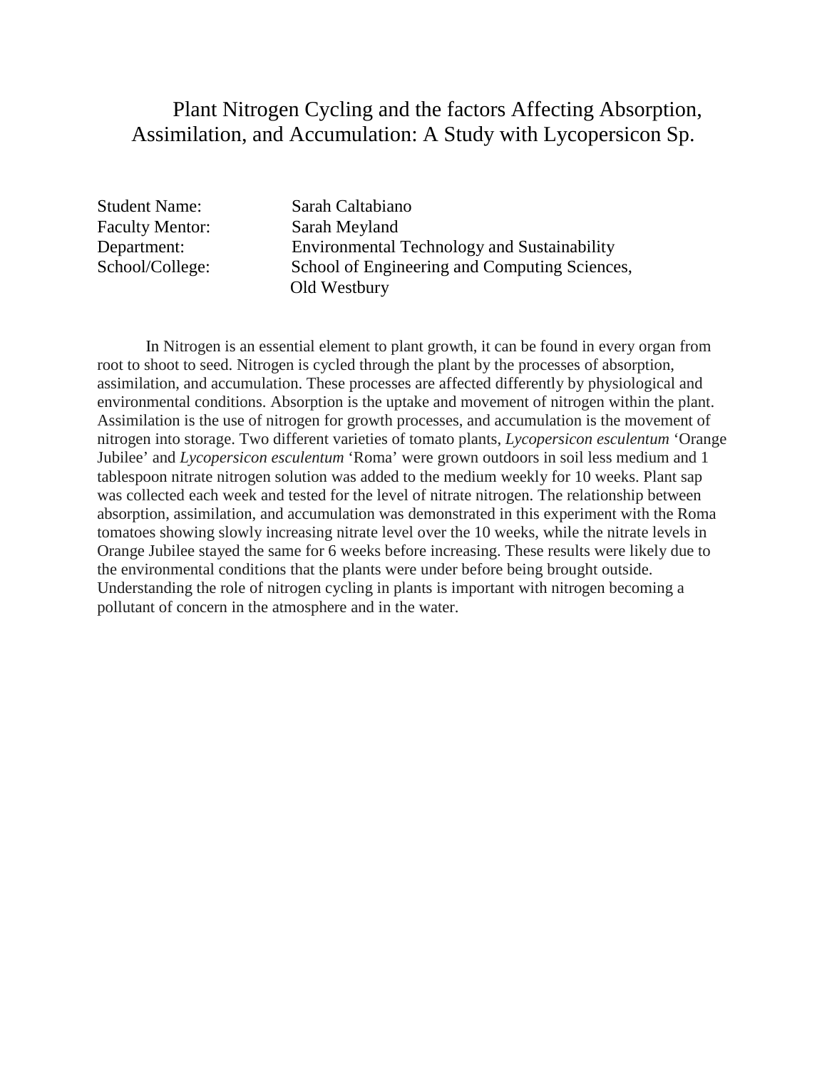# Plant Nitrogen Cycling and the factors Affecting Absorption, Assimilation, and Accumulation: A Study with Lycopersicon Sp.

Student Name: Sarah Caltabiano
Faculty Mentor: Sarah Meyland
Department: Environmental Technology and Sustainability
School/College: School of Engineering and Computing Sciences, Old Westbury

In Nitrogen is an essential element to plant growth, it can be found in every organ from root to shoot to seed. Nitrogen is cycled through the plant by the processes of absorption, assimilation, and accumulation. These processes are affected differently by physiological and environmental conditions. Absorption is the uptake and movement of nitrogen within the plant. Assimilation is the use of nitrogen for growth processes, and accumulation is the movement of nitrogen into storage. Two different varieties of tomato plants, *Lycopersicon esculentum* 'Orange Jubilee' and *Lycopersicon esculentum* 'Roma' were grown outdoors in soil less medium and 1 tablespoon nitrate nitrogen solution was added to the medium weekly for 10 weeks. Plant sap was collected each week and tested for the level of nitrate nitrogen. The relationship between absorption, assimilation, and accumulation was demonstrated in this experiment with the Roma tomatoes showing slowly increasing nitrate level over the 10 weeks, while the nitrate levels in Orange Jubilee stayed the same for 6 weeks before increasing. These results were likely due to the environmental conditions that the plants were under before being brought outside. Understanding the role of nitrogen cycling in plants is important with nitrogen becoming a pollutant of concern in the atmosphere and in the water.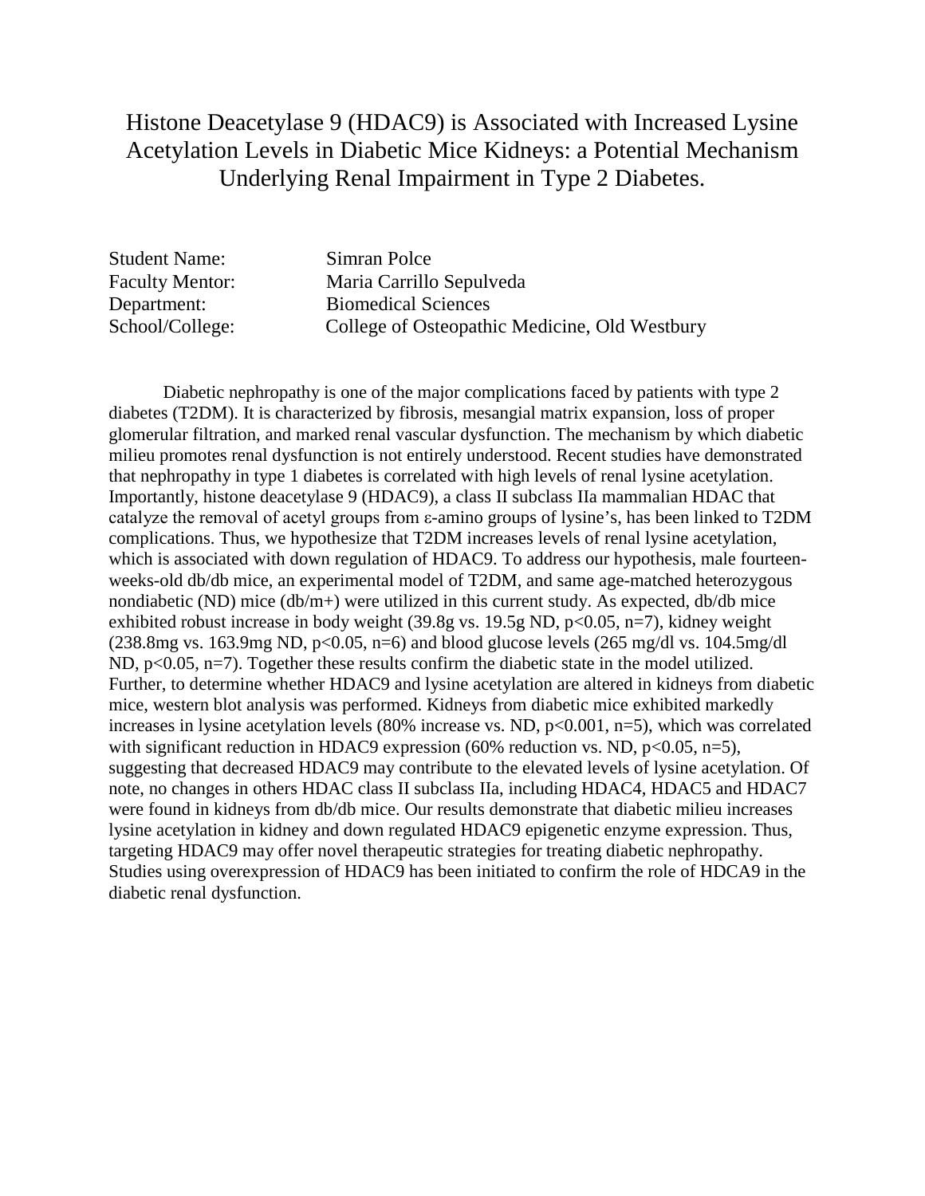# Histone Deacetylase 9 (HDAC9) is Associated with Increased Lysine Acetylation Levels in Diabetic Mice Kidneys: a Potential Mechanism Underlying Renal Impairment in Type 2 Diabetes.

Student Name: Simran Polce
Faculty Mentor: Maria Carrillo Sepulveda
Department: Biomedical Sciences
School/College: College of Osteopathic Medicine, Old Westbury

Diabetic nephropathy is one of the major complications faced by patients with type 2 diabetes (T2DM). It is characterized by fibrosis, mesangial matrix expansion, loss of proper glomerular filtration, and marked renal vascular dysfunction. The mechanism by which diabetic milieu promotes renal dysfunction is not entirely understood. Recent studies have demonstrated that nephropathy in type 1 diabetes is correlated with high levels of renal lysine acetylation. Importantly, histone deacetylase 9 (HDAC9), a class II subclass IIa mammalian HDAC that catalyze the removal of acetyl groups from ε-amino groups of lysine's, has been linked to T2DM complications. Thus, we hypothesize that T2DM increases levels of renal lysine acetylation, which is associated with down regulation of HDAC9. To address our hypothesis, male fourteen-weeks-old db/db mice, an experimental model of T2DM, and same age-matched heterozygous nondiabetic (ND) mice (db/m+) were utilized in this current study. As expected, db/db mice exhibited robust increase in body weight (39.8g vs. 19.5g ND, $p<0.05$, n=7), kidney weight (238.8mg vs. 163.9mg ND, $p<0.05$, n=6) and blood glucose levels (265 mg/dl vs. 104.5mg/dl ND, $p<0.05$, n=7). Together these results confirm the diabetic state in the model utilized. Further, to determine whether HDAC9 and lysine acetylation are altered in kidneys from diabetic mice, western blot analysis was performed. Kidneys from diabetic mice exhibited markedly increases in lysine acetylation levels (80% increase vs. ND, $p<0.001$, n=5), which was correlated with significant reduction in HDAC9 expression (60% reduction vs. ND, $p<0.05$, n=5), suggesting that decreased HDAC9 may contribute to the elevated levels of lysine acetylation. Of note, no changes in others HDAC class II subclass IIa, including HDAC4, HDAC5 and HDAC7 were found in kidneys from db/db mice. Our results demonstrate that diabetic milieu increases lysine acetylation in kidney and down regulated HDAC9 epigenetic enzyme expression. Thus, targeting HDAC9 may offer novel therapeutic strategies for treating diabetic nephropathy. Studies using overexpression of HDAC9 has been initiated to confirm the role of HDCA9 in the diabetic renal dysfunction.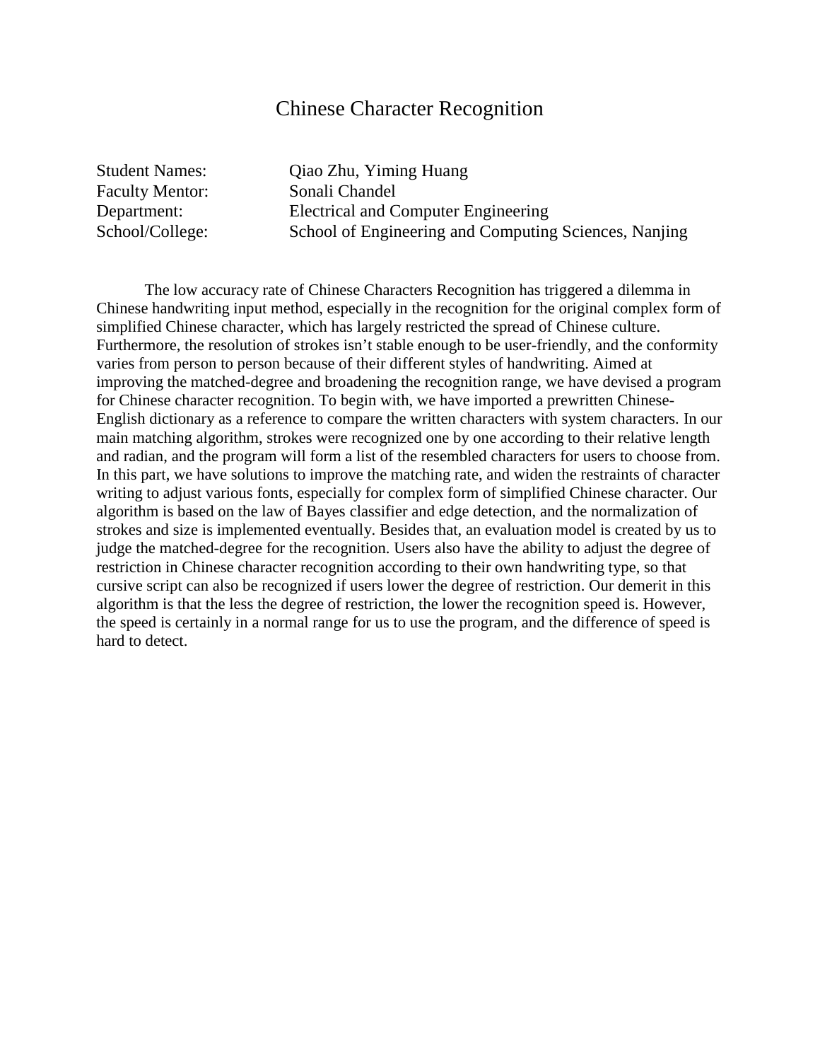# Chinese Character Recognition

Student Names: Qiao Zhu, Yiming Huang
Faculty Mentor: Sonali Chandel
Department: Electrical and Computer Engineering
School/College: School of Engineering and Computing Sciences, Nanjing

The low accuracy rate of Chinese Characters Recognition has triggered a dilemma in Chinese handwriting input method, especially in the recognition for the original complex form of simplified Chinese character, which has largely restricted the spread of Chinese culture. Furthermore, the resolution of strokes isn't stable enough to be user-friendly, and the conformity varies from person to person because of their different styles of handwriting. Aimed at improving the matched-degree and broadening the recognition range, we have devised a program for Chinese character recognition. To begin with, we have imported a prewritten Chinese-English dictionary as a reference to compare the written characters with system characters. In our main matching algorithm, strokes were recognized one by one according to their relative length and radian, and the program will form a list of the resembled characters for users to choose from. In this part, we have solutions to improve the matching rate, and widen the restraints of character writing to adjust various fonts, especially for complex form of simplified Chinese character. Our algorithm is based on the law of Bayes classifier and edge detection, and the normalization of strokes and size is implemented eventually. Besides that, an evaluation model is created by us to judge the matched-degree for the recognition. Users also have the ability to adjust the degree of restriction in Chinese character recognition according to their own handwriting type, so that cursive script can also be recognized if users lower the degree of restriction. Our demerit in this algorithm is that the less the degree of restriction, the lower the recognition speed is. However, the speed is certainly in a normal range for us to use the program, and the difference of speed is hard to detect.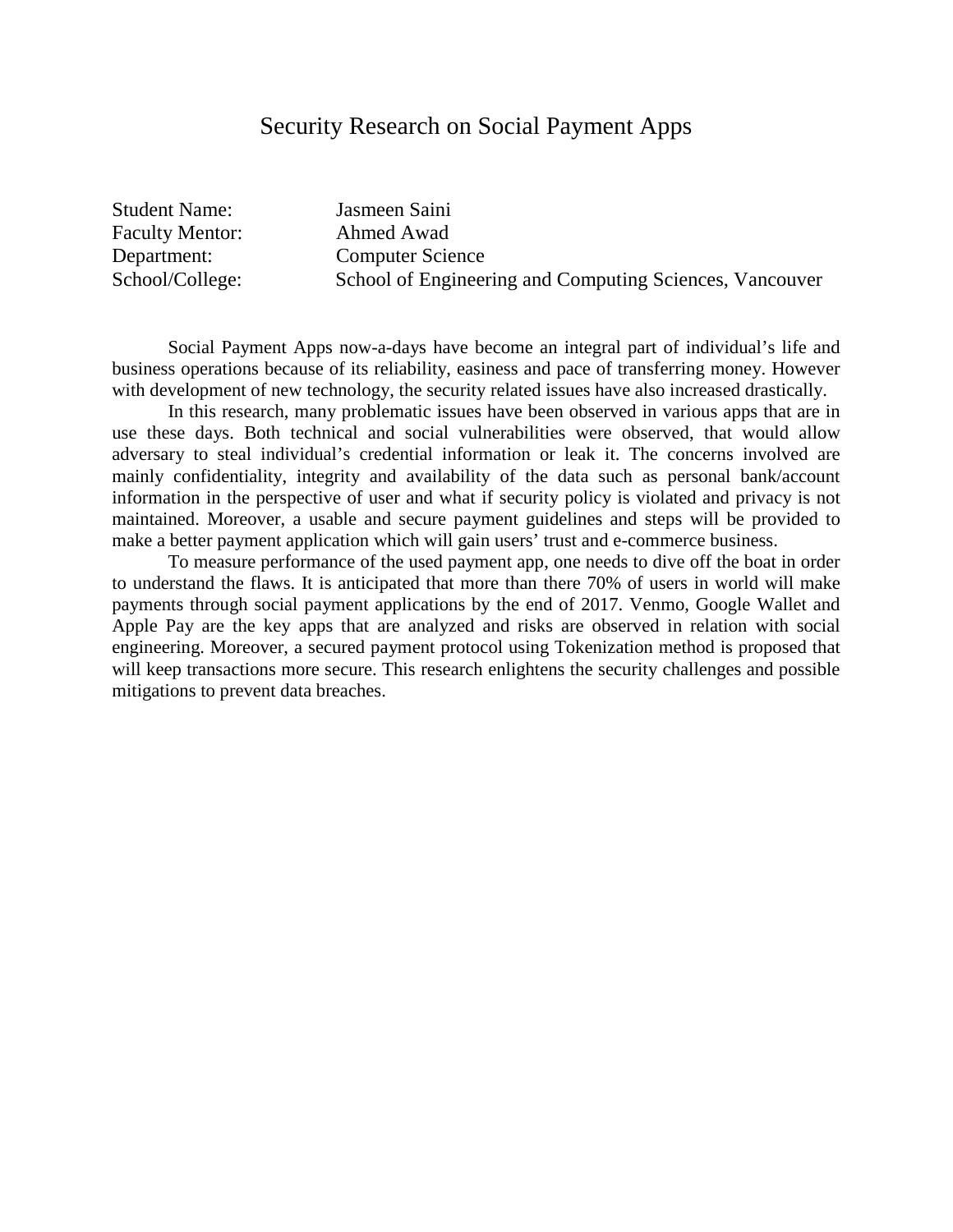# Security Research on Social Payment Apps

Student Name: Jasmeen Saini
Faculty Mentor: Ahmed Awad
Department: Computer Science
School/College: School of Engineering and Computing Sciences, Vancouver

Social Payment Apps now-a-days have become an integral part of individual's life and business operations because of its reliability, easiness and pace of transferring money. However with development of new technology, the security related issues have also increased drastically.

In this research, many problematic issues have been observed in various apps that are in use these days. Both technical and social vulnerabilities were observed, that would allow adversary to steal individual's credential information or leak it. The concerns involved are mainly confidentiality, integrity and availability of the data such as personal bank/account information in the perspective of user and what if security policy is violated and privacy is not maintained. Moreover, a usable and secure payment guidelines and steps will be provided to make a better payment application which will gain users' trust and e-commerce business.

To measure performance of the used payment app, one needs to dive off the boat in order to understand the flaws. It is anticipated that more than there 70% of users in world will make payments through social payment applications by the end of 2017. Venmo, Google Wallet and Apple Pay are the key apps that are analyzed and risks are observed in relation with social engineering. Moreover, a secured payment protocol using Tokenization method is proposed that will keep transactions more secure. This research enlightens the security challenges and possible mitigations to prevent data breaches.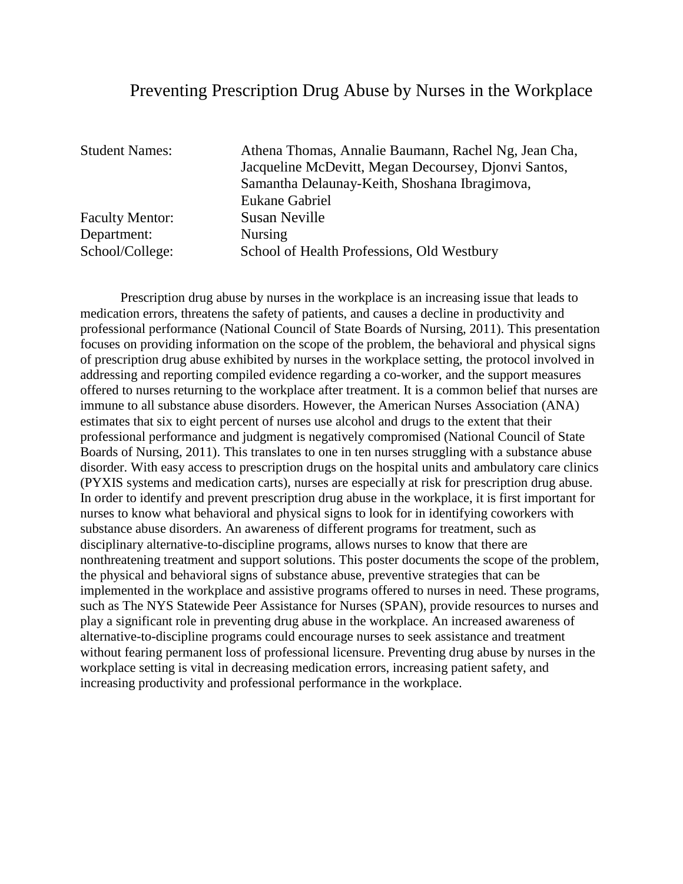# Preventing Prescription Drug Abuse by Nurses in the Workplace

| | |
|---|---|
| Student Names: | Athena Thomas, Annalie Baumann, Rachel Ng, Jean Cha, Jacqueline McDevitt, Megan Decoursey, Djonvi Santos, Samantha Delaunay-Keith, Shoshana Ibragimova, Eukane Gabriel |
| Faculty Mentor: | Susan Neville |
| Department: | Nursing |
| School/College: | School of Health Professions, Old Westbury |

Prescription drug abuse by nurses in the workplace is an increasing issue that leads to medication errors, threatens the safety of patients, and causes a decline in productivity and professional performance (National Council of State Boards of Nursing, 2011). This presentation focuses on providing information on the scope of the problem, the behavioral and physical signs of prescription drug abuse exhibited by nurses in the workplace setting, the protocol involved in addressing and reporting compiled evidence regarding a co-worker, and the support measures offered to nurses returning to the workplace after treatment. It is a common belief that nurses are immune to all substance abuse disorders. However, the American Nurses Association (ANA) estimates that six to eight percent of nurses use alcohol and drugs to the extent that their professional performance and judgment is negatively compromised (National Council of State Boards of Nursing, 2011). This translates to one in ten nurses struggling with a substance abuse disorder. With easy access to prescription drugs on the hospital units and ambulatory care clinics (PYXIS systems and medication carts), nurses are especially at risk for prescription drug abuse. In order to identify and prevent prescription drug abuse in the workplace, it is first important for nurses to know what behavioral and physical signs to look for in identifying coworkers with substance abuse disorders. An awareness of different programs for treatment, such as disciplinary alternative-to-discipline programs, allows nurses to know that there are nonthreatening treatment and support solutions. This poster documents the scope of the problem, the physical and behavioral signs of substance abuse, preventive strategies that can be implemented in the workplace and assistive programs offered to nurses in need. These programs, such as The NYS Statewide Peer Assistance for Nurses (SPAN), provide resources to nurses and play a significant role in preventing drug abuse in the workplace. An increased awareness of alternative-to-discipline programs could encourage nurses to seek assistance and treatment without fearing permanent loss of professional licensure. Preventing drug abuse by nurses in the workplace setting is vital in decreasing medication errors, increasing patient safety, and increasing productivity and professional performance in the workplace.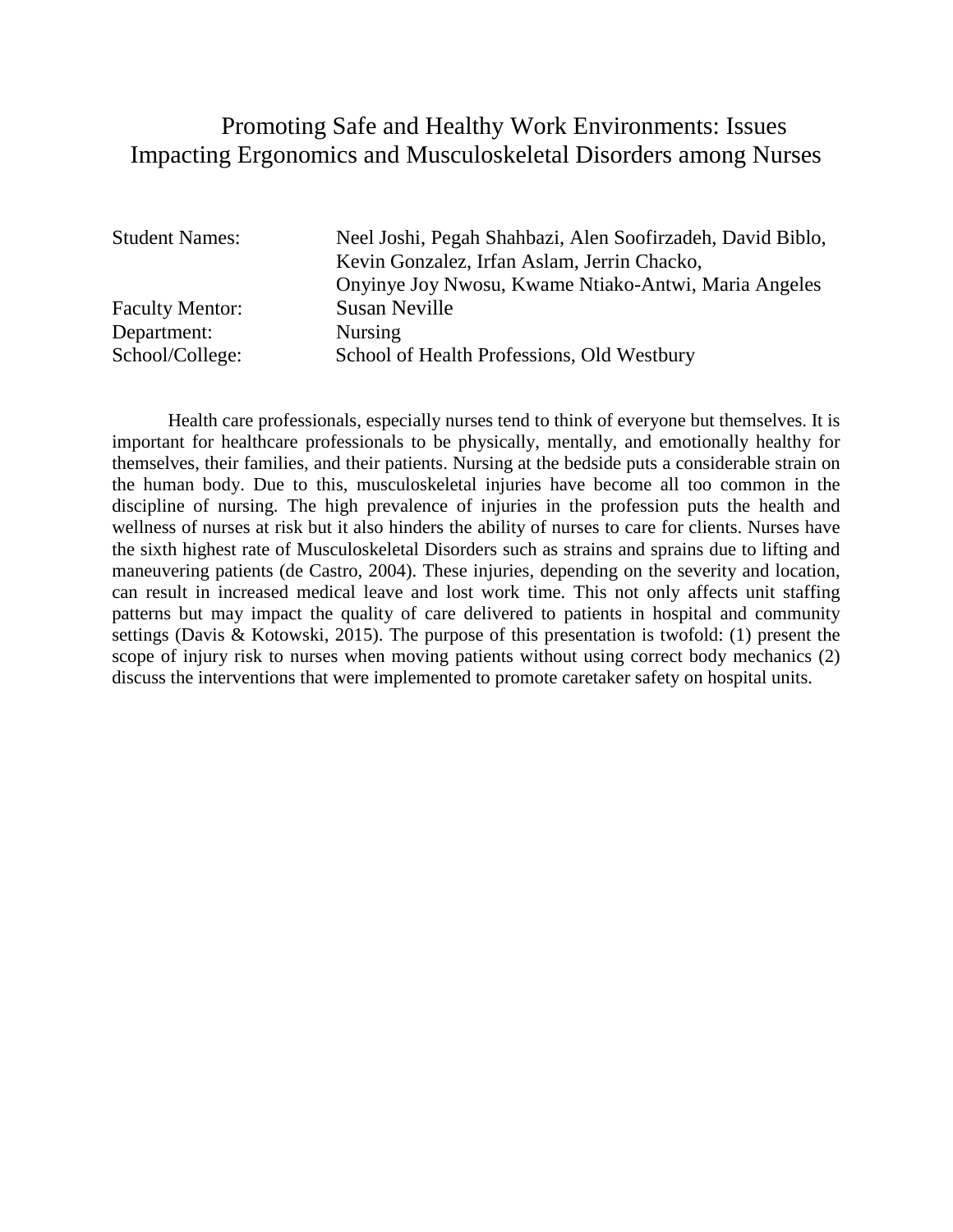# Promoting Safe and Healthy Work Environments: Issues Impacting Ergonomics and Musculoskeletal Disorders among Nurses

| | |
|---|---|
| Student Names: | Neel Joshi, Pegah Shahbazi, Alen Soofirzadeh, David Biblo, Kevin Gonzalez, Irfan Aslam, Jerrin Chacko, Onyinye Joy Nwosu, Kwame Ntiako-Antwi, Maria Angeles |
| Faculty Mentor: | Susan Neville |
| Department: | Nursing |
| School/College: | School of Health Professions, Old Westbury |

Health care professionals, especially nurses tend to think of everyone but themselves. It is important for healthcare professionals to be physically, mentally, and emotionally healthy for themselves, their families, and their patients. Nursing at the bedside puts a considerable strain on the human body. Due to this, musculoskeletal injuries have become all too common in the discipline of nursing. The high prevalence of injuries in the profession puts the health and wellness of nurses at risk but it also hinders the ability of nurses to care for clients. Nurses have the sixth highest rate of Musculoskeletal Disorders such as strains and sprains due to lifting and maneuvering patients (de Castro, 2004). These injuries, depending on the severity and location, can result in increased medical leave and lost work time. This not only affects unit staffing patterns but may impact the quality of care delivered to patients in hospital and community settings (Davis & Kotowski, 2015). The purpose of this presentation is twofold: (1) present the scope of injury risk to nurses when moving patients without using correct body mechanics (2) discuss the interventions that were implemented to promote caretaker safety on hospital units.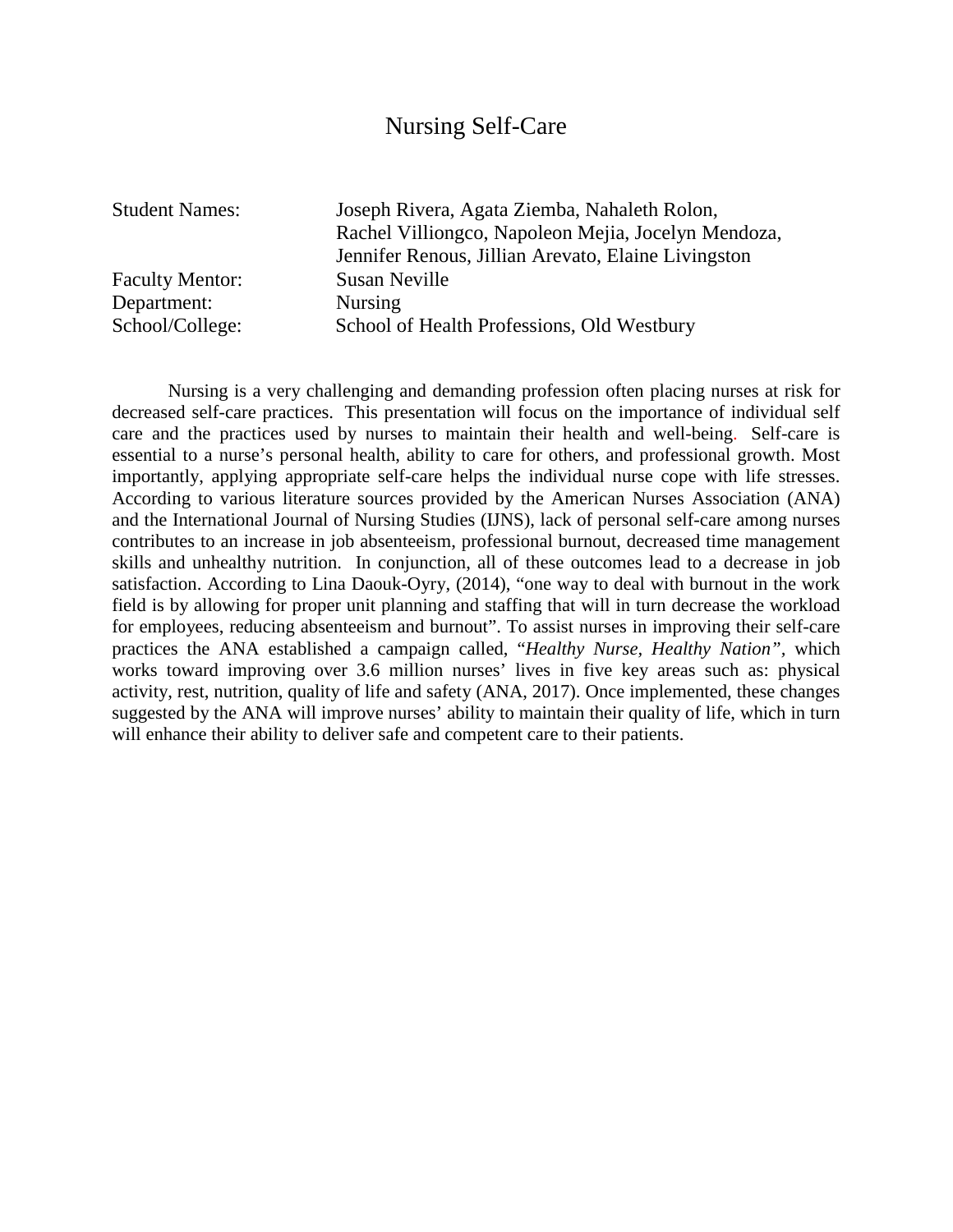# Nursing Self-Care

| | |
|---|---|
| Student Names: | Joseph Rivera, Agata Ziemba, Nahaleth Rolon, Rachel Villiongco, Napoleon Mejia, Jocelyn Mendoza, Jennifer Renous, Jillian Arevato, Elaine Livingston |
| Faculty Mentor: | Susan Neville |
| Department: | Nursing |
| School/College: | School of Health Professions, Old Westbury |

Nursing is a very challenging and demanding profession often placing nurses at risk for decreased self-care practices. This presentation will focus on the importance of individual self care and the practices used by nurses to maintain their health and well-being. Self-care is essential to a nurse's personal health, ability to care for others, and professional growth. Most importantly, applying appropriate self-care helps the individual nurse cope with life stresses. According to various literature sources provided by the American Nurses Association (ANA) and the International Journal of Nursing Studies (IJNS), lack of personal self-care among nurses contributes to an increase in job absenteeism, professional burnout, decreased time management skills and unhealthy nutrition. In conjunction, all of these outcomes lead to a decrease in job satisfaction. According to Lina Daouk-Oyry, (2014), "one way to deal with burnout in the work field is by allowing for proper unit planning and staffing that will in turn decrease the workload for employees, reducing absenteeism and burnout". To assist nurses in improving their self-care practices the ANA established a campaign called, "*Healthy Nurse, Healthy Nation*", which works toward improving over 3.6 million nurses' lives in five key areas such as: physical activity, rest, nutrition, quality of life and safety (ANA, 2017). Once implemented, these changes suggested by the ANA will improve nurses' ability to maintain their quality of life, which in turn will enhance their ability to deliver safe and competent care to their patients.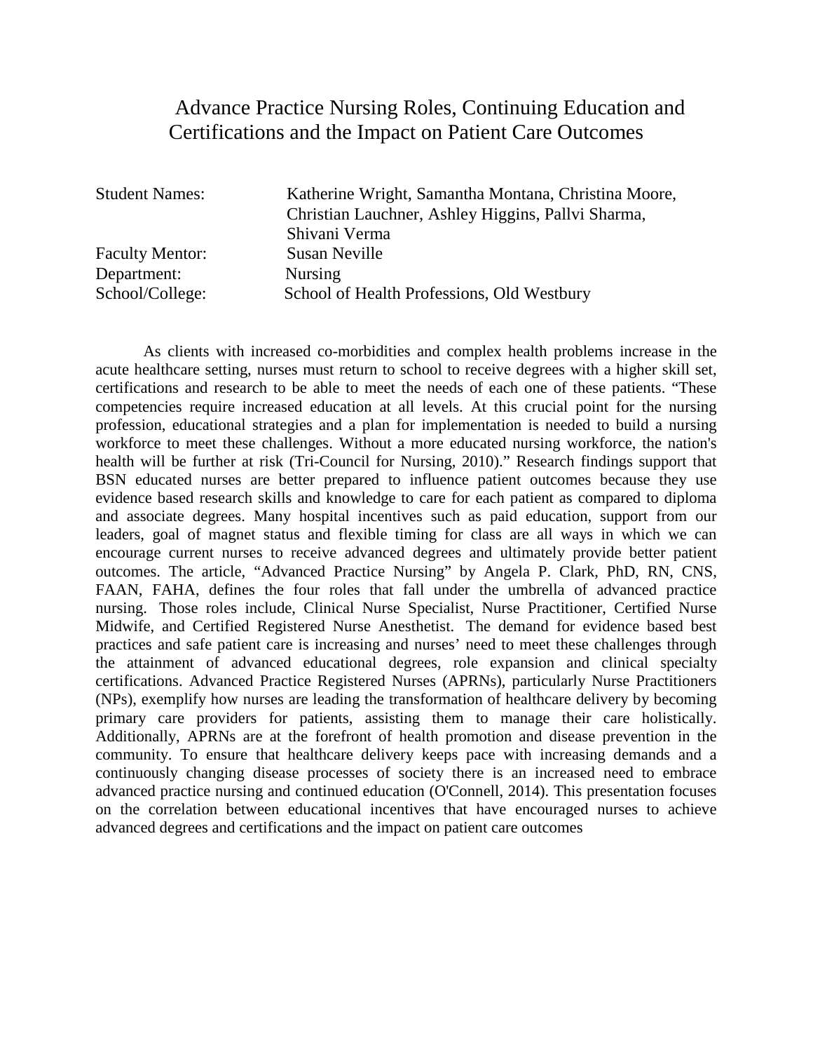# Advance Practice Nursing Roles, Continuing Education and Certifications and the Impact on Patient Care Outcomes

| | |
|---|---|
| Student Names: | Katherine Wright, Samantha Montana, Christina Moore, Christian Lauchner, Ashley Higgins, Pallvi Sharma, Shivani Verma |
| Faculty Mentor: | Susan Neville |
| Department: | Nursing |
| School/College: | School of Health Professions, Old Westbury |

As clients with increased co-morbidities and complex health problems increase in the acute healthcare setting, nurses must return to school to receive degrees with a higher skill set, certifications and research to be able to meet the needs of each one of these patients. "These competencies require increased education at all levels. At this crucial point for the nursing profession, educational strategies and a plan for implementation is needed to build a nursing workforce to meet these challenges. Without a more educated nursing workforce, the nation's health will be further at risk (Tri-Council for Nursing, 2010)." Research findings support that BSN educated nurses are better prepared to influence patient outcomes because they use evidence based research skills and knowledge to care for each patient as compared to diploma and associate degrees. Many hospital incentives such as paid education, support from our leaders, goal of magnet status and flexible timing for class are all ways in which we can encourage current nurses to receive advanced degrees and ultimately provide better patient outcomes. The article, "Advanced Practice Nursing" by Angela P. Clark, PhD, RN, CNS, FAAN, FAHA, defines the four roles that fall under the umbrella of advanced practice nursing. Those roles include, Clinical Nurse Specialist, Nurse Practitioner, Certified Nurse Midwife, and Certified Registered Nurse Anesthetist. The demand for evidence based best practices and safe patient care is increasing and nurses' need to meet these challenges through the attainment of advanced educational degrees, role expansion and clinical specialty certifications. Advanced Practice Registered Nurses (APRNs), particularly Nurse Practitioners (NPs), exemplify how nurses are leading the transformation of healthcare delivery by becoming primary care providers for patients, assisting them to manage their care holistically. Additionally, APRNs are at the forefront of health promotion and disease prevention in the community. To ensure that healthcare delivery keeps pace with increasing demands and a continuously changing disease processes of society there is an increased need to embrace advanced practice nursing and continued education (O'Connell, 2014). This presentation focuses on the correlation between educational incentives that have encouraged nurses to achieve advanced degrees and certifications and the impact on patient care outcomes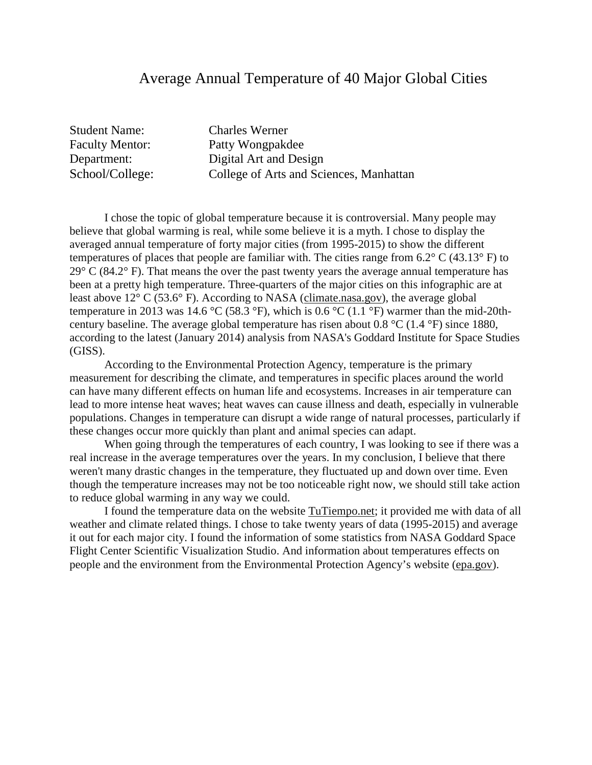# Average Annual Temperature of 40 Major Global Cities

Student Name: Charles Werner
Faculty Mentor: Patty Wongpakdee
Department: Digital Art and Design
School/College: College of Arts and Sciences, Manhattan

I chose the topic of global temperature because it is controversial. Many people may believe that global warming is real, while some believe it is a myth. I chose to display the averaged annual temperature of forty major cities (from 1995-2015) to show the different temperatures of places that people are familiar with. The cities range from 6.2° C (43.13° F) to 29° C (84.2° F). That means the over the past twenty years the average annual temperature has been at a pretty high temperature. Three-quarters of the major cities on this infographic are at least above 12° C (53.6° F). According to NASA (climate.nasa.gov), the average global temperature in 2013 was 14.6 °C (58.3 °F), which is 0.6 °C (1.1 °F) warmer than the mid-20th-century baseline. The average global temperature has risen about 0.8 °C (1.4 °F) since 1880, according to the latest (January 2014) analysis from NASA's Goddard Institute for Space Studies (GISS).

According to the Environmental Protection Agency, temperature is the primary measurement for describing the climate, and temperatures in specific places around the world can have many different effects on human life and ecosystems. Increases in air temperature can lead to more intense heat waves; heat waves can cause illness and death, especially in vulnerable populations. Changes in temperature can disrupt a wide range of natural processes, particularly if these changes occur more quickly than plant and animal species can adapt.

When going through the temperatures of each country, I was looking to see if there was a real increase in the average temperatures over the years. In my conclusion, I believe that there weren't many drastic changes in the temperature, they fluctuated up and down over time. Even though the temperature increases may not be too noticeable right now, we should still take action to reduce global warming in any way we could.

I found the temperature data on the website TuTiempo.net; it provided me with data of all weather and climate related things. I chose to take twenty years of data (1995-2015) and average it out for each major city. I found the information of some statistics from NASA Goddard Space Flight Center Scientific Visualization Studio. And information about temperatures effects on people and the environment from the Environmental Protection Agency's website (epa.gov).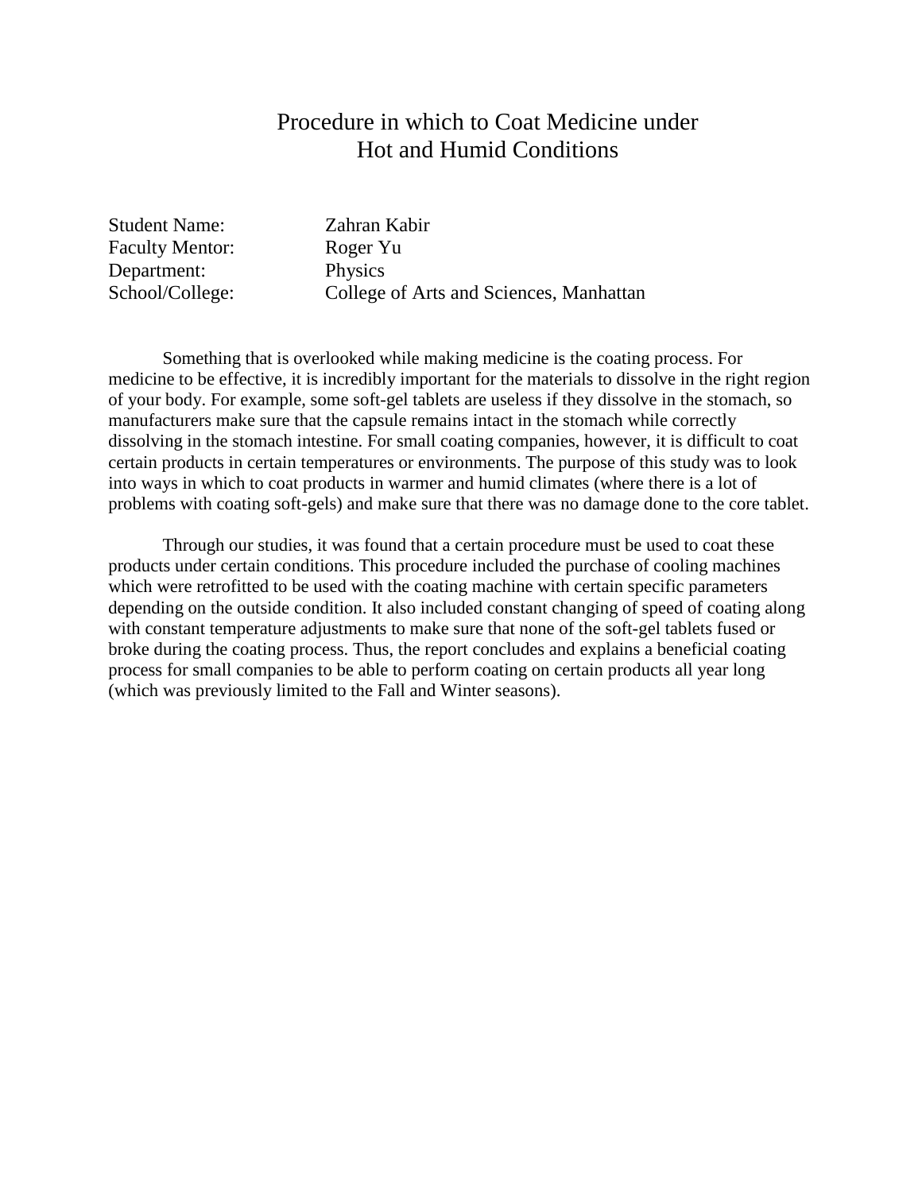# Procedure in which to Coat Medicine under Hot and Humid Conditions

Student Name: Zahran Kabir
Faculty Mentor: Roger Yu
Department: Physics
School/College: College of Arts and Sciences, Manhattan

Something that is overlooked while making medicine is the coating process. For medicine to be effective, it is incredibly important for the materials to dissolve in the right region of your body. For example, some soft-gel tablets are useless if they dissolve in the stomach, so manufacturers make sure that the capsule remains intact in the stomach while correctly dissolving in the stomach intestine. For small coating companies, however, it is difficult to coat certain products in certain temperatures or environments. The purpose of this study was to look into ways in which to coat products in warmer and humid climates (where there is a lot of problems with coating soft-gels) and make sure that there was no damage done to the core tablet.

Through our studies, it was found that a certain procedure must be used to coat these products under certain conditions. This procedure included the purchase of cooling machines which were retrofitted to be used with the coating machine with certain specific parameters depending on the outside condition. It also included constant changing of speed of coating along with constant temperature adjustments to make sure that none of the soft-gel tablets fused or broke during the coating process. Thus, the report concludes and explains a beneficial coating process for small companies to be able to perform coating on certain products all year long (which was previously limited to the Fall and Winter seasons).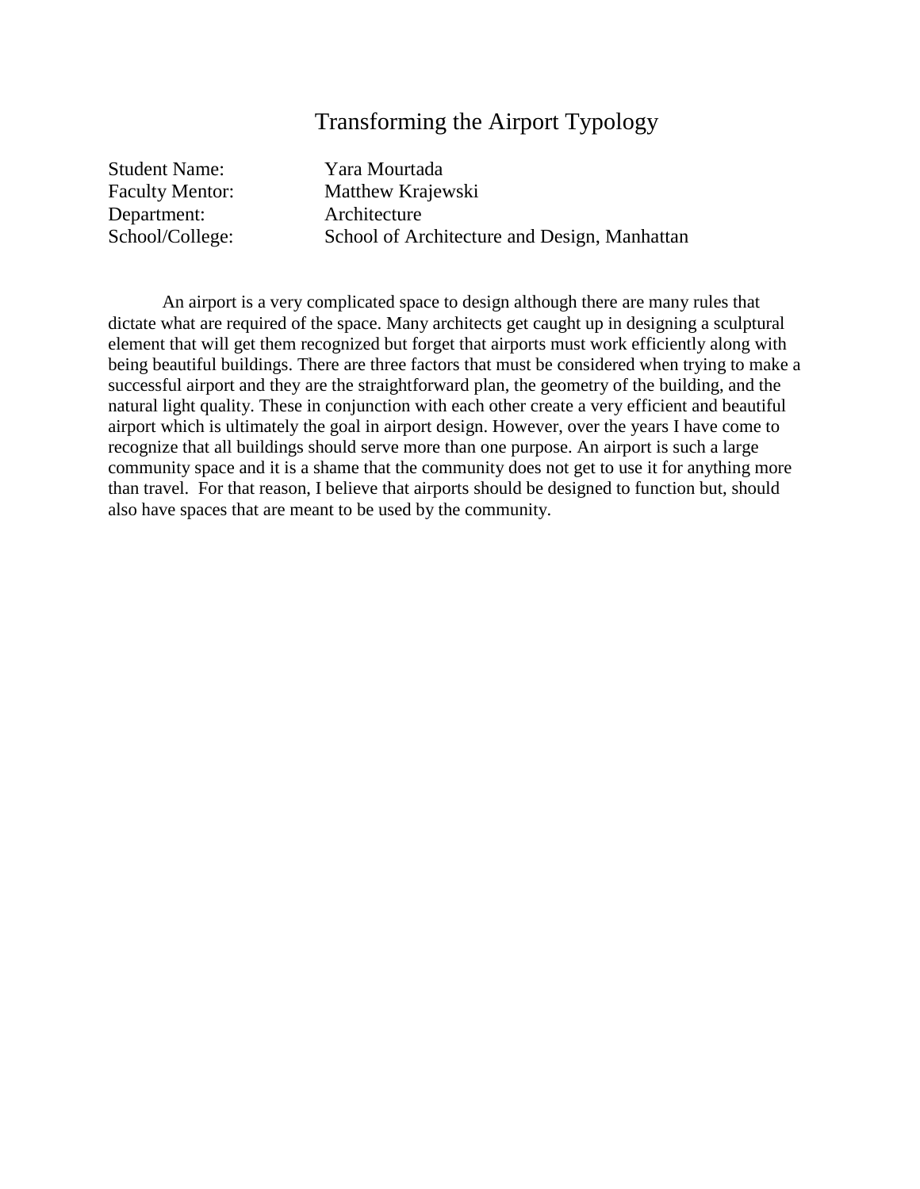# Transforming the Airport Typology

Student Name: Yara Mourtada
Faculty Mentor: Matthew Krajewski
Department: Architecture
School/College: School of Architecture and Design, Manhattan

An airport is a very complicated space to design although there are many rules that dictate what are required of the space. Many architects get caught up in designing a sculptural element that will get them recognized but forget that airports must work efficiently along with being beautiful buildings. There are three factors that must be considered when trying to make a successful airport and they are the straightforward plan, the geometry of the building, and the natural light quality. These in conjunction with each other create a very efficient and beautiful airport which is ultimately the goal in airport design. However, over the years I have come to recognize that all buildings should serve more than one purpose. An airport is such a large community space and it is a shame that the community does not get to use it for anything more than travel. For that reason, I believe that airports should be designed to function but, should also have spaces that are meant to be used by the community.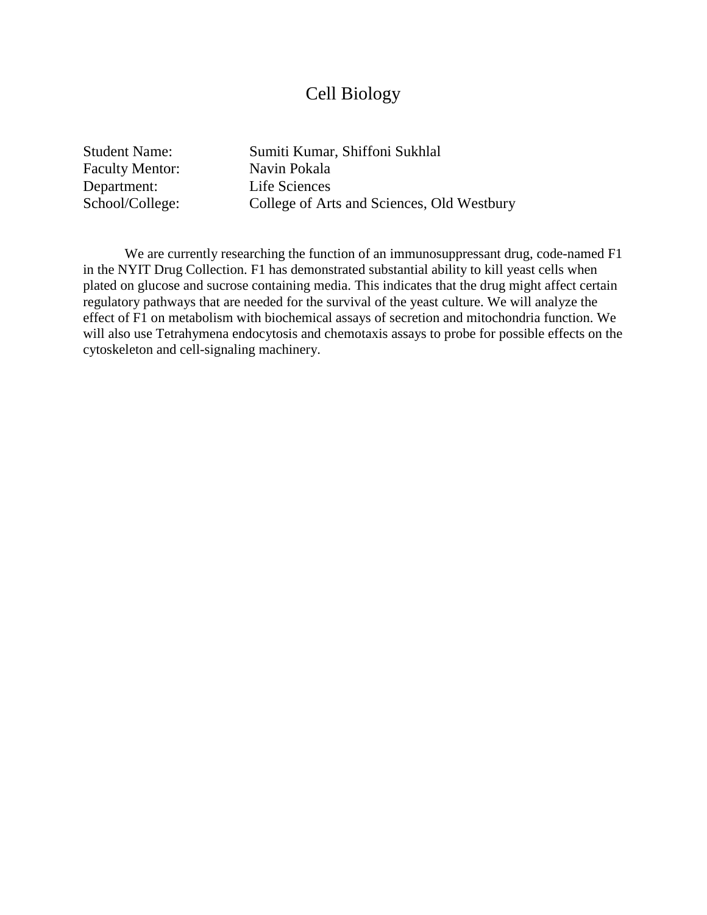# Cell Biology

Student Name: Sumiti Kumar, Shiffoni Sukhlal
Faculty Mentor: Navin Pokala
Department: Life Sciences
School/College: College of Arts and Sciences, Old Westbury

We are currently researching the function of an immunosuppressant drug, code-named F1 in the NYIT Drug Collection. F1 has demonstrated substantial ability to kill yeast cells when plated on glucose and sucrose containing media. This indicates that the drug might affect certain regulatory pathways that are needed for the survival of the yeast culture. We will analyze the effect of F1 on metabolism with biochemical assays of secretion and mitochondria function. We will also use Tetrahymena endocytosis and chemotaxis assays to probe for possible effects on the cytoskeleton and cell-signaling machinery.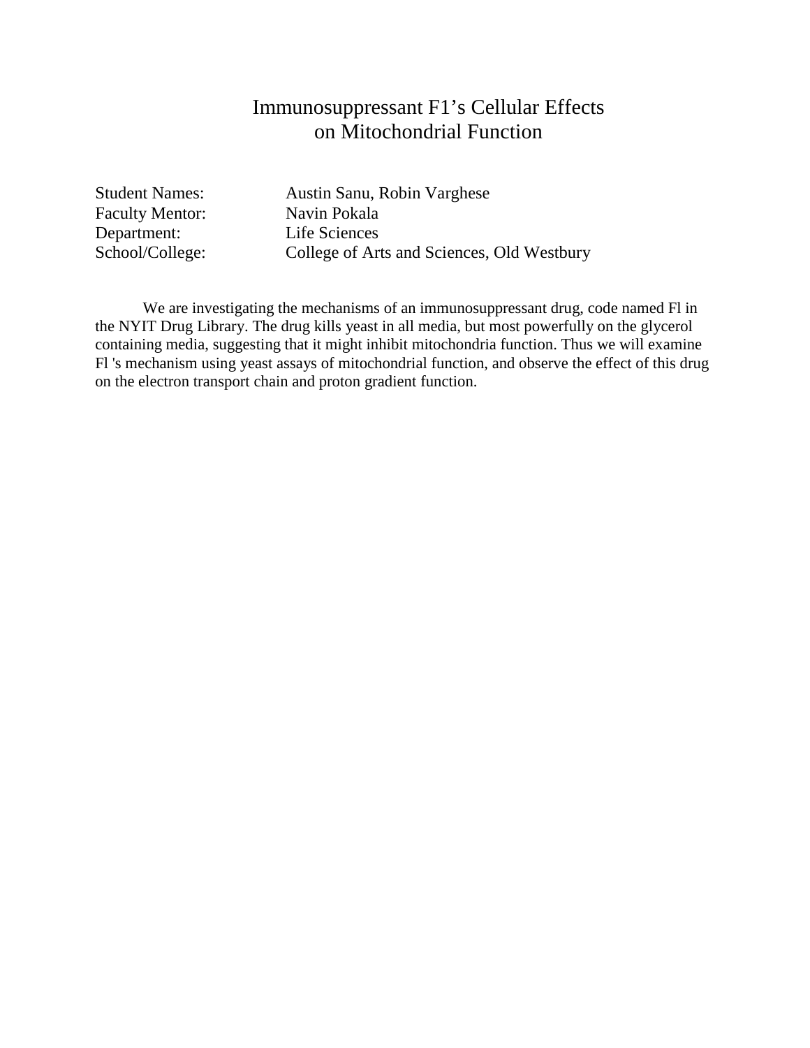# Immunosuppressant F1's Cellular Effects on Mitochondrial Function

Student Names: Austin Sanu, Robin Varghese
Faculty Mentor: Navin Pokala
Department: Life Sciences
School/College: College of Arts and Sciences, Old Westbury

We are investigating the mechanisms of an immunosuppressant drug, code named Fl in the NYIT Drug Library. The drug kills yeast in all media, but most powerfully on the glycerol containing media, suggesting that it might inhibit mitochondria function. Thus we will examine Fl 's mechanism using yeast assays of mitochondrial function, and observe the effect of this drug on the electron transport chain and proton gradient function.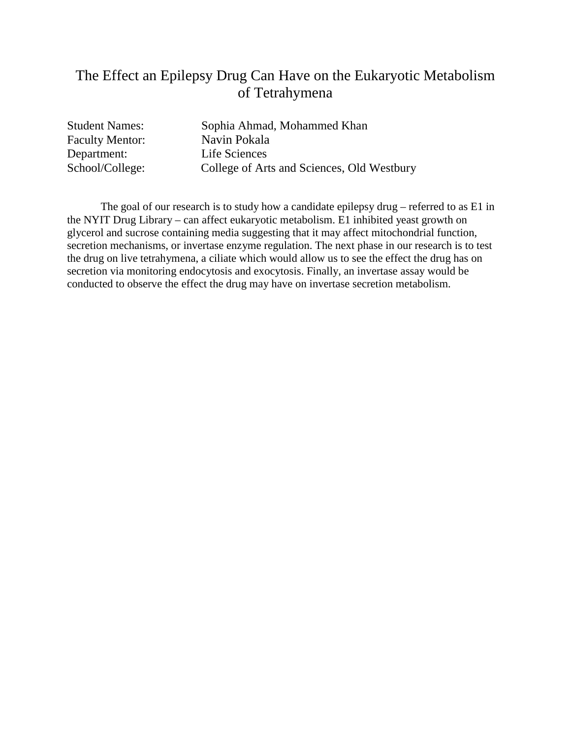# The Effect an Epilepsy Drug Can Have on the Eukaryotic Metabolism of Tetrahymena

Student Names: Sophia Ahmad, Mohammed Khan
Faculty Mentor: Navin Pokala
Department: Life Sciences
School/College: College of Arts and Sciences, Old Westbury

The goal of our research is to study how a candidate epilepsy drug – referred to as E1 in the NYIT Drug Library – can affect eukaryotic metabolism. E1 inhibited yeast growth on glycerol and sucrose containing media suggesting that it may affect mitochondrial function, secretion mechanisms, or invertase enzyme regulation. The next phase in our research is to test the drug on live tetrahymena, a ciliate which would allow us to see the effect the drug has on secretion via monitoring endocytosis and exocytosis. Finally, an invertase assay would be conducted to observe the effect the drug may have on invertase secretion metabolism.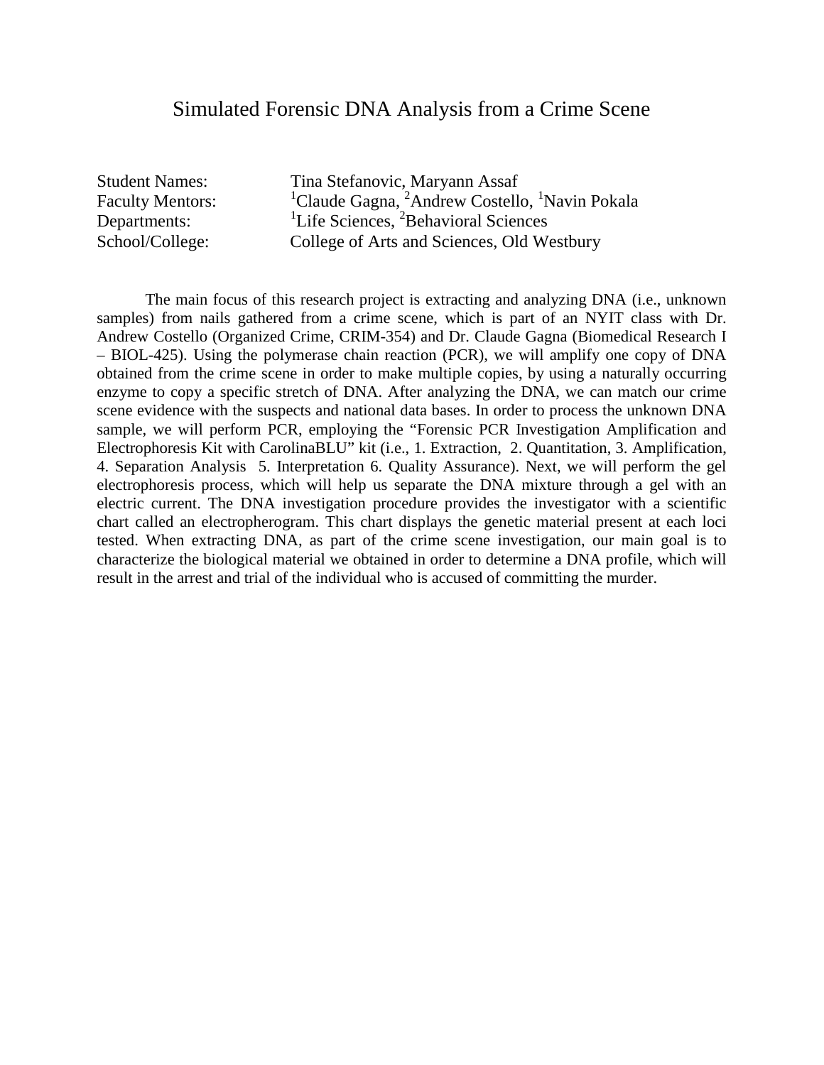# Simulated Forensic DNA Analysis from a Crime Scene

Student Names: Tina Stefanovic, Maryann Assaf
Faculty Mentors: [1]Claude Gagna, [2]Andrew Costello, [1]Navin Pokala
Departments: [1]Life Sciences, [2]Behavioral Sciences
School/College: College of Arts and Sciences, Old Westbury

The main focus of this research project is extracting and analyzing DNA (i.e., unknown samples) from nails gathered from a crime scene, which is part of an NYIT class with Dr. Andrew Costello (Organized Crime, CRIM-354) and Dr. Claude Gagna (Biomedical Research I – BIOL-425). Using the polymerase chain reaction (PCR), we will amplify one copy of DNA obtained from the crime scene in order to make multiple copies, by using a naturally occurring enzyme to copy a specific stretch of DNA. After analyzing the DNA, we can match our crime scene evidence with the suspects and national data bases. In order to process the unknown DNA sample, we will perform PCR, employing the "Forensic PCR Investigation Amplification and Electrophoresis Kit with CarolinaBLU" kit (i.e., 1. Extraction, 2. Quantitation, 3. Amplification, 4. Separation Analysis 5. Interpretation 6. Quality Assurance). Next, we will perform the gel electrophoresis process, which will help us separate the DNA mixture through a gel with an electric current. The DNA investigation procedure provides the investigator with a scientific chart called an electropherogram. This chart displays the genetic material present at each loci tested. When extracting DNA, as part of the crime scene investigation, our main goal is to characterize the biological material we obtained in order to determine a DNA profile, which will result in the arrest and trial of the individual who is accused of committing the murder.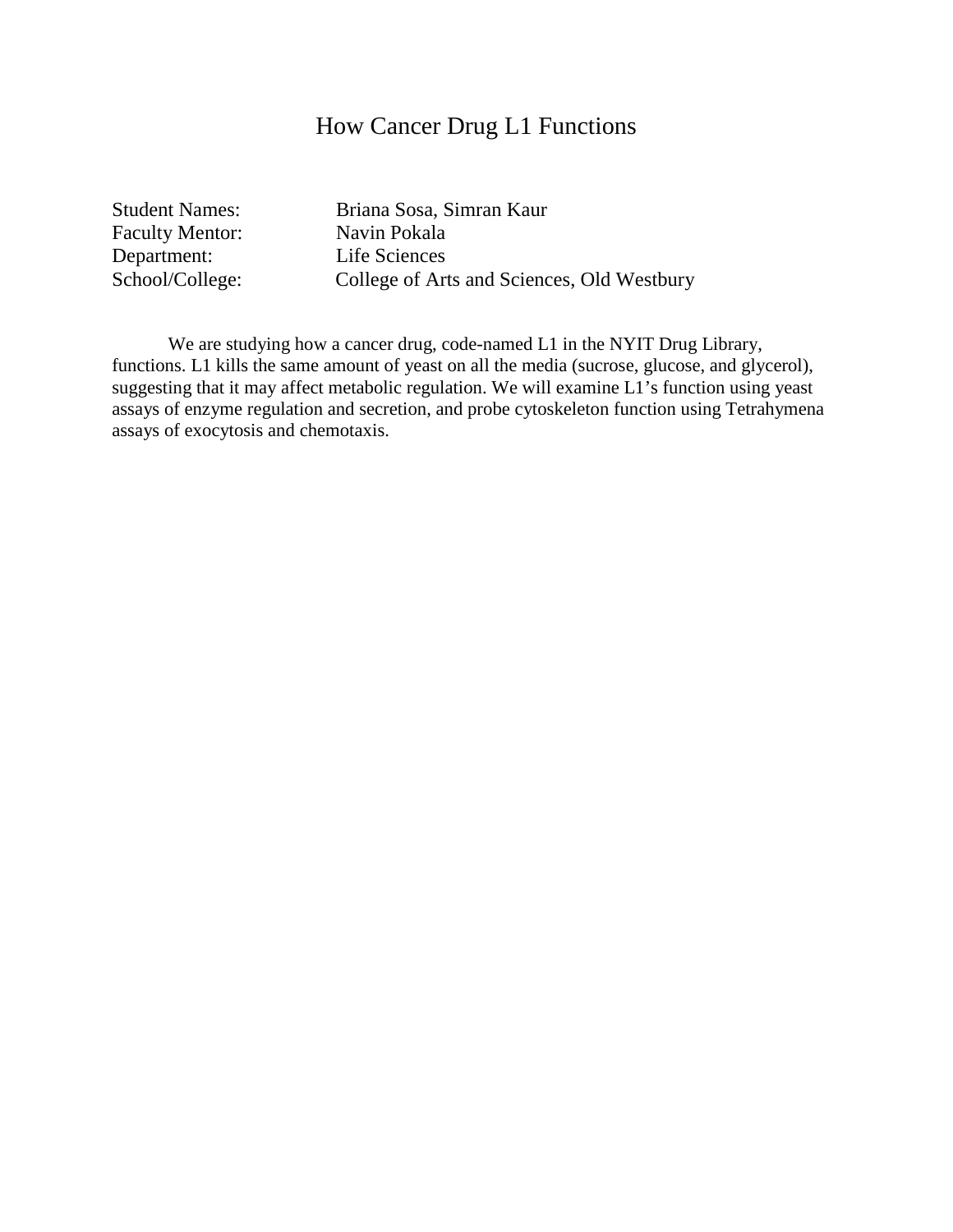# How Cancer Drug L1 Functions

Student Names: Briana Sosa, Simran Kaur
Faculty Mentor: Navin Pokala
Department: Life Sciences
School/College: College of Arts and Sciences, Old Westbury

We are studying how a cancer drug, code-named L1 in the NYIT Drug Library, functions. L1 kills the same amount of yeast on all the media (sucrose, glucose, and glycerol), suggesting that it may affect metabolic regulation. We will examine L1's function using yeast assays of enzyme regulation and secretion, and probe cytoskeleton function using Tetrahymena assays of exocytosis and chemotaxis.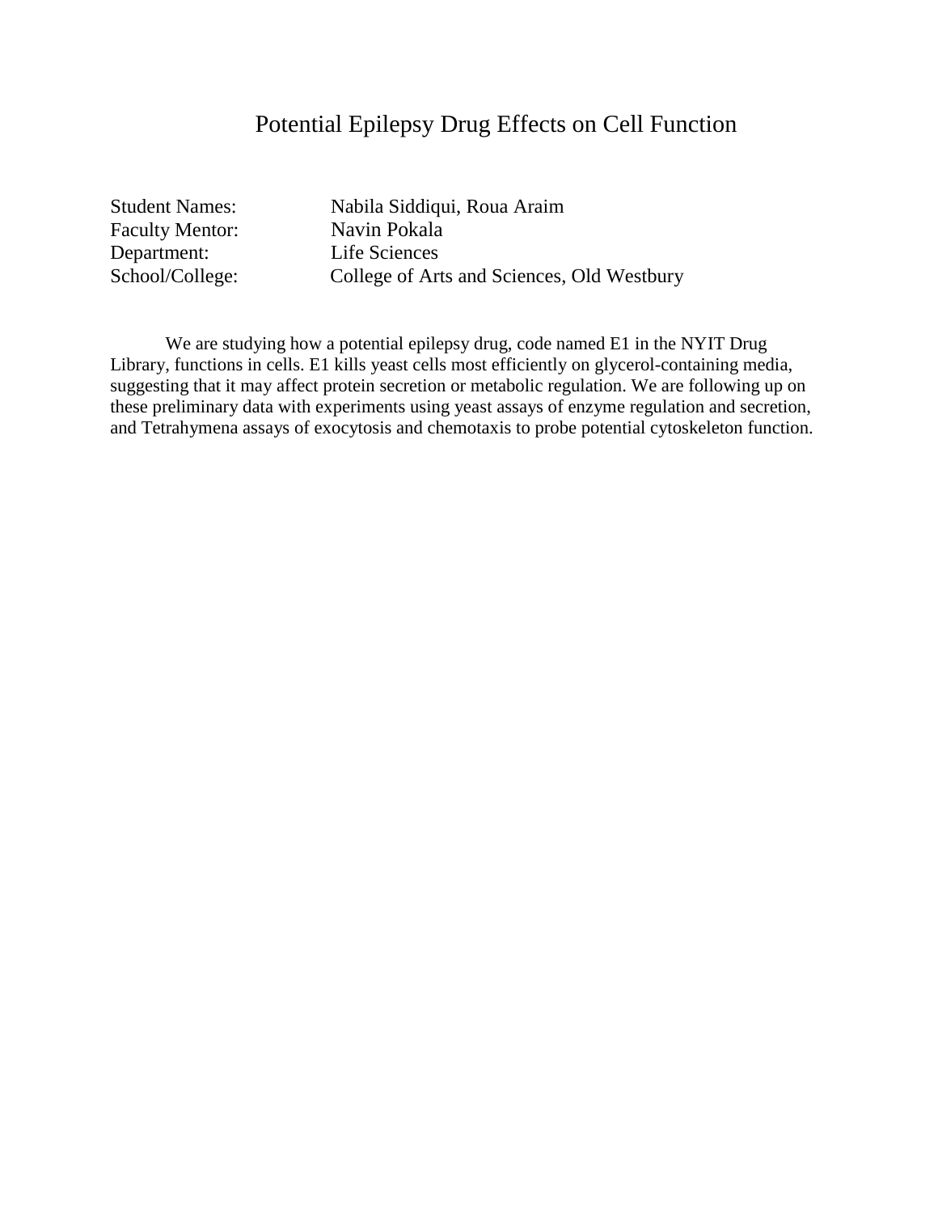# Potential Epilepsy Drug Effects on Cell Function

Student Names: Nabila Siddiqui, Roua Araim
Faculty Mentor: Navin Pokala
Department: Life Sciences
School/College: College of Arts and Sciences, Old Westbury

We are studying how a potential epilepsy drug, code named E1 in the NYIT Drug Library, functions in cells. E1 kills yeast cells most efficiently on glycerol-containing media, suggesting that it may affect protein secretion or metabolic regulation. We are following up on these preliminary data with experiments using yeast assays of enzyme regulation and secretion, and Tetrahymena assays of exocytosis and chemotaxis to probe potential cytoskeleton function.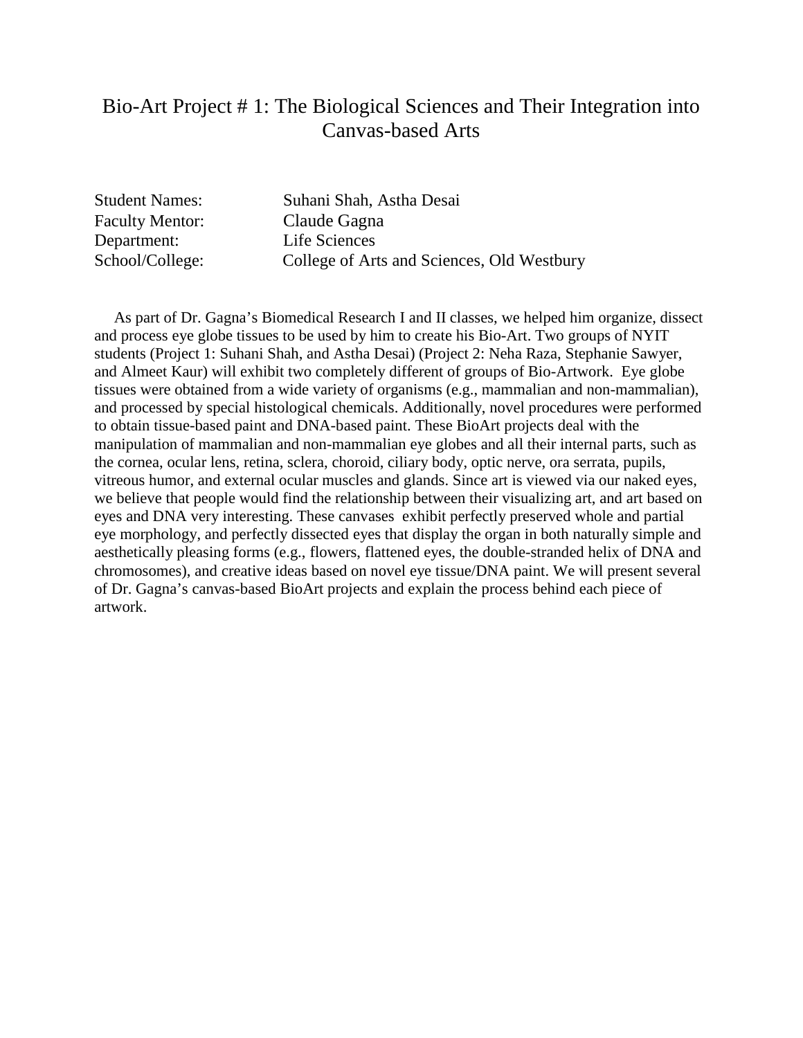# Bio-Art Project # 1: The Biological Sciences and Their Integration into Canvas-based Arts

Student Names: Suhani Shah, Astha Desai
Faculty Mentor: Claude Gagna
Department: Life Sciences
School/College: College of Arts and Sciences, Old Westbury

As part of Dr. Gagna's Biomedical Research I and II classes, we helped him organize, dissect and process eye globe tissues to be used by him to create his Bio-Art. Two groups of NYIT students (Project 1: Suhani Shah, and Astha Desai) (Project 2: Neha Raza, Stephanie Sawyer, and Almeet Kaur) will exhibit two completely different of groups of Bio-Artwork. Eye globe tissues were obtained from a wide variety of organisms (e.g., mammalian and non-mammalian), and processed by special histological chemicals. Additionally, novel procedures were performed to obtain tissue-based paint and DNA-based paint. These BioArt projects deal with the manipulation of mammalian and non-mammalian eye globes and all their internal parts, such as the cornea, ocular lens, retina, sclera, choroid, ciliary body, optic nerve, ora serrata, pupils, vitreous humor, and external ocular muscles and glands. Since art is viewed via our naked eyes, we believe that people would find the relationship between their visualizing art, and art based on eyes and DNA very interesting. These canvases exhibit perfectly preserved whole and partial eye morphology, and perfectly dissected eyes that display the organ in both naturally simple and aesthetically pleasing forms (e.g., flowers, flattened eyes, the double-stranded helix of DNA and chromosomes), and creative ideas based on novel eye tissue/DNA paint. We will present several of Dr. Gagna's canvas-based BioArt projects and explain the process behind each piece of artwork.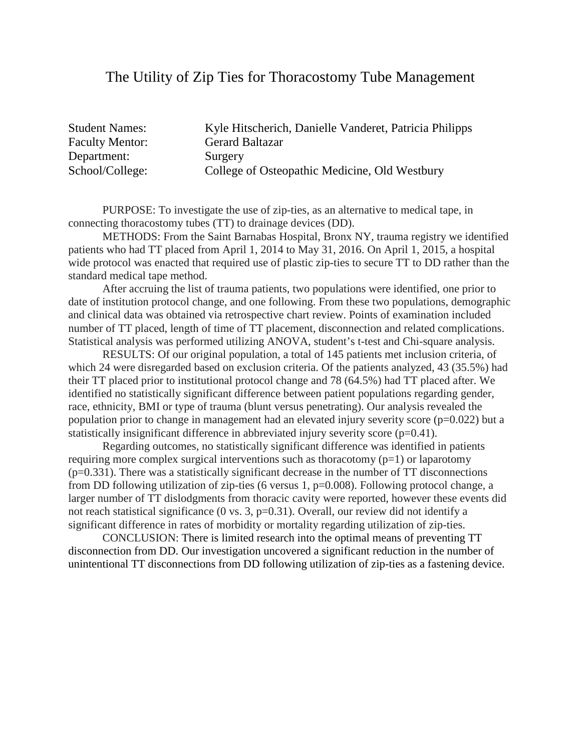# The Utility of Zip Ties for Thoracostomy Tube Management

Student Names: Kyle Hitscherich, Danielle Vanderet, Patricia Philipps
Faculty Mentor: Gerard Baltazar
Department: Surgery
School/College: College of Osteopathic Medicine, Old Westbury

PURPOSE: To investigate the use of zip-ties, as an alternative to medical tape, in connecting thoracostomy tubes (TT) to drainage devices (DD).

METHODS: From the Saint Barnabas Hospital, Bronx NY, trauma registry we identified patients who had TT placed from April 1, 2014 to May 31, 2016. On April 1, 2015, a hospital wide protocol was enacted that required use of plastic zip-ties to secure TT to DD rather than the standard medical tape method.

After accruing the list of trauma patients, two populations were identified, one prior to date of institution protocol change, and one following. From these two populations, demographic and clinical data was obtained via retrospective chart review. Points of examination included number of TT placed, length of time of TT placement, disconnection and related complications. Statistical analysis was performed utilizing ANOVA, student's t-test and Chi-square analysis.

RESULTS: Of our original population, a total of 145 patients met inclusion criteria, of which 24 were disregarded based on exclusion criteria. Of the patients analyzed, 43 (35.5%) had their TT placed prior to institutional protocol change and 78 (64.5%) had TT placed after. We identified no statistically significant difference between patient populations regarding gender, race, ethnicity, BMI or type of trauma (blunt versus penetrating). Our analysis revealed the population prior to change in management had an elevated injury severity score ($p=0.022$) but a statistically insignificant difference in abbreviated injury severity score ($p=0.41$).

Regarding outcomes, no statistically significant difference was identified in patients requiring more complex surgical interventions such as thoracotomy ($p=1$) or laparotomy ($p=0.331$). There was a statistically significant decrease in the number of TT disconnections from DD following utilization of zip-ties (6 versus 1, $p=0.008$). Following protocol change, a larger number of TT dislodgments from thoracic cavity were reported, however these events did not reach statistical significance (0 vs. 3, $p=0.31$). Overall, our review did not identify a significant difference in rates of morbidity or mortality regarding utilization of zip-ties.

CONCLUSION: There is limited research into the optimal means of preventing TT disconnection from DD. Our investigation uncovered a significant reduction in the number of unintentional TT disconnections from DD following utilization of zip-ties as a fastening device.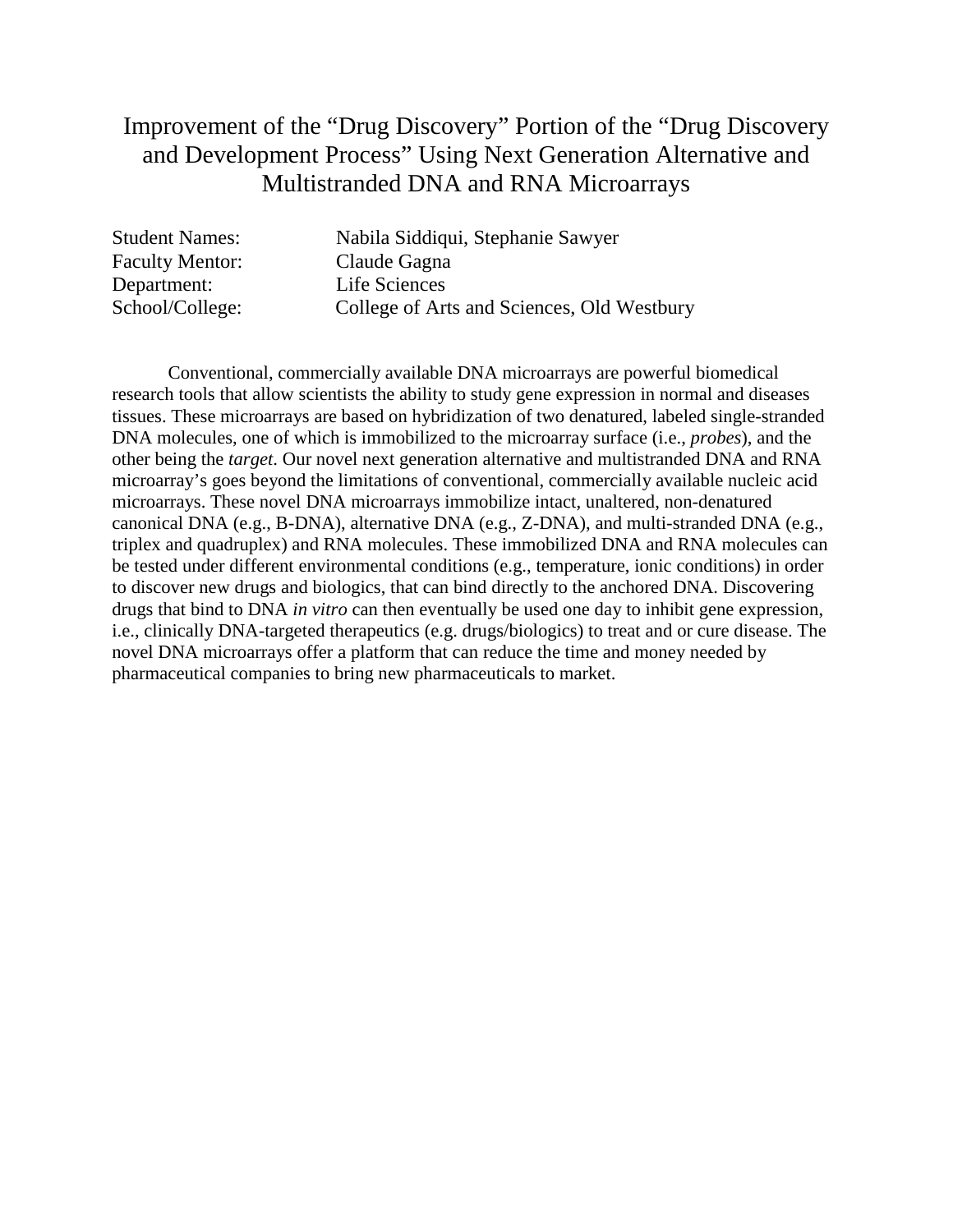# Improvement of the "Drug Discovery" Portion of the "Drug Discovery and Development Process" Using Next Generation Alternative and Multistranded DNA and RNA Microarrays

| | |
|---|---|
| Student Names: | Nabila Siddiqui, Stephanie Sawyer |
| Faculty Mentor: | Claude Gagna |
| Department: | Life Sciences |
| School/College: | College of Arts and Sciences, Old Westbury |

Conventional, commercially available DNA microarrays are powerful biomedical research tools that allow scientists the ability to study gene expression in normal and diseases tissues. These microarrays are based on hybridization of two denatured, labeled single-stranded DNA molecules, one of which is immobilized to the microarray surface (i.e., *probes*), and the other being the *target*. Our novel next generation alternative and multistranded DNA and RNA microarray's goes beyond the limitations of conventional, commercially available nucleic acid microarrays. These novel DNA microarrays immobilize intact, unaltered, non-denatured canonical DNA (e.g., B-DNA), alternative DNA (e.g., Z-DNA), and multi-stranded DNA (e.g., triplex and quadruplex) and RNA molecules. These immobilized DNA and RNA molecules can be tested under different environmental conditions (e.g., temperature, ionic conditions) in order to discover new drugs and biologics, that can bind directly to the anchored DNA. Discovering drugs that bind to DNA *in vitro* can then eventually be used one day to inhibit gene expression, i.e., clinically DNA-targeted therapeutics (e.g. drugs/biologics) to treat and or cure disease. The novel DNA microarrays offer a platform that can reduce the time and money needed by pharmaceutical companies to bring new pharmaceuticals to market.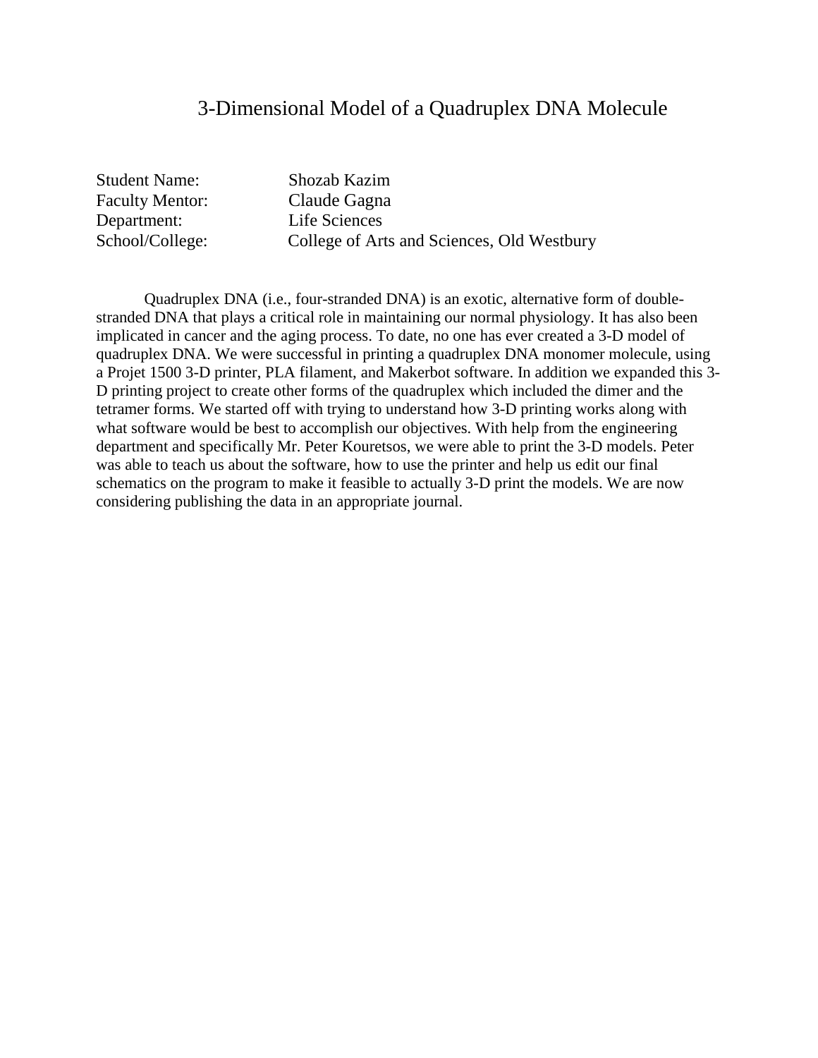# 3-Dimensional Model of a Quadruplex DNA Molecule

Student Name: Shozab Kazim
Faculty Mentor: Claude Gagna
Department: Life Sciences
School/College: College of Arts and Sciences, Old Westbury

Quadruplex DNA (i.e., four-stranded DNA) is an exotic, alternative form of double-stranded DNA that plays a critical role in maintaining our normal physiology. It has also been implicated in cancer and the aging process. To date, no one has ever created a 3-D model of quadruplex DNA. We were successful in printing a quadruplex DNA monomer molecule, using a Projet 1500 3-D printer, PLA filament, and Makerbot software. In addition we expanded this 3-D printing project to create other forms of the quadruplex which included the dimer and the tetramer forms. We started off with trying to understand how 3-D printing works along with what software would be best to accomplish our objectives. With help from the engineering department and specifically Mr. Peter Kouretsos, we were able to print the 3-D models. Peter was able to teach us about the software, how to use the printer and help us edit our final schematics on the program to make it feasible to actually 3-D print the models. We are now considering publishing the data in an appropriate journal.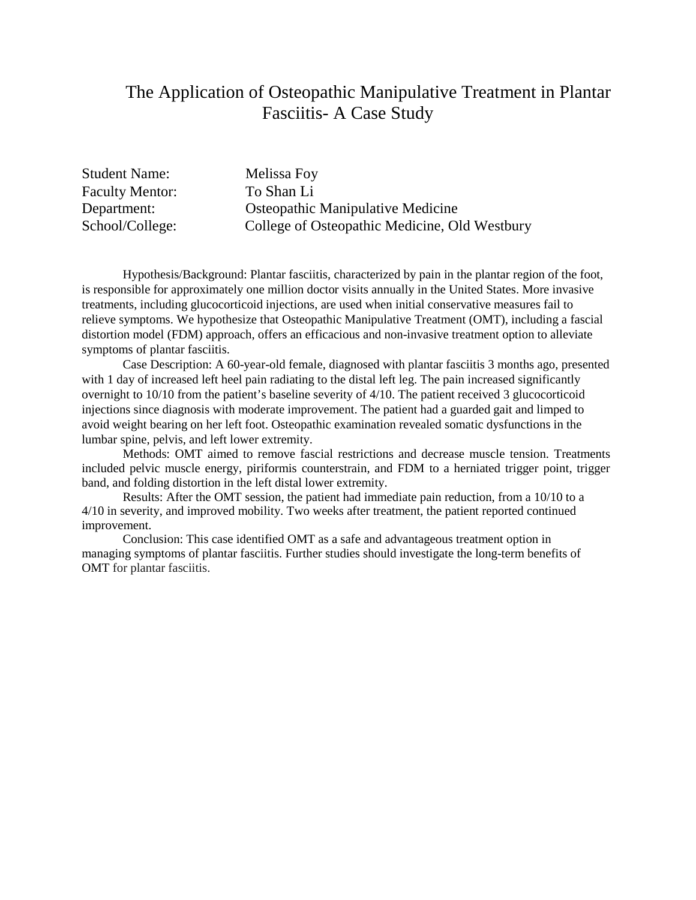# The Application of Osteopathic Manipulative Treatment in Plantar Fasciitis- A Case Study

| | |
|---|---|
| Student Name: | Melissa Foy |
| Faculty Mentor: | To Shan Li |
| Department: | Osteopathic Manipulative Medicine |
| School/College: | College of Osteopathic Medicine, Old Westbury |

Hypothesis/Background: Plantar fasciitis, characterized by pain in the plantar region of the foot, is responsible for approximately one million doctor visits annually in the United States. More invasive treatments, including glucocorticoid injections, are used when initial conservative measures fail to relieve symptoms. We hypothesize that Osteopathic Manipulative Treatment (OMT), including a fascial distortion model (FDM) approach, offers an efficacious and non-invasive treatment option to alleviate symptoms of plantar fasciitis.

Case Description: A 60-year-old female, diagnosed with plantar fasciitis 3 months ago, presented with 1 day of increased left heel pain radiating to the distal left leg. The pain increased significantly overnight to 10/10 from the patient's baseline severity of 4/10. The patient received 3 glucocorticoid injections since diagnosis with moderate improvement. The patient had a guarded gait and limped to avoid weight bearing on her left foot. Osteopathic examination revealed somatic dysfunctions in the lumbar spine, pelvis, and left lower extremity.

Methods: OMT aimed to remove fascial restrictions and decrease muscle tension. Treatments included pelvic muscle energy, piriformis counterstrain, and FDM to a herniated trigger point, trigger band, and folding distortion in the left distal lower extremity.

Results: After the OMT session, the patient had immediate pain reduction, from a 10/10 to a 4/10 in severity, and improved mobility. Two weeks after treatment, the patient reported continued improvement.

Conclusion: This case identified OMT as a safe and advantageous treatment option in managing symptoms of plantar fasciitis. Further studies should investigate the long-term benefits of OMT for plantar fasciitis.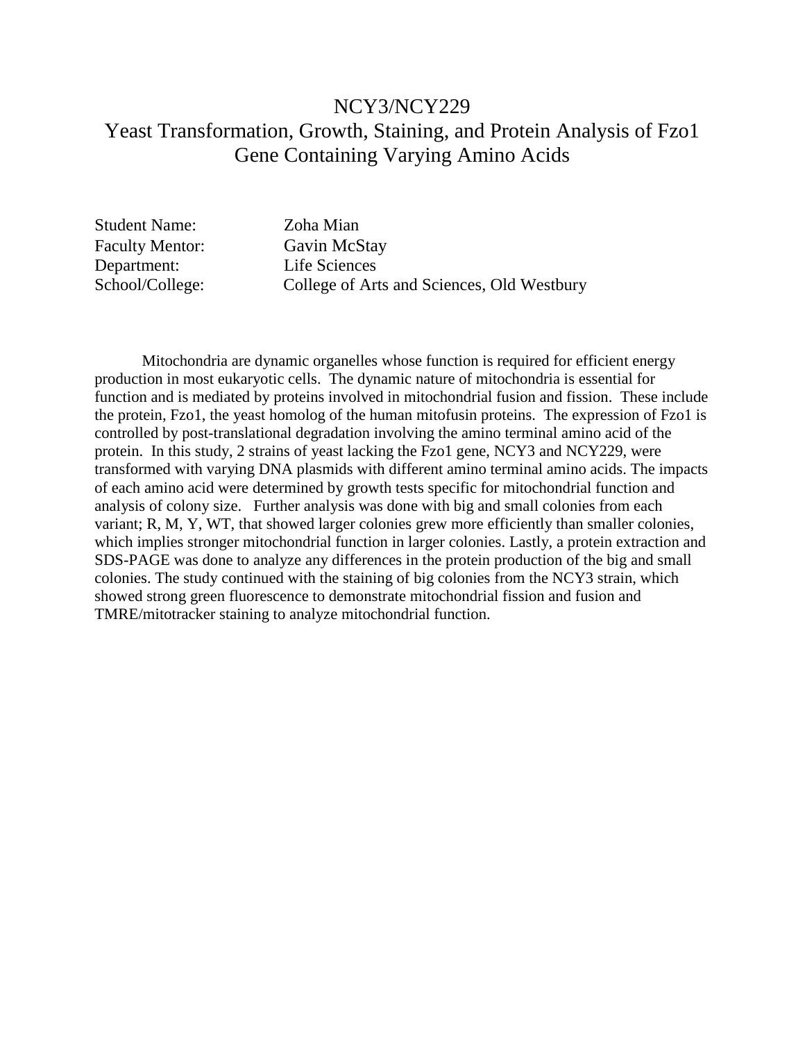# NCY3/NCY229
# Yeast Transformation, Growth, Staining, and Protein Analysis of Fzo1 Gene Containing Varying Amino Acids

Student Name: Zoha Mian
Faculty Mentor: Gavin McStay
Department: Life Sciences
School/College: College of Arts and Sciences, Old Westbury

Mitochondria are dynamic organelles whose function is required for efficient energy production in most eukaryotic cells. The dynamic nature of mitochondria is essential for function and is mediated by proteins involved in mitochondrial fusion and fission. These include the protein, Fzo1, the yeast homolog of the human mitofusin proteins. The expression of Fzo1 is controlled by post-translational degradation involving the amino terminal amino acid of the protein. In this study, 2 strains of yeast lacking the Fzo1 gene, NCY3 and NCY229, were transformed with varying DNA plasmids with different amino terminal amino acids. The impacts of each amino acid were determined by growth tests specific for mitochondrial function and analysis of colony size. Further analysis was done with big and small colonies from each variant; R, M, Y, WT, that showed larger colonies grew more efficiently than smaller colonies, which implies stronger mitochondrial function in larger colonies. Lastly, a protein extraction and SDS-PAGE was done to analyze any differences in the protein production of the big and small colonies. The study continued with the staining of big colonies from the NCY3 strain, which showed strong green fluorescence to demonstrate mitochondrial fission and fusion and TMRE/mitotracker staining to analyze mitochondrial function.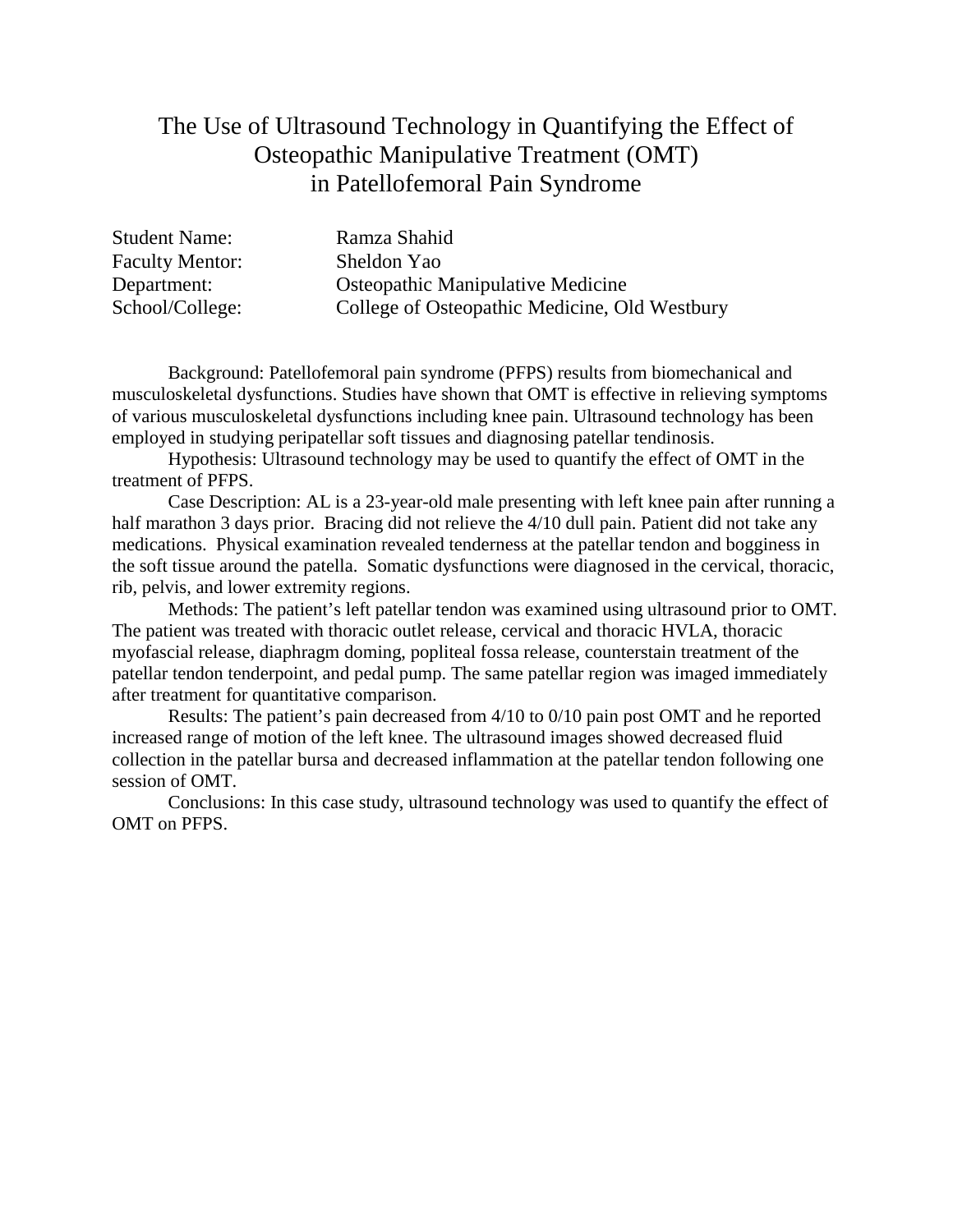# The Use of Ultrasound Technology in Quantifying the Effect of Osteopathic Manipulative Treatment (OMT) in Patellofemoral Pain Syndrome

| | |
|---|---|
| Student Name: | Ramza Shahid |
| Faculty Mentor: | Sheldon Yao |
| Department: | Osteopathic Manipulative Medicine |
| School/College: | College of Osteopathic Medicine, Old Westbury |

Background: Patellofemoral pain syndrome (PFPS) results from biomechanical and musculoskeletal dysfunctions. Studies have shown that OMT is effective in relieving symptoms of various musculoskeletal dysfunctions including knee pain. Ultrasound technology has been employed in studying peripatellar soft tissues and diagnosing patellar tendinosis.

Hypothesis: Ultrasound technology may be used to quantify the effect of OMT in the treatment of PFPS.

Case Description: AL is a 23-year-old male presenting with left knee pain after running a half marathon 3 days prior. Bracing did not relieve the 4/10 dull pain. Patient did not take any medications. Physical examination revealed tenderness at the patellar tendon and bogginess in the soft tissue around the patella. Somatic dysfunctions were diagnosed in the cervical, thoracic, rib, pelvis, and lower extremity regions.

Methods: The patient's left patellar tendon was examined using ultrasound prior to OMT. The patient was treated with thoracic outlet release, cervical and thoracic HVLA, thoracic myofascial release, diaphragm doming, popliteal fossa release, counterstain treatment of the patellar tendon tenderpoint, and pedal pump. The same patellar region was imaged immediately after treatment for quantitative comparison.

Results: The patient's pain decreased from 4/10 to 0/10 pain post OMT and he reported increased range of motion of the left knee. The ultrasound images showed decreased fluid collection in the patellar bursa and decreased inflammation at the patellar tendon following one session of OMT.

Conclusions: In this case study, ultrasound technology was used to quantify the effect of OMT on PFPS.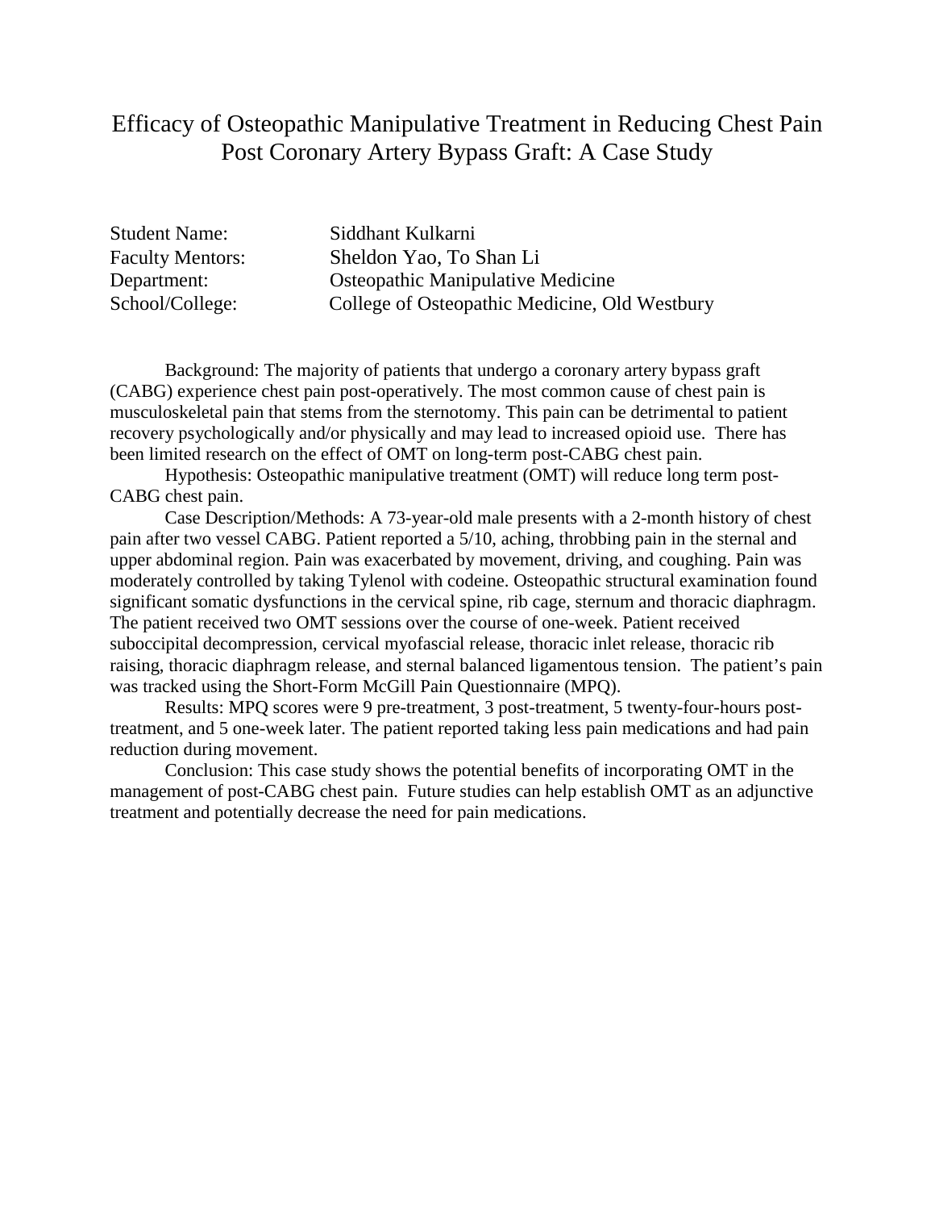# Efficacy of Osteopathic Manipulative Treatment in Reducing Chest Pain Post Coronary Artery Bypass Graft: A Case Study

| | |
|---|---|
| Student Name: | Siddhant Kulkarni |
| Faculty Mentors: | Sheldon Yao, To Shan Li |
| Department: | Osteopathic Manipulative Medicine |
| School/College: | College of Osteopathic Medicine, Old Westbury |

Background: The majority of patients that undergo a coronary artery bypass graft (CABG) experience chest pain post-operatively. The most common cause of chest pain is musculoskeletal pain that stems from the sternotomy. This pain can be detrimental to patient recovery psychologically and/or physically and may lead to increased opioid use. There has been limited research on the effect of OMT on long-term post-CABG chest pain.

Hypothesis: Osteopathic manipulative treatment (OMT) will reduce long term post-CABG chest pain.

Case Description/Methods: A 73-year-old male presents with a 2-month history of chest pain after two vessel CABG. Patient reported a 5/10, aching, throbbing pain in the sternal and upper abdominal region. Pain was exacerbated by movement, driving, and coughing. Pain was moderately controlled by taking Tylenol with codeine. Osteopathic structural examination found significant somatic dysfunctions in the cervical spine, rib cage, sternum and thoracic diaphragm. The patient received two OMT sessions over the course of one-week. Patient received suboccipital decompression, cervical myofascial release, thoracic inlet release, thoracic rib raising, thoracic diaphragm release, and sternal balanced ligamentous tension. The patient's pain was tracked using the Short-Form McGill Pain Questionnaire (MPQ).

Results: MPQ scores were 9 pre-treatment, 3 post-treatment, 5 twenty-four-hours post-treatment, and 5 one-week later. The patient reported taking less pain medications and had pain reduction during movement.

Conclusion: This case study shows the potential benefits of incorporating OMT in the management of post-CABG chest pain. Future studies can help establish OMT as an adjunctive treatment and potentially decrease the need for pain medications.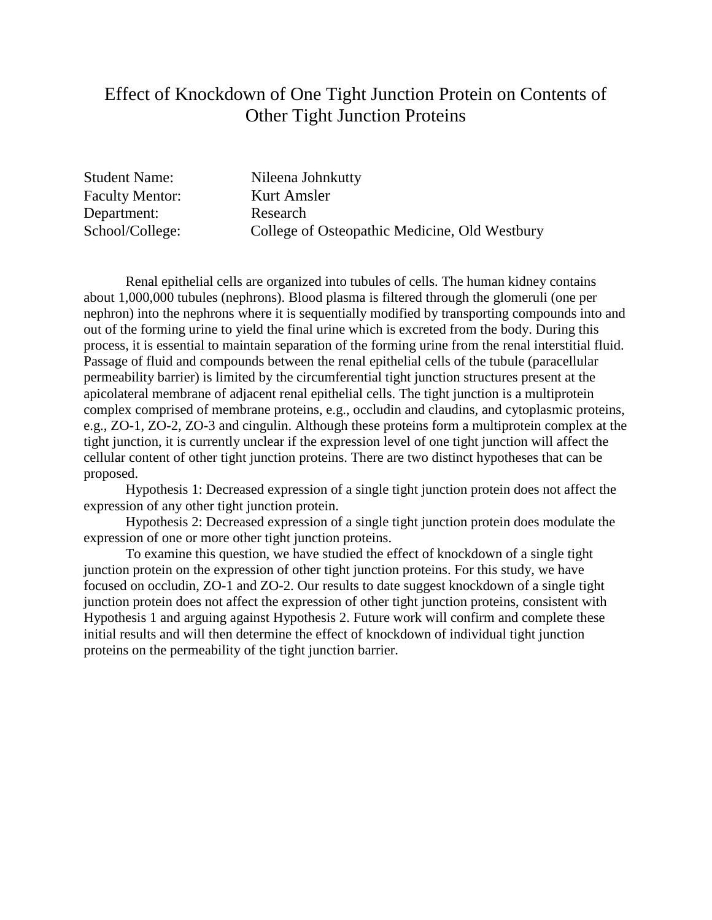# Effect of Knockdown of One Tight Junction Protein on Contents of Other Tight Junction Proteins

Student Name: Nileena Johnkutty
Faculty Mentor: Kurt Amsler
Department: Research
School/College: College of Osteopathic Medicine, Old Westbury

Renal epithelial cells are organized into tubules of cells. The human kidney contains about 1,000,000 tubules (nephrons). Blood plasma is filtered through the glomeruli (one per nephron) into the nephrons where it is sequentially modified by transporting compounds into and out of the forming urine to yield the final urine which is excreted from the body. During this process, it is essential to maintain separation of the forming urine from the renal interstitial fluid. Passage of fluid and compounds between the renal epithelial cells of the tubule (paracellular permeability barrier) is limited by the circumferential tight junction structures present at the apicolateral membrane of adjacent renal epithelial cells. The tight junction is a multiprotein complex comprised of membrane proteins, e.g., occludin and claudins, and cytoplasmic proteins, e.g., ZO-1, ZO-2, ZO-3 and cingulin. Although these proteins form a multiprotein complex at the tight junction, it is currently unclear if the expression level of one tight junction will affect the cellular content of other tight junction proteins. There are two distinct hypotheses that can be proposed.

Hypothesis 1: Decreased expression of a single tight junction protein does not affect the expression of any other tight junction protein.

Hypothesis 2: Decreased expression of a single tight junction protein does modulate the expression of one or more other tight junction proteins.

To examine this question, we have studied the effect of knockdown of a single tight junction protein on the expression of other tight junction proteins. For this study, we have focused on occludin, ZO-1 and ZO-2. Our results to date suggest knockdown of a single tight junction protein does not affect the expression of other tight junction proteins, consistent with Hypothesis 1 and arguing against Hypothesis 2. Future work will confirm and complete these initial results and will then determine the effect of knockdown of individual tight junction proteins on the permeability of the tight junction barrier.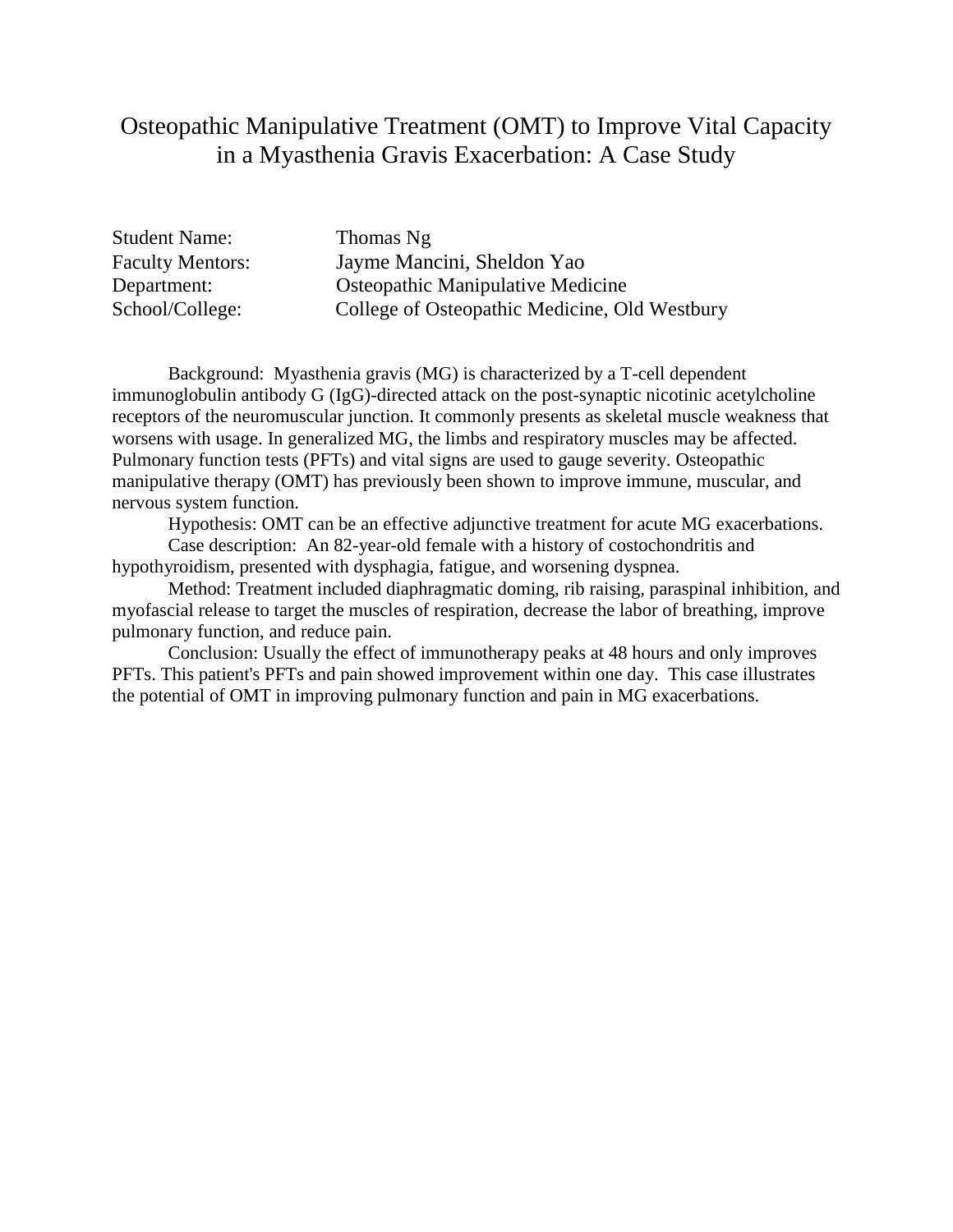# Osteopathic Manipulative Treatment (OMT) to Improve Vital Capacity in a Myasthenia Gravis Exacerbation: A Case Study

| | |
|---|---|
| Student Name: | Thomas Ng |
| Faculty Mentors: | Jayme Mancini, Sheldon Yao |
| Department: | Osteopathic Manipulative Medicine |
| School/College: | College of Osteopathic Medicine, Old Westbury |

Background: Myasthenia gravis (MG) is characterized by a T-cell dependent immunoglobulin antibody G (IgG)-directed attack on the post-synaptic nicotinic acetylcholine receptors of the neuromuscular junction. It commonly presents as skeletal muscle weakness that worsens with usage. In generalized MG, the limbs and respiratory muscles may be affected. Pulmonary function tests (PFTs) and vital signs are used to gauge severity. Osteopathic manipulative therapy (OMT) has previously been shown to improve immune, muscular, and nervous system function.

Hypothesis: OMT can be an effective adjunctive treatment for acute MG exacerbations.

Case description: An 82-year-old female with a history of costochondritis and hypothyroidism, presented with dysphagia, fatigue, and worsening dyspnea.

Method: Treatment included diaphragmatic doming, rib raising, paraspinal inhibition, and myofascial release to target the muscles of respiration, decrease the labor of breathing, improve pulmonary function, and reduce pain.

Conclusion: Usually the effect of immunotherapy peaks at 48 hours and only improves PFTs. This patient's PFTs and pain showed improvement within one day. This case illustrates the potential of OMT in improving pulmonary function and pain in MG exacerbations.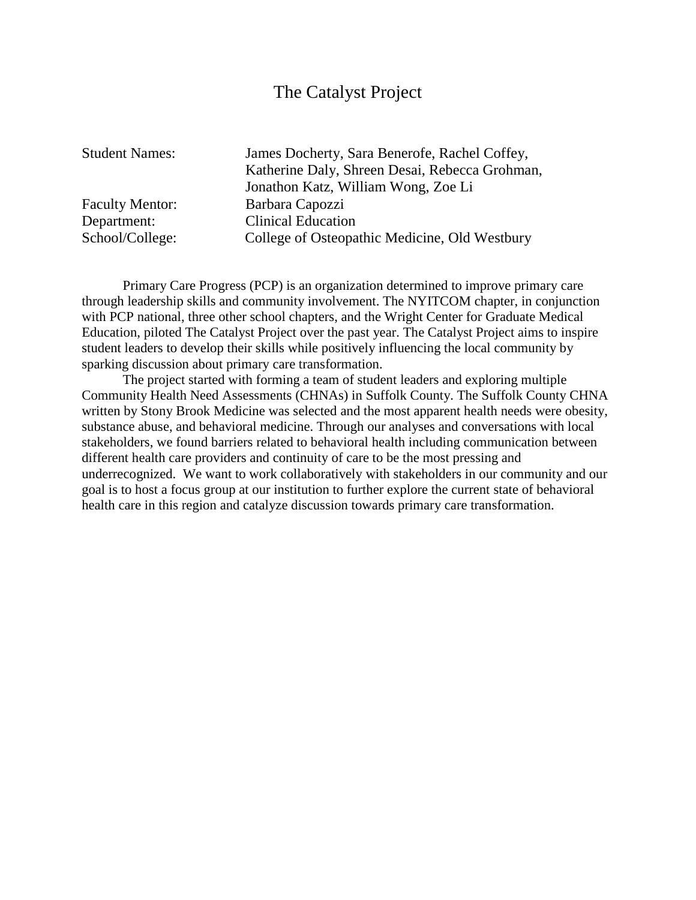# The Catalyst Project

| | |
|---|---|
| Student Names: | James Docherty, Sara Benerofe, Rachel Coffey, Katherine Daly, Shreen Desai, Rebecca Grohman, Jonathon Katz, William Wong, Zoe Li |
| Faculty Mentor: | Barbara Capozzi |
| Department: | Clinical Education |
| School/College: | College of Osteopathic Medicine, Old Westbury |

Primary Care Progress (PCP) is an organization determined to improve primary care through leadership skills and community involvement. The NYITCOM chapter, in conjunction with PCP national, three other school chapters, and the Wright Center for Graduate Medical Education, piloted The Catalyst Project over the past year. The Catalyst Project aims to inspire student leaders to develop their skills while positively influencing the local community by sparking discussion about primary care transformation.

The project started with forming a team of student leaders and exploring multiple Community Health Need Assessments (CHNAs) in Suffolk County. The Suffolk County CHNA written by Stony Brook Medicine was selected and the most apparent health needs were obesity, substance abuse, and behavioral medicine. Through our analyses and conversations with local stakeholders, we found barriers related to behavioral health including communication between different health care providers and continuity of care to be the most pressing and underrecognized. We want to work collaboratively with stakeholders in our community and our goal is to host a focus group at our institution to further explore the current state of behavioral health care in this region and catalyze discussion towards primary care transformation.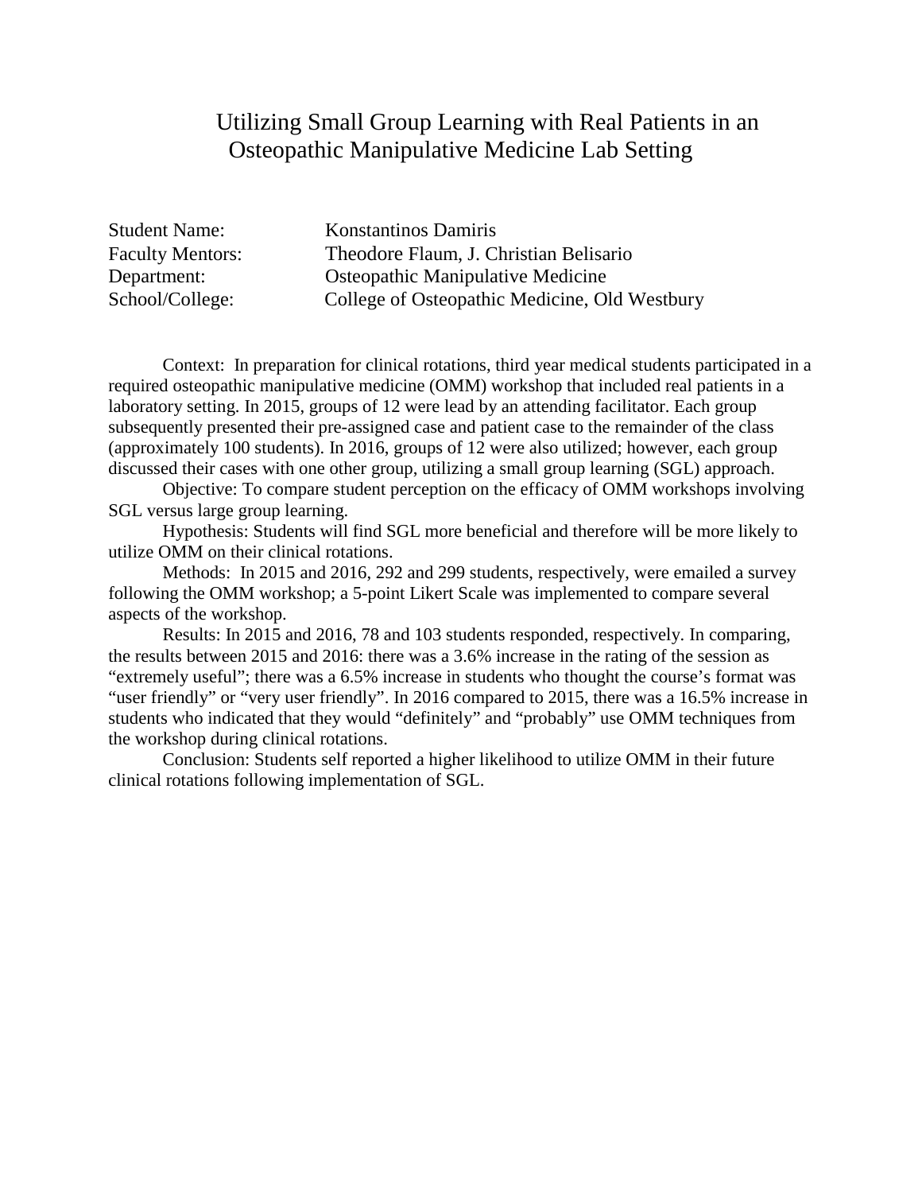# Utilizing Small Group Learning with Real Patients in an Osteopathic Manipulative Medicine Lab Setting

Student Name: Konstantinos Damiris
Faculty Mentors: Theodore Flaum, J. Christian Belisario
Department: Osteopathic Manipulative Medicine
School/College: College of Osteopathic Medicine, Old Westbury

Context: In preparation for clinical rotations, third year medical students participated in a required osteopathic manipulative medicine (OMM) workshop that included real patients in a laboratory setting. In 2015, groups of 12 were lead by an attending facilitator. Each group subsequently presented their pre-assigned case and patient case to the remainder of the class (approximately 100 students). In 2016, groups of 12 were also utilized; however, each group discussed their cases with one other group, utilizing a small group learning (SGL) approach.

Objective: To compare student perception on the efficacy of OMM workshops involving SGL versus large group learning.

Hypothesis: Students will find SGL more beneficial and therefore will be more likely to utilize OMM on their clinical rotations.

Methods: In 2015 and 2016, 292 and 299 students, respectively, were emailed a survey following the OMM workshop; a 5-point Likert Scale was implemented to compare several aspects of the workshop.

Results: In 2015 and 2016, 78 and 103 students responded, respectively. In comparing, the results between 2015 and 2016: there was a 3.6% increase in the rating of the session as "extremely useful"; there was a 6.5% increase in students who thought the course's format was "user friendly" or "very user friendly". In 2016 compared to 2015, there was a 16.5% increase in students who indicated that they would "definitely" and "probably" use OMM techniques from the workshop during clinical rotations.

Conclusion: Students self reported a higher likelihood to utilize OMM in their future clinical rotations following implementation of SGL.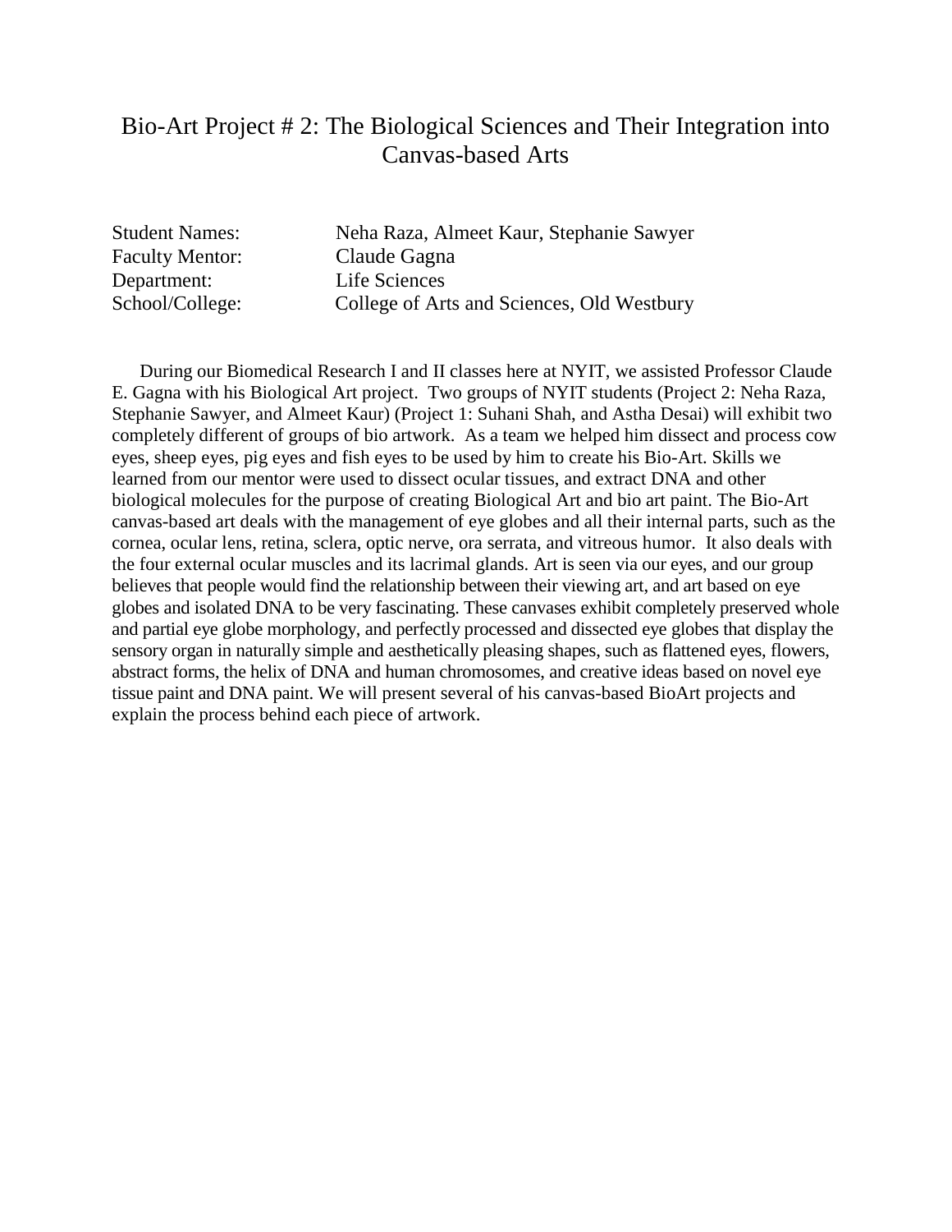# Bio-Art Project # 2: The Biological Sciences and Their Integration into Canvas-based Arts

Student Names: Neha Raza, Almeet Kaur, Stephanie Sawyer
Faculty Mentor: Claude Gagna
Department: Life Sciences
School/College: College of Arts and Sciences, Old Westbury

During our Biomedical Research I and II classes here at NYIT, we assisted Professor Claude E. Gagna with his Biological Art project. Two groups of NYIT students (Project 2: Neha Raza, Stephanie Sawyer, and Almeet Kaur) (Project 1: Suhani Shah, and Astha Desai) will exhibit two completely different of groups of bio artwork. As a team we helped him dissect and process cow eyes, sheep eyes, pig eyes and fish eyes to be used by him to create his Bio-Art. Skills we learned from our mentor were used to dissect ocular tissues, and extract DNA and other biological molecules for the purpose of creating Biological Art and bio art paint. The Bio-Art canvas-based art deals with the management of eye globes and all their internal parts, such as the cornea, ocular lens, retina, sclera, optic nerve, ora serrata, and vitreous humor. It also deals with the four external ocular muscles and its lacrimal glands. Art is seen via our eyes, and our group believes that people would find the relationship between their viewing art, and art based on eye globes and isolated DNA to be very fascinating. These canvases exhibit completely preserved whole and partial eye globe morphology, and perfectly processed and dissected eye globes that display the sensory organ in naturally simple and aesthetically pleasing shapes, such as flattened eyes, flowers, abstract forms, the helix of DNA and human chromosomes, and creative ideas based on novel eye tissue paint and DNA paint. We will present several of his canvas-based BioArt projects and explain the process behind each piece of artwork.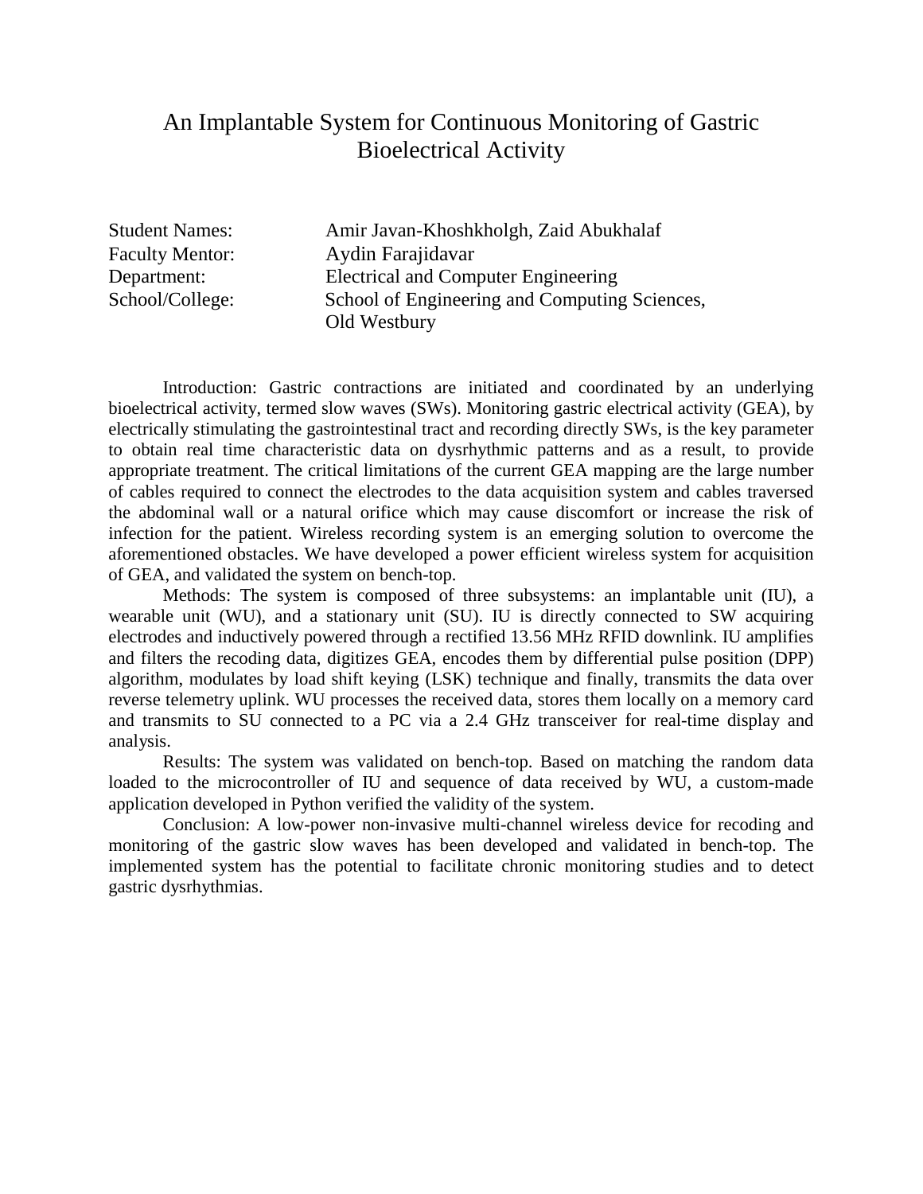# An Implantable System for Continuous Monitoring of Gastric Bioelectrical Activity

| | |
|---|---|
| Student Names: | Amir Javan-Khoshkholgh, Zaid Abukhalaf |
| Faculty Mentor: | Aydin Farajidavar |
| Department: | Electrical and Computer Engineering |
| School/College: | School of Engineering and Computing Sciences, Old Westbury |

Introduction: Gastric contractions are initiated and coordinated by an underlying bioelectrical activity, termed slow waves (SWs). Monitoring gastric electrical activity (GEA), by electrically stimulating the gastrointestinal tract and recording directly SWs, is the key parameter to obtain real time characteristic data on dysrhythmic patterns and as a result, to provide appropriate treatment. The critical limitations of the current GEA mapping are the large number of cables required to connect the electrodes to the data acquisition system and cables traversed the abdominal wall or a natural orifice which may cause discomfort or increase the risk of infection for the patient. Wireless recording system is an emerging solution to overcome the aforementioned obstacles. We have developed a power efficient wireless system for acquisition of GEA, and validated the system on bench-top.

Methods: The system is composed of three subsystems: an implantable unit (IU), a wearable unit (WU), and a stationary unit (SU). IU is directly connected to SW acquiring electrodes and inductively powered through a rectified 13.56 MHz RFID downlink. IU amplifies and filters the recoding data, digitizes GEA, encodes them by differential pulse position (DPP) algorithm, modulates by load shift keying (LSK) technique and finally, transmits the data over reverse telemetry uplink. WU processes the received data, stores them locally on a memory card and transmits to SU connected to a PC via a 2.4 GHz transceiver for real-time display and analysis.

Results: The system was validated on bench-top. Based on matching the random data loaded to the microcontroller of IU and sequence of data received by WU, a custom-made application developed in Python verified the validity of the system.

Conclusion: A low-power non-invasive multi-channel wireless device for recoding and monitoring of the gastric slow waves has been developed and validated in bench-top. The implemented system has the potential to facilitate chronic monitoring studies and to detect gastric dysrhythmias.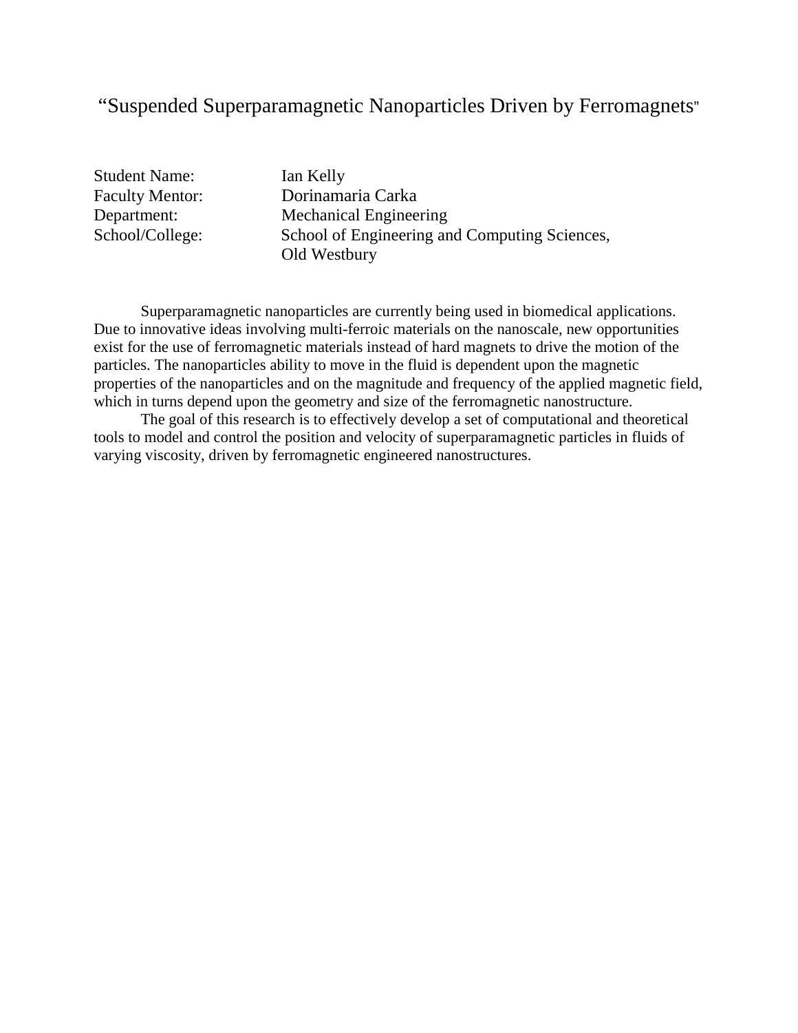# "Suspended Superparamagnetic Nanoparticles Driven by Ferromagnets"

Student Name: Ian Kelly
Faculty Mentor: Dorinamaria Carka
Department: Mechanical Engineering
School/College: School of Engineering and Computing Sciences, Old Westbury

Superparamagnetic nanoparticles are currently being used in biomedical applications. Due to innovative ideas involving multi-ferroic materials on the nanoscale, new opportunities exist for the use of ferromagnetic materials instead of hard magnets to drive the motion of the particles. The nanoparticles ability to move in the fluid is dependent upon the magnetic properties of the nanoparticles and on the magnitude and frequency of the applied magnetic field, which in turns depend upon the geometry and size of the ferromagnetic nanostructure.

The goal of this research is to effectively develop a set of computational and theoretical tools to model and control the position and velocity of superparamagnetic particles in fluids of varying viscosity, driven by ferromagnetic engineered nanostructures.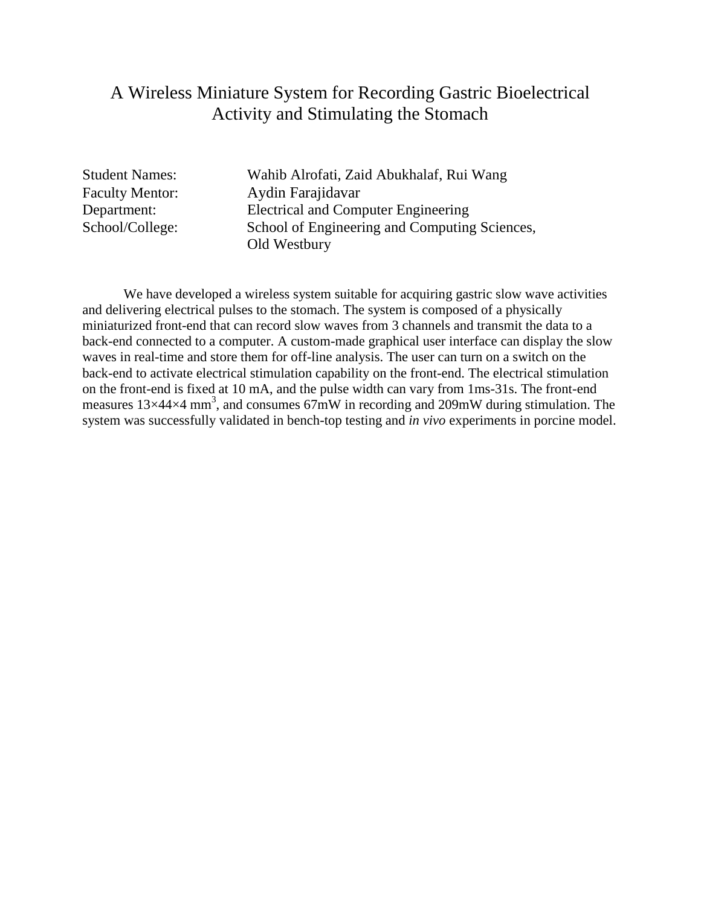# A Wireless Miniature System for Recording Gastric Bioelectrical Activity and Stimulating the Stomach

| | |
|---|---|
| Student Names: | Wahib Alrofati, Zaid Abukhalaf, Rui Wang |
| Faculty Mentor: | Aydin Farajidavar |
| Department: | Electrical and Computer Engineering |
| School/College: | School of Engineering and Computing Sciences, Old Westbury |

We have developed a wireless system suitable for acquiring gastric slow wave activities and delivering electrical pulses to the stomach. The system is composed of a physically miniaturized front-end that can record slow waves from 3 channels and transmit the data to a back-end connected to a computer. A custom-made graphical user interface can display the slow waves in real-time and store them for off-line analysis. The user can turn on a switch on the back-end to activate electrical stimulation capability on the front-end. The electrical stimulation on the front-end is fixed at 10 mA, and the pulse width can vary from 1ms-31s. The front-end measures $13 \times 44 \times 4$ mm$^3$, and consumes 67mW in recording and 209mW during stimulation. The system was successfully validated in bench-top testing and *in vivo* experiments in porcine model.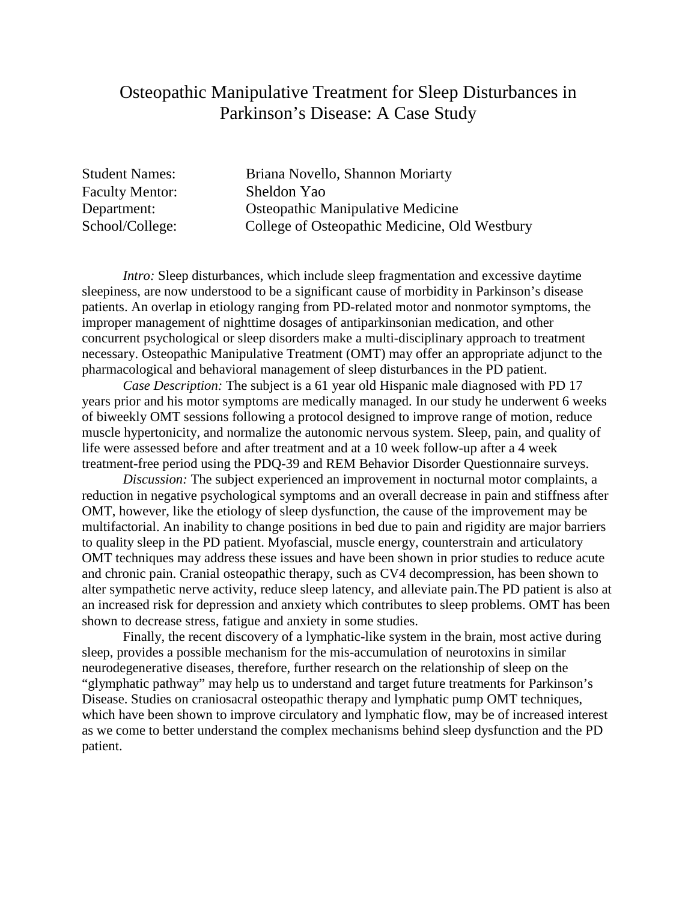# Osteopathic Manipulative Treatment for Sleep Disturbances in Parkinson's Disease: A Case Study

Student Names: Briana Novello, Shannon Moriarty
Faculty Mentor: Sheldon Yao
Department: Osteopathic Manipulative Medicine
School/College: College of Osteopathic Medicine, Old Westbury

*Intro:* Sleep disturbances, which include sleep fragmentation and excessive daytime sleepiness, are now understood to be a significant cause of morbidity in Parkinson's disease patients. An overlap in etiology ranging from PD-related motor and nonmotor symptoms, the improper management of nighttime dosages of antiparkinsonian medication, and other concurrent psychological or sleep disorders make a multi-disciplinary approach to treatment necessary. Osteopathic Manipulative Treatment (OMT) may offer an appropriate adjunct to the pharmacological and behavioral management of sleep disturbances in the PD patient.

*Case Description:* The subject is a 61 year old Hispanic male diagnosed with PD 17 years prior and his motor symptoms are medically managed. In our study he underwent 6 weeks of biweekly OMT sessions following a protocol designed to improve range of motion, reduce muscle hypertonicity, and normalize the autonomic nervous system. Sleep, pain, and quality of life were assessed before and after treatment and at a 10 week follow-up after a 4 week treatment-free period using the PDQ-39 and REM Behavior Disorder Questionnaire surveys.

*Discussion:* The subject experienced an improvement in nocturnal motor complaints, a reduction in negative psychological symptoms and an overall decrease in pain and stiffness after OMT, however, like the etiology of sleep dysfunction, the cause of the improvement may be multifactorial. An inability to change positions in bed due to pain and rigidity are major barriers to quality sleep in the PD patient. Myofascial, muscle energy, counterstrain and articulatory OMT techniques may address these issues and have been shown in prior studies to reduce acute and chronic pain. Cranial osteopathic therapy, such as CV4 decompression, has been shown to alter sympathetic nerve activity, reduce sleep latency, and alleviate pain.The PD patient is also at an increased risk for depression and anxiety which contributes to sleep problems. OMT has been shown to decrease stress, fatigue and anxiety in some studies.

Finally, the recent discovery of a lymphatic-like system in the brain, most active during sleep, provides a possible mechanism for the mis-accumulation of neurotoxins in similar neurodegenerative diseases, therefore, further research on the relationship of sleep on the "glymphatic pathway" may help us to understand and target future treatments for Parkinson's Disease. Studies on craniosacral osteopathic therapy and lymphatic pump OMT techniques, which have been shown to improve circulatory and lymphatic flow, may be of increased interest as we come to better understand the complex mechanisms behind sleep dysfunction and the PD patient.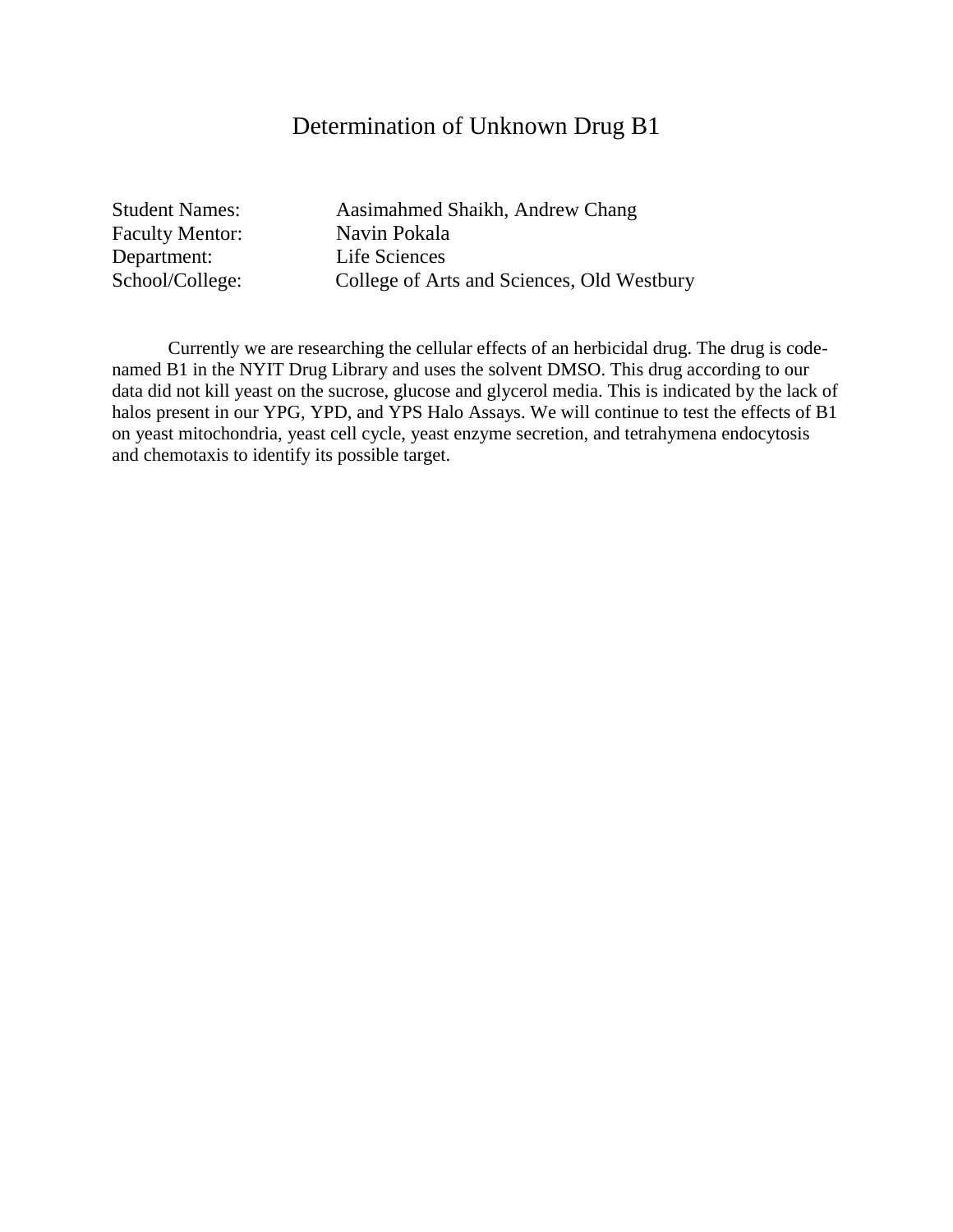# Determination of Unknown Drug B1

Student Names: Aasimahmed Shaikh, Andrew Chang
Faculty Mentor: Navin Pokala
Department: Life Sciences
School/College: College of Arts and Sciences, Old Westbury

Currently we are researching the cellular effects of an herbicidal drug. The drug is code-named B1 in the NYIT Drug Library and uses the solvent DMSO. This drug according to our data did not kill yeast on the sucrose, glucose and glycerol media. This is indicated by the lack of halos present in our YPG, YPD, and YPS Halo Assays. We will continue to test the effects of B1 on yeast mitochondria, yeast cell cycle, yeast enzyme secretion, and tetrahymena endocytosis and chemotaxis to identify its possible target.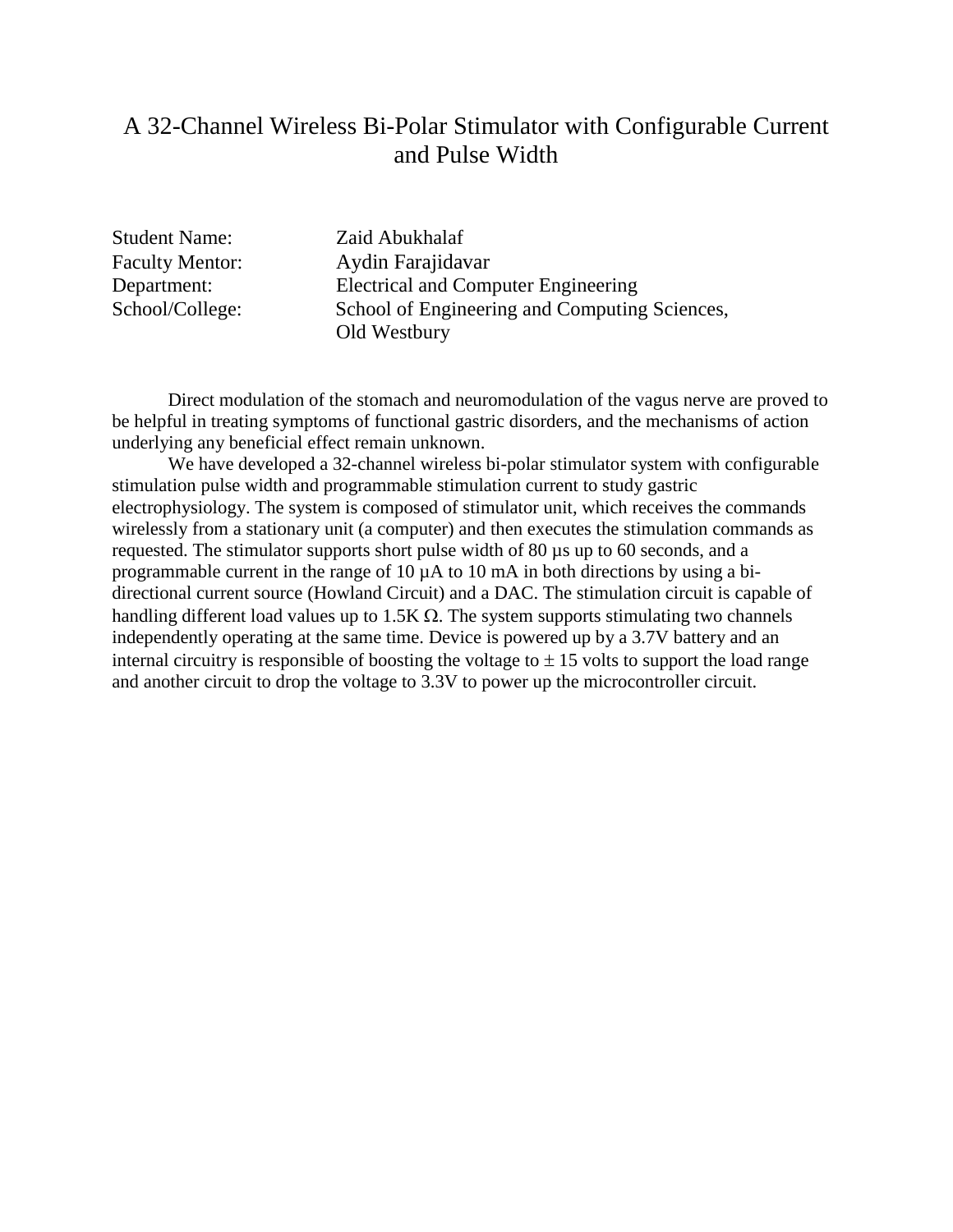# A 32-Channel Wireless Bi-Polar Stimulator with Configurable Current and Pulse Width

Student Name: Zaid Abukhalaf
Faculty Mentor: Aydin Farajidavar
Department: Electrical and Computer Engineering
School/College: School of Engineering and Computing Sciences, Old Westbury

Direct modulation of the stomach and neuromodulation of the vagus nerve are proved to be helpful in treating symptoms of functional gastric disorders, and the mechanisms of action underlying any beneficial effect remain unknown.

We have developed a 32-channel wireless bi-polar stimulator system with configurable stimulation pulse width and programmable stimulation current to study gastric electrophysiology. The system is composed of stimulator unit, which receives the commands wirelessly from a stationary unit (a computer) and then executes the stimulation commands as requested. The stimulator supports short pulse width of 80 µs up to 60 seconds, and a programmable current in the range of 10 µA to 10 mA in both directions by using a bi-directional current source (Howland Circuit) and a DAC. The stimulation circuit is capable of handling different load values up to 1.5K Ω. The system supports stimulating two channels independently operating at the same time. Device is powered up by a 3.7V battery and an internal circuitry is responsible of boosting the voltage to ± 15 volts to support the load range and another circuit to drop the voltage to 3.3V to power up the microcontroller circuit.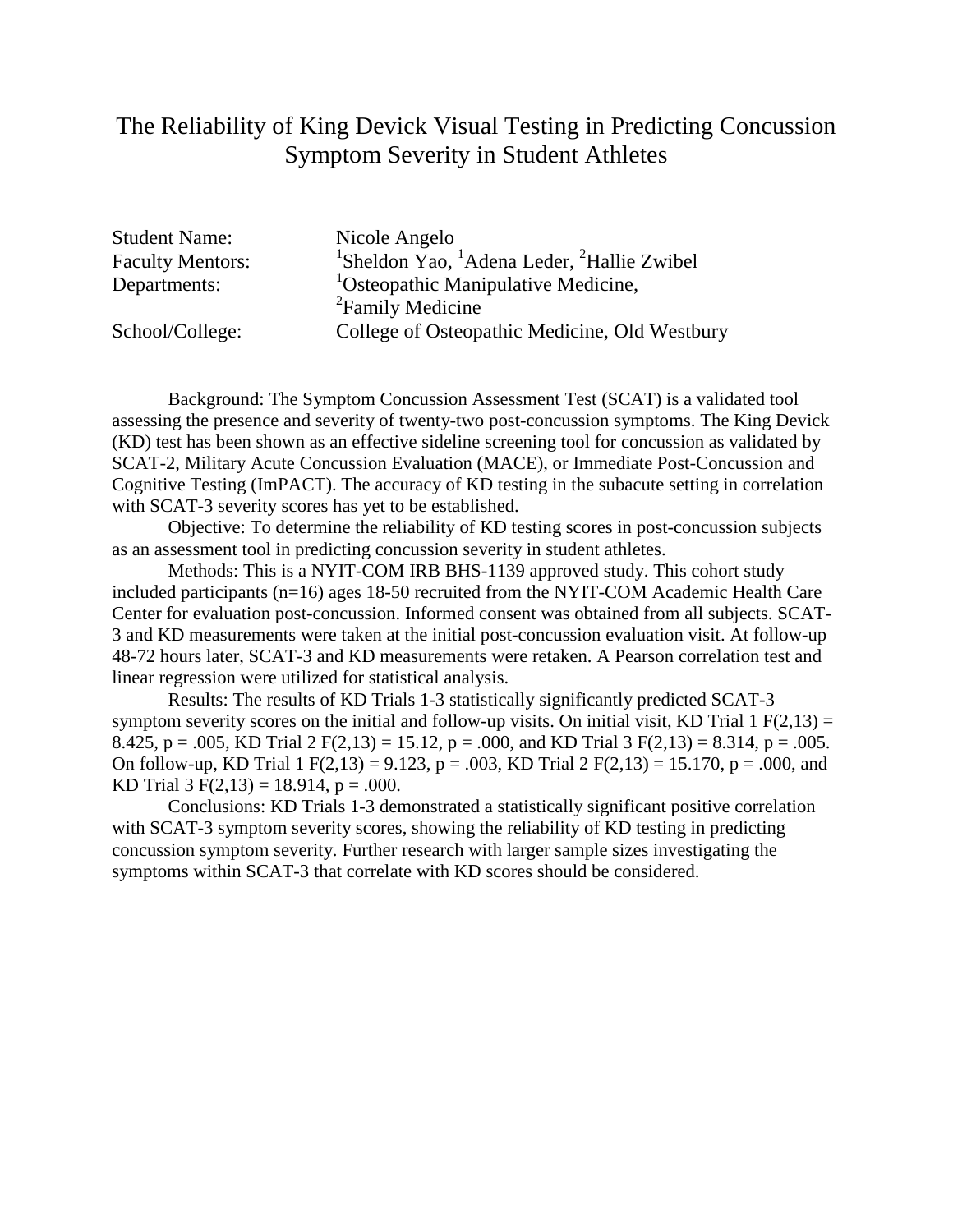# The Reliability of King Devick Visual Testing in Predicting Concussion Symptom Severity in Student Athletes

| | |
|---|---|
| Student Name: | Nicole Angelo |
| Faculty Mentors: | [1]Sheldon Yao, [1]Adena Leder, [2]Hallie Zwibel |
| Departments: | [1]Osteopathic Manipulative Medicine, [2]Family Medicine |
| School/College: | College of Osteopathic Medicine, Old Westbury |

Background: The Symptom Concussion Assessment Test (SCAT) is a validated tool assessing the presence and severity of twenty-two post-concussion symptoms. The King Devick (KD) test has been shown as an effective sideline screening tool for concussion as validated by SCAT-2, Military Acute Concussion Evaluation (MACE), or Immediate Post-Concussion and Cognitive Testing (ImPACT). The accuracy of KD testing in the subacute setting in correlation with SCAT-3 severity scores has yet to be established.

Objective: To determine the reliability of KD testing scores in post-concussion subjects as an assessment tool in predicting concussion severity in student athletes.

Methods: This is a NYIT-COM IRB BHS-1139 approved study. This cohort study included participants (n=16) ages 18-50 recruited from the NYIT-COM Academic Health Care Center for evaluation post-concussion. Informed consent was obtained from all subjects. SCAT-3 and KD measurements were taken at the initial post-concussion evaluation visit. At follow-up 48-72 hours later, SCAT-3 and KD measurements were retaken. A Pearson correlation test and linear regression were utilized for statistical analysis.

Results: The results of KD Trials 1-3 statistically significantly predicted SCAT-3 symptom severity scores on the initial and follow-up visits. On initial visit, KD Trial 1 $F(2,13) = 8.425$, $p = .005$, KD Trial 2 $F(2,13) = 15.12$, $p = .000$, and KD Trial 3 $F(2,13) = 8.314$, $p = .005$. On follow-up, KD Trial 1 $F(2,13) = 9.123$, $p = .003$, KD Trial 2 $F(2,13) = 15.170$, $p = .000$, and KD Trial 3 $F(2,13) = 18.914$, $p = .000$.

Conclusions: KD Trials 1-3 demonstrated a statistically significant positive correlation with SCAT-3 symptom severity scores, showing the reliability of KD testing in predicting concussion symptom severity. Further research with larger sample sizes investigating the symptoms within SCAT-3 that correlate with KD scores should be considered.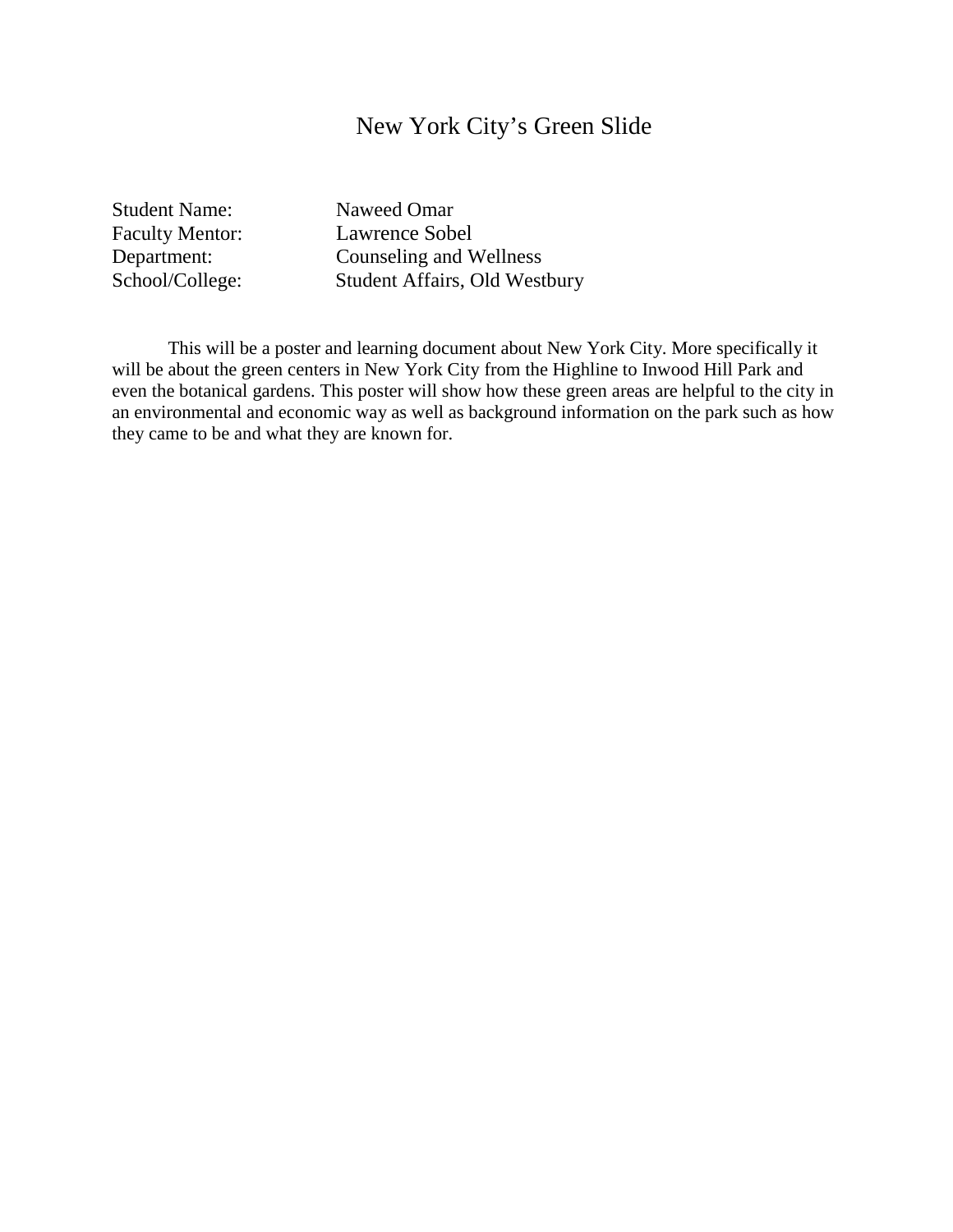# New York City's Green Slide

Student Name: Naweed Omar
Faculty Mentor: Lawrence Sobel
Department: Counseling and Wellness
School/College: Student Affairs, Old Westbury

This will be a poster and learning document about New York City. More specifically it will be about the green centers in New York City from the Highline to Inwood Hill Park and even the botanical gardens. This poster will show how these green areas are helpful to the city in an environmental and economic way as well as background information on the park such as how they came to be and what they are known for.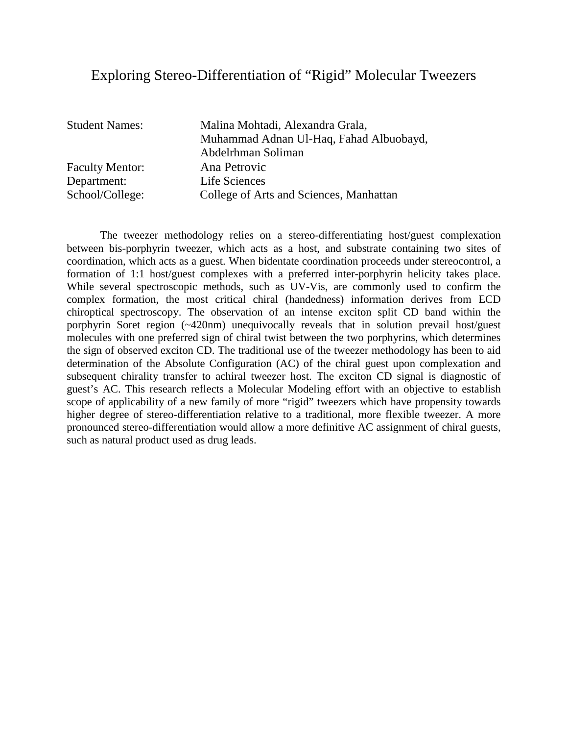# Exploring Stereo-Differentiation of "Rigid" Molecular Tweezers

| | |
|---|---|
| Student Names: | Malina Mohtadi, Alexandra Grala, Muhammad Adnan Ul-Haq, Fahad Albuobayd, Abdelrhman Soliman |
| Faculty Mentor: | Ana Petrovic |
| Department: | Life Sciences |
| School/College: | College of Arts and Sciences, Manhattan |

The tweezer methodology relies on a stereo-differentiating host/guest complexation between bis-porphyrin tweezer, which acts as a host, and substrate containing two sites of coordination, which acts as a guest. When bidentate coordination proceeds under stereocontrol, a formation of 1:1 host/guest complexes with a preferred inter-porphyrin helicity takes place. While several spectroscopic methods, such as UV-Vis, are commonly used to confirm the complex formation, the most critical chiral (handedness) information derives from ECD chiroptical spectroscopy. The observation of an intense exciton split CD band within the porphyrin Soret region (~420nm) unequivocally reveals that in solution prevail host/guest molecules with one preferred sign of chiral twist between the two porphyrins, which determines the sign of observed exciton CD. The traditional use of the tweezer methodology has been to aid determination of the Absolute Configuration (AC) of the chiral guest upon complexation and subsequent chirality transfer to achiral tweezer host. The exciton CD signal is diagnostic of guest's AC. This research reflects a Molecular Modeling effort with an objective to establish scope of applicability of a new family of more "rigid" tweezers which have propensity towards higher degree of stereo-differentiation relative to a traditional, more flexible tweezer. A more pronounced stereo-differentiation would allow a more definitive AC assignment of chiral guests, such as natural product used as drug leads.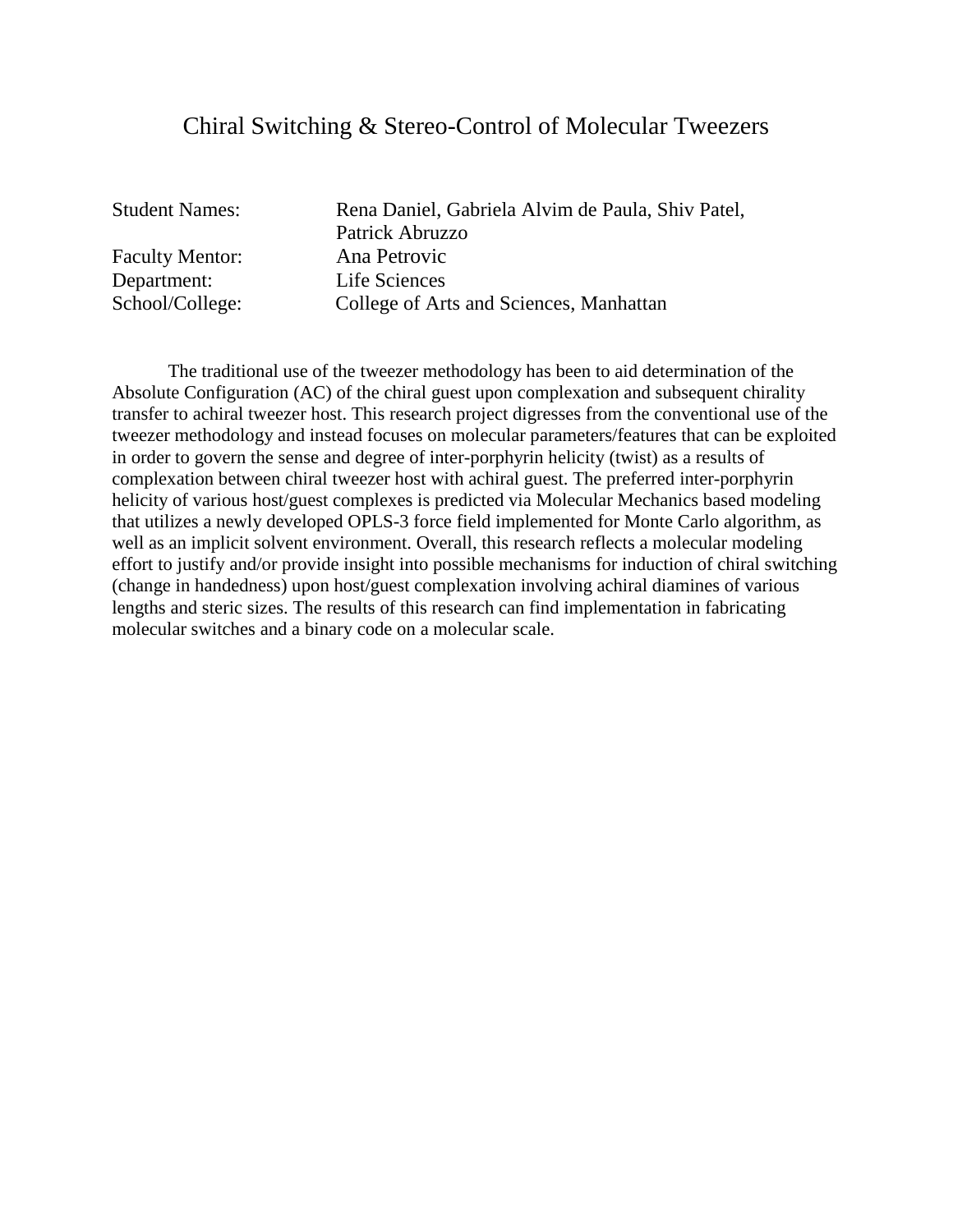# Chiral Switching & Stereo-Control of Molecular Tweezers

Student Names: Rena Daniel, Gabriela Alvim de Paula, Shiv Patel, Patrick Abruzzo
Faculty Mentor: Ana Petrovic
Department: Life Sciences
School/College: College of Arts and Sciences, Manhattan

The traditional use of the tweezer methodology has been to aid determination of the Absolute Configuration (AC) of the chiral guest upon complexation and subsequent chirality transfer to achiral tweezer host. This research project digresses from the conventional use of the tweezer methodology and instead focuses on molecular parameters/features that can be exploited in order to govern the sense and degree of inter-porphyrin helicity (twist) as a results of complexation between chiral tweezer host with achiral guest. The preferred inter-porphyrin helicity of various host/guest complexes is predicted via Molecular Mechanics based modeling that utilizes a newly developed OPLS-3 force field implemented for Monte Carlo algorithm, as well as an implicit solvent environment. Overall, this research reflects a molecular modeling effort to justify and/or provide insight into possible mechanisms for induction of chiral switching (change in handedness) upon host/guest complexation involving achiral diamines of various lengths and steric sizes. The results of this research can find implementation in fabricating molecular switches and a binary code on a molecular scale.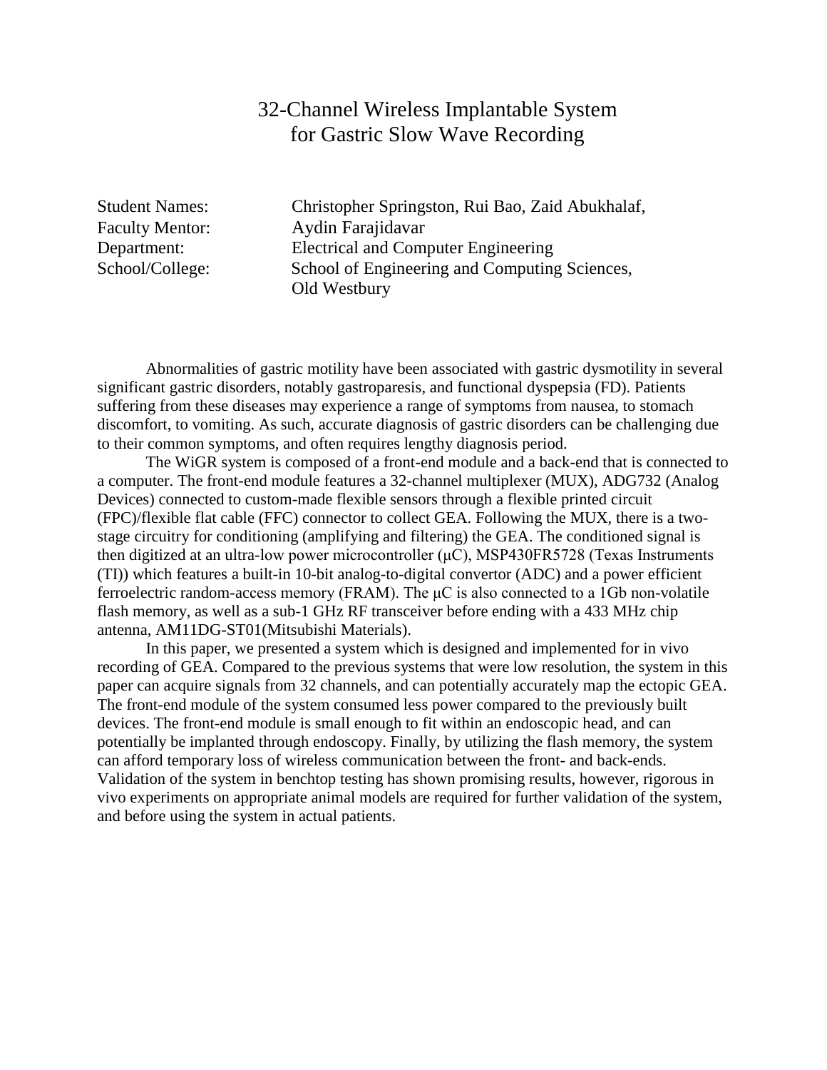# 32-Channel Wireless Implantable System for Gastric Slow Wave Recording

Student Names: Christopher Springston, Rui Bao, Zaid Abukhalaf,
Faculty Mentor: Aydin Farajidavar
Department: Electrical and Computer Engineering
School/College: School of Engineering and Computing Sciences, Old Westbury

Abnormalities of gastric motility have been associated with gastric dysmotility in several significant gastric disorders, notably gastroparesis, and functional dyspepsia (FD). Patients suffering from these diseases may experience a range of symptoms from nausea, to stomach discomfort, to vomiting. As such, accurate diagnosis of gastric disorders can be challenging due to their common symptoms, and often requires lengthy diagnosis period.

The WiGR system is composed of a front-end module and a back-end that is connected to a computer. The front-end module features a 32-channel multiplexer (MUX), ADG732 (Analog Devices) connected to custom-made flexible sensors through a flexible printed circuit (FPC)/flexible flat cable (FFC) connector to collect GEA. Following the MUX, there is a two-stage circuitry for conditioning (amplifying and filtering) the GEA. The conditioned signal is then digitized at an ultra-low power microcontroller (μC), MSP430FR5728 (Texas Instruments (TI)) which features a built-in 10-bit analog-to-digital convertor (ADC) and a power efficient ferroelectric random-access memory (FRAM). The μC is also connected to a 1Gb non-volatile flash memory, as well as a sub-1 GHz RF transceiver before ending with a 433 MHz chip antenna, AM11DG-ST01(Mitsubishi Materials).

In this paper, we presented a system which is designed and implemented for in vivo recording of GEA. Compared to the previous systems that were low resolution, the system in this paper can acquire signals from 32 channels, and can potentially accurately map the ectopic GEA. The front-end module of the system consumed less power compared to the previously built devices. The front-end module is small enough to fit within an endoscopic head, and can potentially be implanted through endoscopy. Finally, by utilizing the flash memory, the system can afford temporary loss of wireless communication between the front- and back-ends. Validation of the system in benchtop testing has shown promising results, however, rigorous in vivo experiments on appropriate animal models are required for further validation of the system, and before using the system in actual patients.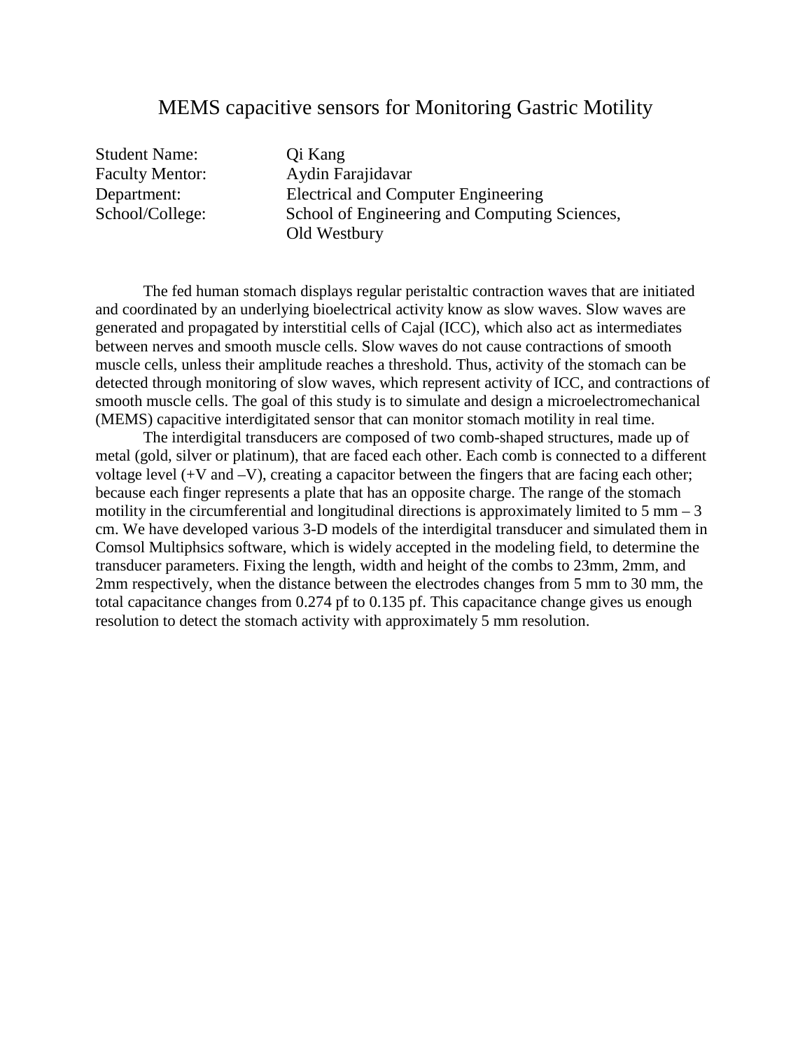# MEMS capacitive sensors for Monitoring Gastric Motility

Student Name: Qi Kang
Faculty Mentor: Aydin Farajidavar
Department: Electrical and Computer Engineering
School/College: School of Engineering and Computing Sciences, Old Westbury

The fed human stomach displays regular peristaltic contraction waves that are initiated and coordinated by an underlying bioelectrical activity know as slow waves. Slow waves are generated and propagated by interstitial cells of Cajal (ICC), which also act as intermediates between nerves and smooth muscle cells. Slow waves do not cause contractions of smooth muscle cells, unless their amplitude reaches a threshold. Thus, activity of the stomach can be detected through monitoring of slow waves, which represent activity of ICC, and contractions of smooth muscle cells. The goal of this study is to simulate and design a microelectromechanical (MEMS) capacitive interdigitated sensor that can monitor stomach motility in real time.

The interdigital transducers are composed of two comb-shaped structures, made up of metal (gold, silver or platinum), that are faced each other. Each comb is connected to a different voltage level (+V and –V), creating a capacitor between the fingers that are facing each other; because each finger represents a plate that has an opposite charge. The range of the stomach motility in the circumferential and longitudinal directions is approximately limited to 5 mm – 3 cm. We have developed various 3-D models of the interdigital transducer and simulated them in Comsol Multiphsics software, which is widely accepted in the modeling field, to determine the transducer parameters. Fixing the length, width and height of the combs to 23mm, 2mm, and 2mm respectively, when the distance between the electrodes changes from 5 mm to 30 mm, the total capacitance changes from 0.274 pf to 0.135 pf. This capacitance change gives us enough resolution to detect the stomach activity with approximately 5 mm resolution.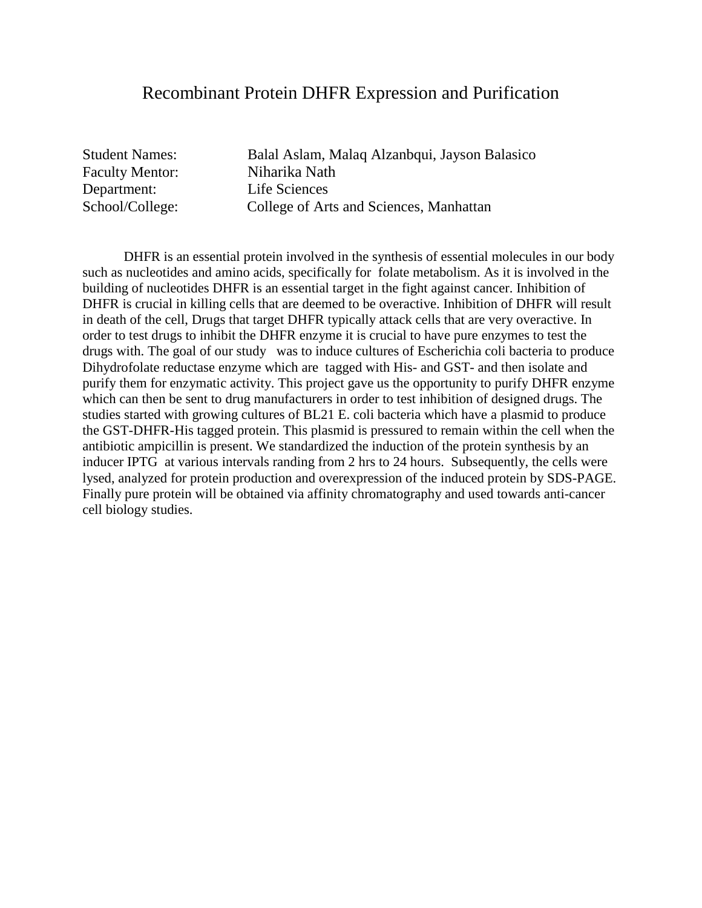# Recombinant Protein DHFR Expression and Purification

Student Names: Balal Aslam, Malaq Alzanbqui, Jayson Balasico
Faculty Mentor: Niharika Nath
Department: Life Sciences
School/College: College of Arts and Sciences, Manhattan

DHFR is an essential protein involved in the synthesis of essential molecules in our body such as nucleotides and amino acids, specifically for folate metabolism. As it is involved in the building of nucleotides DHFR is an essential target in the fight against cancer. Inhibition of DHFR is crucial in killing cells that are deemed to be overactive. Inhibition of DHFR will result in death of the cell, Drugs that target DHFR typically attack cells that are very overactive. In order to test drugs to inhibit the DHFR enzyme it is crucial to have pure enzymes to test the drugs with. The goal of our study was to induce cultures of Escherichia coli bacteria to produce Dihydrofolate reductase enzyme which are tagged with His- and GST- and then isolate and purify them for enzymatic activity. This project gave us the opportunity to purify DHFR enzyme which can then be sent to drug manufacturers in order to test inhibition of designed drugs. The studies started with growing cultures of BL21 E. coli bacteria which have a plasmid to produce the GST-DHFR-His tagged protein. This plasmid is pressured to remain within the cell when the antibiotic ampicillin is present. We standardized the induction of the protein synthesis by an inducer IPTG at various intervals randing from 2 hrs to 24 hours. Subsequently, the cells were lysed, analyzed for protein production and overexpression of the induced protein by SDS-PAGE. Finally pure protein will be obtained via affinity chromatography and used towards anti-cancer cell biology studies.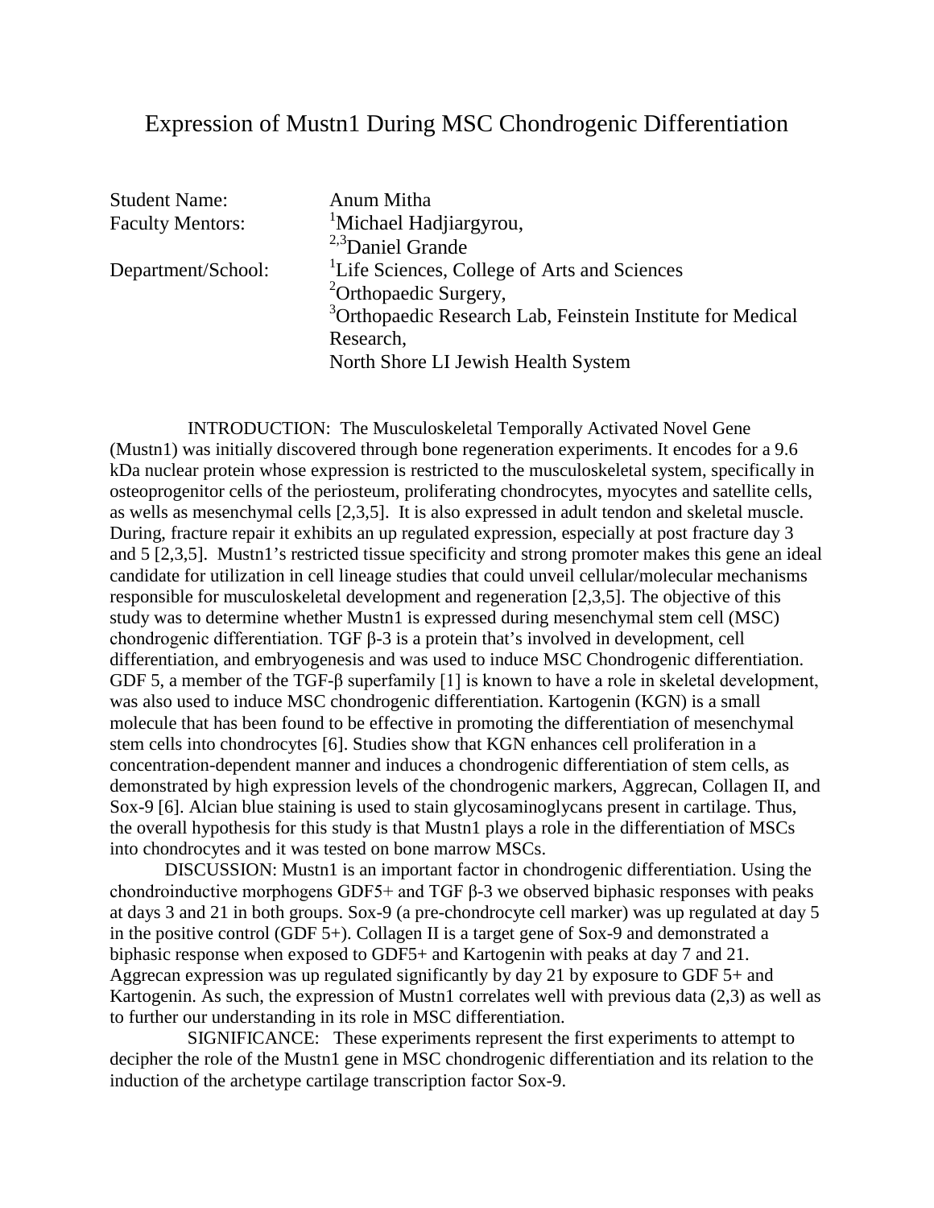# Expression of Mustn1 During MSC Chondrogenic Differentiation

| | |
|---|---|
| Student Name: | Anum Mitha |
| Faculty Mentors: | [1]Michael Hadjiargyrou, [2,3]Daniel Grande |
| Department/School: | [1]Life Sciences, College of Arts and Sciences<br>[2]Orthopaedic Surgery,<br>[3]Orthopaedic Research Lab, Feinstein Institute for Medical Research,<br>North Shore LI Jewish Health System |

INTRODUCTION: The Musculoskeletal Temporally Activated Novel Gene (Mustn1) was initially discovered through bone regeneration experiments. It encodes for a 9.6 kDa nuclear protein whose expression is restricted to the musculoskeletal system, specifically in osteoprogenitor cells of the periosteum, proliferating chondrocytes, myocytes and satellite cells, as wells as mesenchymal cells [2,3,5]. It is also expressed in adult tendon and skeletal muscle. During, fracture repair it exhibits an up regulated expression, especially at post fracture day 3 and 5 [2,3,5]. Mustn1's restricted tissue specificity and strong promoter makes this gene an ideal candidate for utilization in cell lineage studies that could unveil cellular/molecular mechanisms responsible for musculoskeletal development and regeneration [2,3,5]. The objective of this study was to determine whether Mustn1 is expressed during mesenchymal stem cell (MSC) chondrogenic differentiation. TGF β-3 is a protein that's involved in development, cell differentiation, and embryogenesis and was used to induce MSC Chondrogenic differentiation. GDF 5, a member of the TGF-β superfamily [1] is known to have a role in skeletal development, was also used to induce MSC chondrogenic differentiation. Kartogenin (KGN) is a small molecule that has been found to be effective in promoting the differentiation of mesenchymal stem cells into chondrocytes [6]. Studies show that KGN enhances cell proliferation in a concentration-dependent manner and induces a chondrogenic differentiation of stem cells, as demonstrated by high expression levels of the chondrogenic markers, Aggrecan, Collagen II, and Sox-9 [6]. Alcian blue staining is used to stain glycosaminoglycans present in cartilage. Thus, the overall hypothesis for this study is that Mustn1 plays a role in the differentiation of MSCs into chondrocytes and it was tested on bone marrow MSCs.

DISCUSSION: Mustn1 is an important factor in chondrogenic differentiation. Using the chondroinductive morphogens GDF5+ and TGF β-3 we observed biphasic responses with peaks at days 3 and 21 in both groups. Sox-9 (a pre-chondrocyte cell marker) was up regulated at day 5 in the positive control (GDF 5+). Collagen II is a target gene of Sox-9 and demonstrated a biphasic response when exposed to GDF5+ and Kartogenin with peaks at day 7 and 21. Aggrecan expression was up regulated significantly by day 21 by exposure to GDF 5+ and Kartogenin. As such, the expression of Mustn1 correlates well with previous data (2,3) as well as to further our understanding in its role in MSC differentiation.

SIGNIFICANCE: These experiments represent the first experiments to attempt to decipher the role of the Mustn1 gene in MSC chondrogenic differentiation and its relation to the induction of the archetype cartilage transcription factor Sox-9.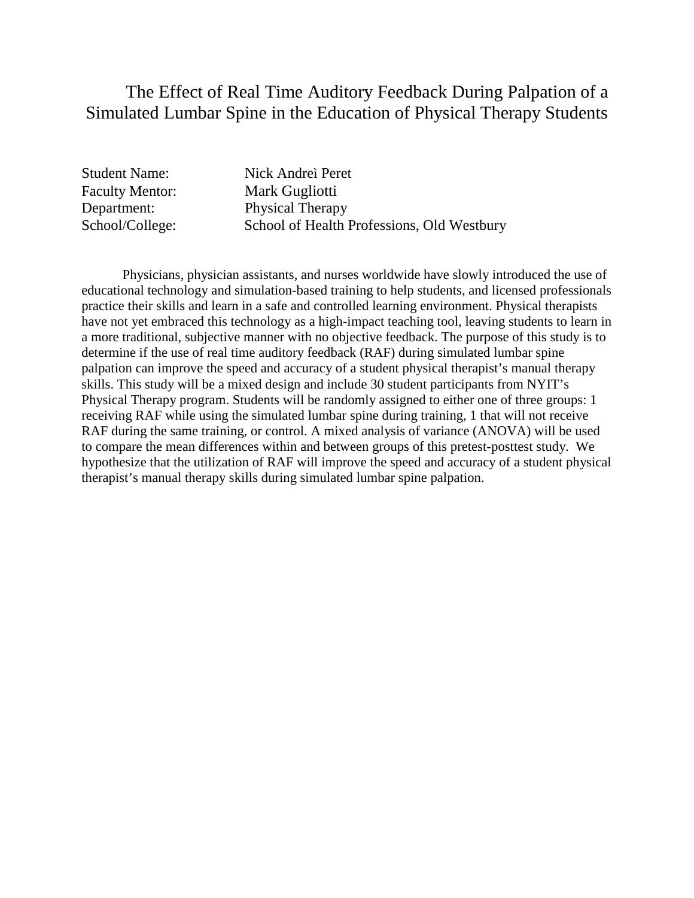# The Effect of Real Time Auditory Feedback During Palpation of a Simulated Lumbar Spine in the Education of Physical Therapy Students

Student Name: Nick Andreì Peret
Faculty Mentor: Mark Gugliotti
Department: Physical Therapy
School/College: School of Health Professions, Old Westbury

Physicians, physician assistants, and nurses worldwide have slowly introduced the use of educational technology and simulation-based training to help students, and licensed professionals practice their skills and learn in a safe and controlled learning environment. Physical therapists have not yet embraced this technology as a high-impact teaching tool, leaving students to learn in a more traditional, subjective manner with no objective feedback. The purpose of this study is to determine if the use of real time auditory feedback (RAF) during simulated lumbar spine palpation can improve the speed and accuracy of a student physical therapist's manual therapy skills. This study will be a mixed design and include 30 student participants from NYIT's Physical Therapy program. Students will be randomly assigned to either one of three groups: 1 receiving RAF while using the simulated lumbar spine during training, 1 that will not receive RAF during the same training, or control. A mixed analysis of variance (ANOVA) will be used to compare the mean differences within and between groups of this pretest-posttest study. We hypothesize that the utilization of RAF will improve the speed and accuracy of a student physical therapist's manual therapy skills during simulated lumbar spine palpation.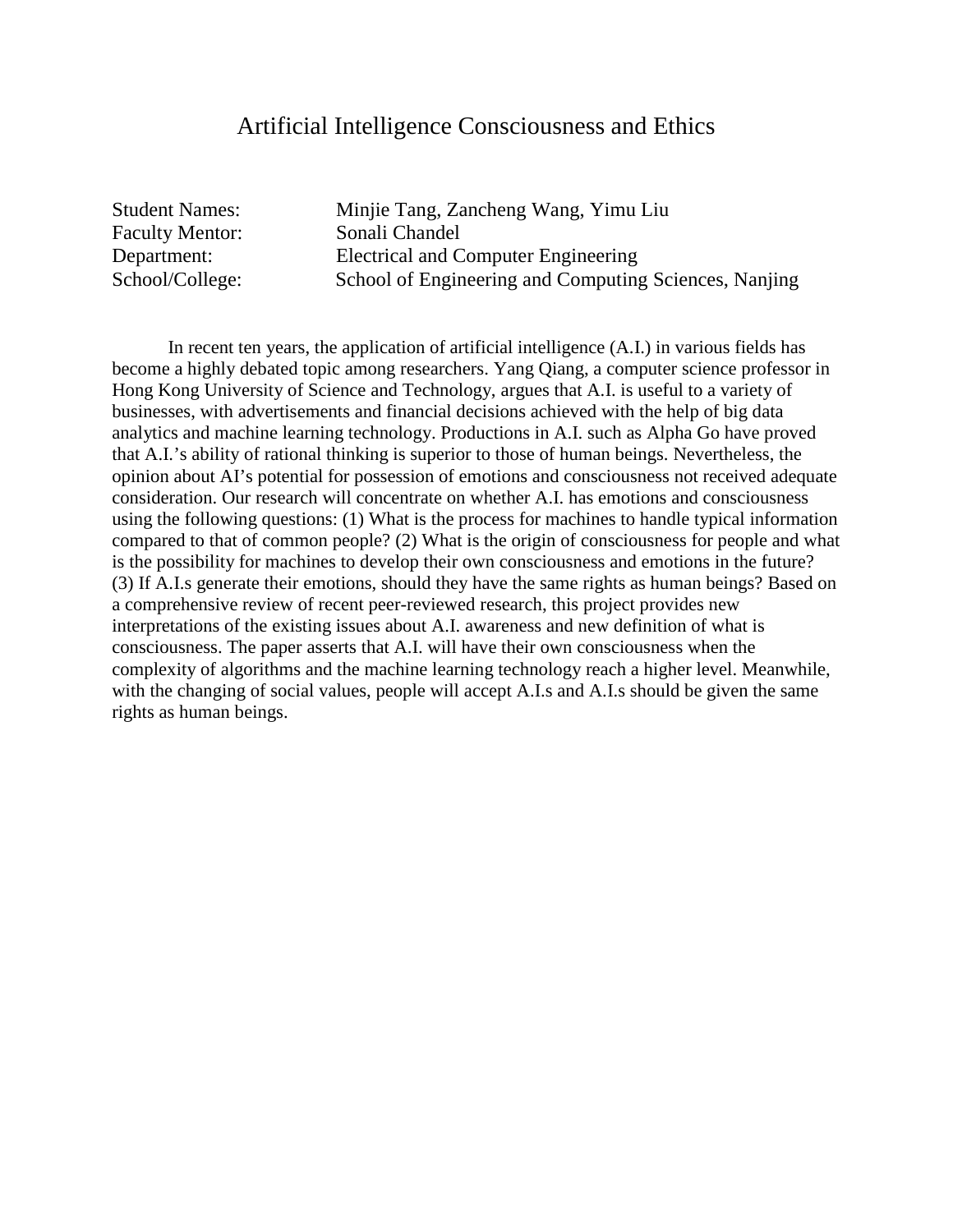# Artificial Intelligence Consciousness and Ethics

Student Names: Minjie Tang, Zancheng Wang, Yimu Liu
Faculty Mentor: Sonali Chandel
Department: Electrical and Computer Engineering
School/College: School of Engineering and Computing Sciences, Nanjing

In recent ten years, the application of artificial intelligence (A.I.) in various fields has become a highly debated topic among researchers. Yang Qiang, a computer science professor in Hong Kong University of Science and Technology, argues that A.I. is useful to a variety of businesses, with advertisements and financial decisions achieved with the help of big data analytics and machine learning technology. Productions in A.I. such as Alpha Go have proved that A.I.'s ability of rational thinking is superior to those of human beings. Nevertheless, the opinion about AI's potential for possession of emotions and consciousness not received adequate consideration. Our research will concentrate on whether A.I. has emotions and consciousness using the following questions: (1) What is the process for machines to handle typical information compared to that of common people? (2) What is the origin of consciousness for people and what is the possibility for machines to develop their own consciousness and emotions in the future? (3) If A.I.s generate their emotions, should they have the same rights as human beings? Based on a comprehensive review of recent peer-reviewed research, this project provides new interpretations of the existing issues about A.I. awareness and new definition of what is consciousness. The paper asserts that A.I. will have their own consciousness when the complexity of algorithms and the machine learning technology reach a higher level. Meanwhile, with the changing of social values, people will accept A.I.s and A.I.s should be given the same rights as human beings.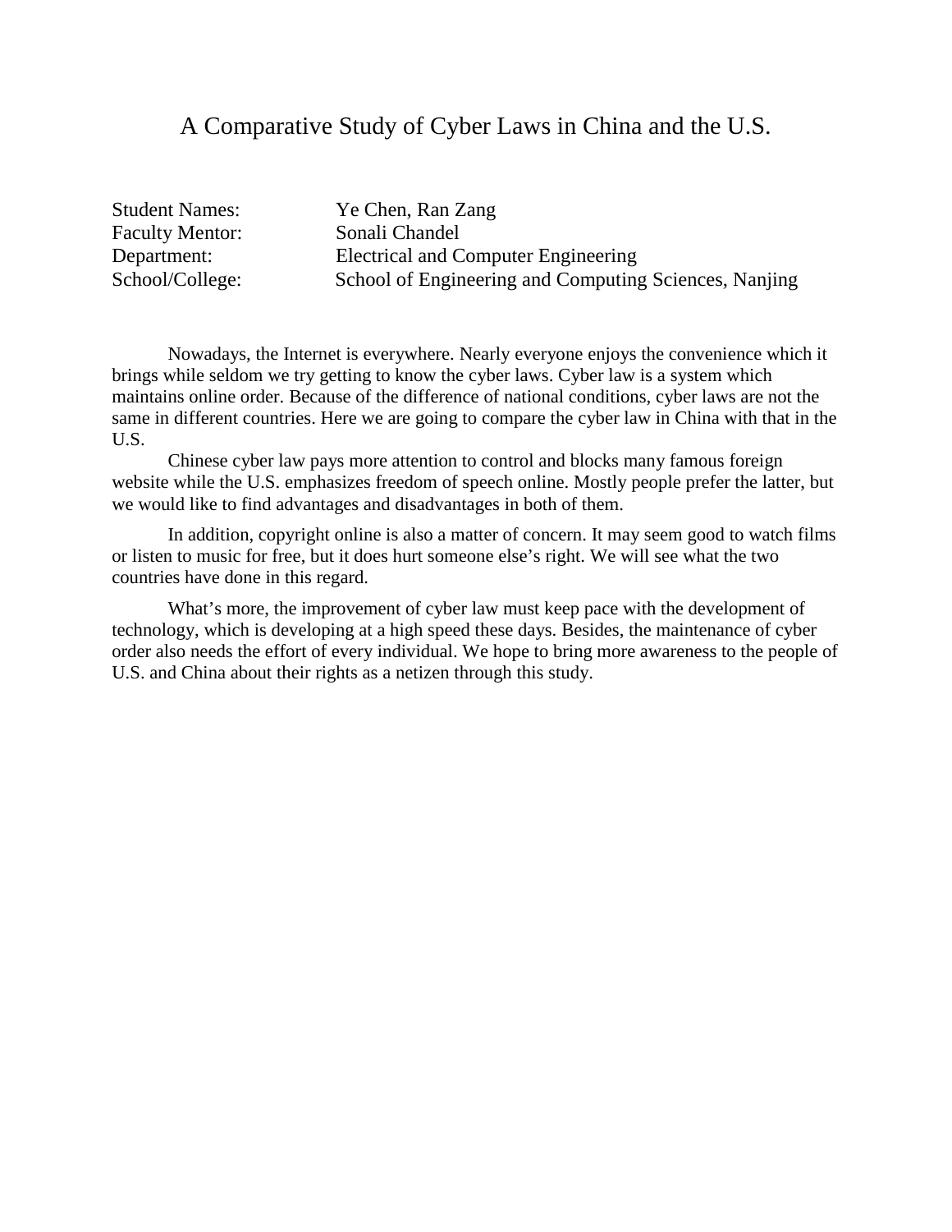# A Comparative Study of Cyber Laws in China and the U.S.

| | |
|---|---|
| Student Names: | Ye Chen, Ran Zang |
| Faculty Mentor: | Sonali Chandel |
| Department: | Electrical and Computer Engineering |
| School/College: | School of Engineering and Computing Sciences, Nanjing |

Nowadays, the Internet is everywhere. Nearly everyone enjoys the convenience which it brings while seldom we try getting to know the cyber laws. Cyber law is a system which maintains online order. Because of the difference of national conditions, cyber laws are not the same in different countries. Here we are going to compare the cyber law in China with that in the U.S.

Chinese cyber law pays more attention to control and blocks many famous foreign website while the U.S. emphasizes freedom of speech online. Mostly people prefer the latter, but we would like to find advantages and disadvantages in both of them.

In addition, copyright online is also a matter of concern. It may seem good to watch films or listen to music for free, but it does hurt someone else's right. We will see what the two countries have done in this regard.

What's more, the improvement of cyber law must keep pace with the development of technology, which is developing at a high speed these days. Besides, the maintenance of cyber order also needs the effort of every individual. We hope to bring more awareness to the people of U.S. and China about their rights as a netizen through this study.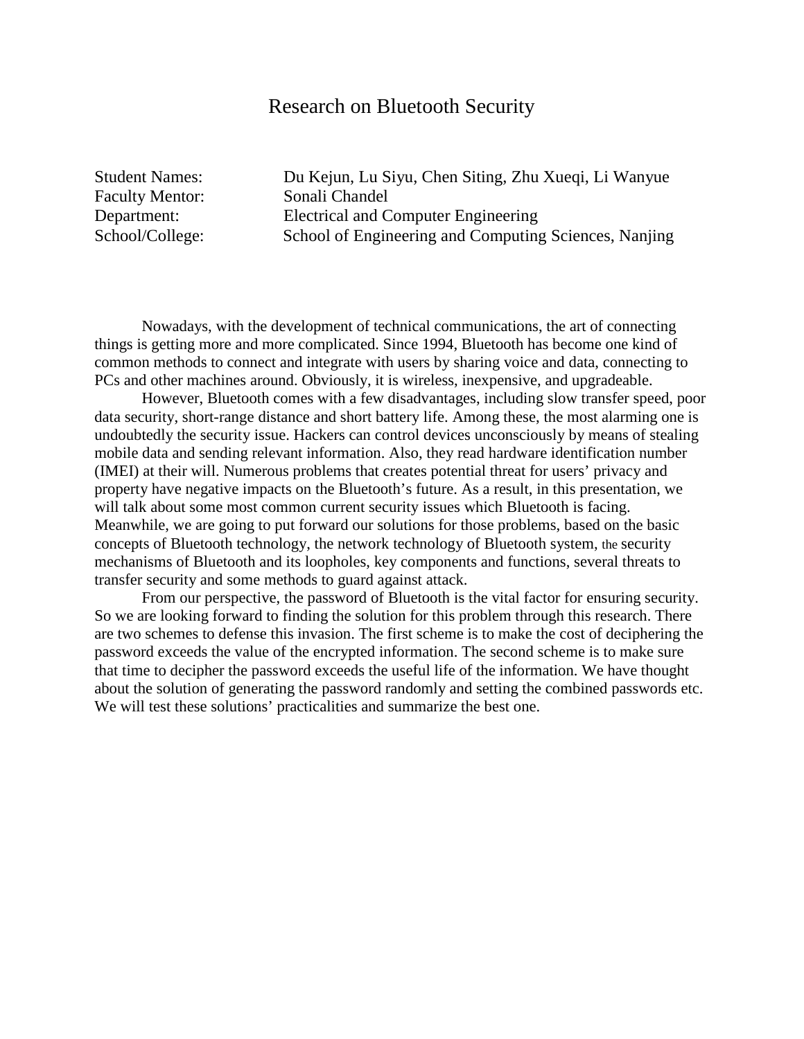# Research on Bluetooth Security

Student Names: Du Kejun, Lu Siyu, Chen Siting, Zhu Xueqi, Li Wanyue
Faculty Mentor: Sonali Chandel
Department: Electrical and Computer Engineering
School/College: School of Engineering and Computing Sciences, Nanjing

Nowadays, with the development of technical communications, the art of connecting things is getting more and more complicated. Since 1994, Bluetooth has become one kind of common methods to connect and integrate with users by sharing voice and data, connecting to PCs and other machines around. Obviously, it is wireless, inexpensive, and upgradeable.

However, Bluetooth comes with a few disadvantages, including slow transfer speed, poor data security, short-range distance and short battery life. Among these, the most alarming one is undoubtedly the security issue. Hackers can control devices unconsciously by means of stealing mobile data and sending relevant information. Also, they read hardware identification number (IMEI) at their will. Numerous problems that creates potential threat for users' privacy and property have negative impacts on the Bluetooth's future. As a result, in this presentation, we will talk about some most common current security issues which Bluetooth is facing. Meanwhile, we are going to put forward our solutions for those problems, based on the basic concepts of Bluetooth technology, the network technology of Bluetooth system, the security mechanisms of Bluetooth and its loopholes, key components and functions, several threats to transfer security and some methods to guard against attack.

From our perspective, the password of Bluetooth is the vital factor for ensuring security. So we are looking forward to finding the solution for this problem through this research. There are two schemes to defense this invasion. The first scheme is to make the cost of deciphering the password exceeds the value of the encrypted information. The second scheme is to make sure that time to decipher the password exceeds the useful life of the information. We have thought about the solution of generating the password randomly and setting the combined passwords etc. We will test these solutions' practicalities and summarize the best one.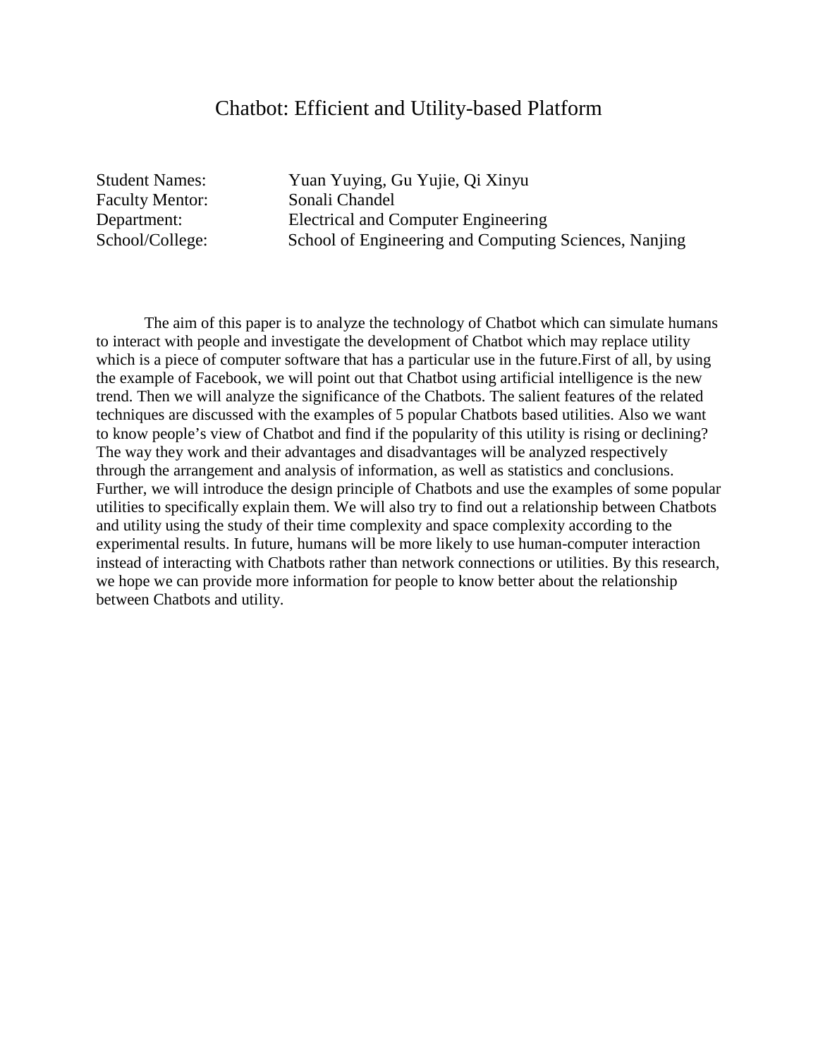# Chatbot: Efficient and Utility-based Platform

Student Names: Yuan Yuying, Gu Yujie, Qi Xinyu
Faculty Mentor: Sonali Chandel
Department: Electrical and Computer Engineering
School/College: School of Engineering and Computing Sciences, Nanjing

The aim of this paper is to analyze the technology of Chatbot which can simulate humans to interact with people and investigate the development of Chatbot which may replace utility which is a piece of computer software that has a particular use in the future.First of all, by using the example of Facebook, we will point out that Chatbot using artificial intelligence is the new trend. Then we will analyze the significance of the Chatbots. The salient features of the related techniques are discussed with the examples of 5 popular Chatbots based utilities. Also we want to know people's view of Chatbot and find if the popularity of this utility is rising or declining? The way they work and their advantages and disadvantages will be analyzed respectively through the arrangement and analysis of information, as well as statistics and conclusions. Further, we will introduce the design principle of Chatbots and use the examples of some popular utilities to specifically explain them. We will also try to find out a relationship between Chatbots and utility using the study of their time complexity and space complexity according to the experimental results. In future, humans will be more likely to use human-computer interaction instead of interacting with Chatbots rather than network connections or utilities. By this research, we hope we can provide more information for people to know better about the relationship between Chatbots and utility.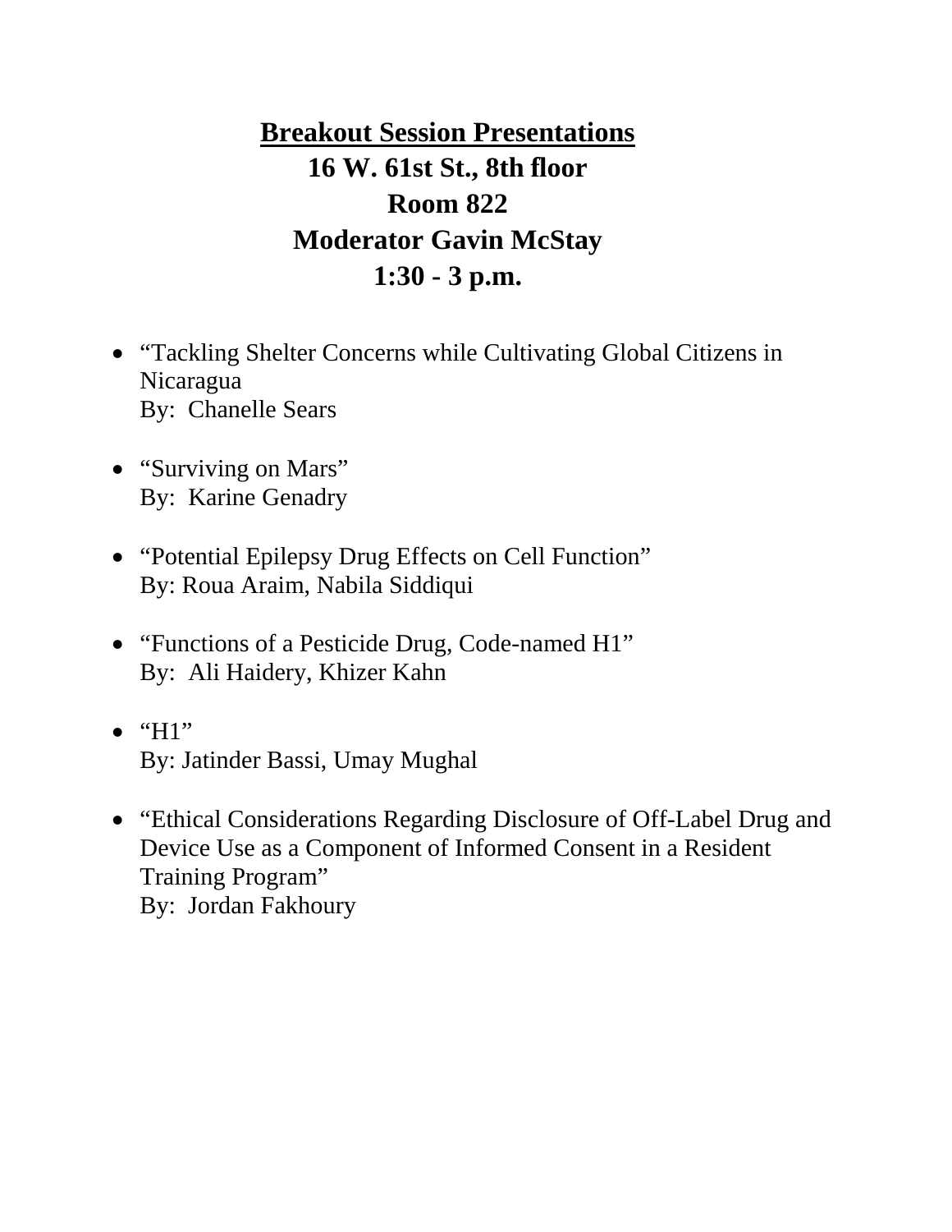# Breakout Session Presentations

**16 W. 61st St., 8th floor**

**Room 822**

**Moderator Gavin McStay**

**1:30 - 3 p.m.**

- "Tackling Shelter Concerns while Cultivating Global Citizens in Nicaragua
  By: Chanelle Sears

- "Surviving on Mars"
  By: Karine Genadry

- "Potential Epilepsy Drug Effects on Cell Function"
  By: Roua Araim, Nabila Siddiqui

- "Functions of a Pesticide Drug, Code-named H1"
  By: Ali Haidery, Khizer Kahn

- "H1"
  By: Jatinder Bassi, Umay Mughal

- "Ethical Considerations Regarding Disclosure of Off-Label Drug and Device Use as a Component of Informed Consent in a Resident Training Program"
  By: Jordan Fakhoury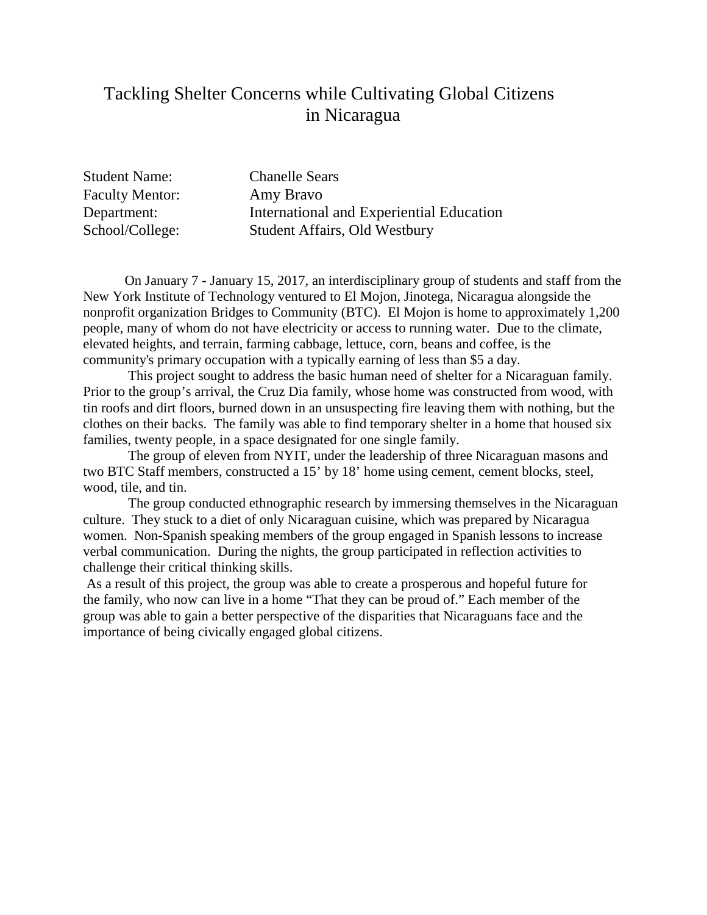# Tackling Shelter Concerns while Cultivating Global Citizens in Nicaragua

| | |
|---|---|
| Student Name: | Chanelle Sears |
| Faculty Mentor: | Amy Bravo |
| Department: | International and Experiential Education |
| School/College: | Student Affairs, Old Westbury |

On January 7 - January 15, 2017, an interdisciplinary group of students and staff from the New York Institute of Technology ventured to El Mojon, Jinotega, Nicaragua alongside the nonprofit organization Bridges to Community (BTC). El Mojon is home to approximately 1,200 people, many of whom do not have electricity or access to running water. Due to the climate, elevated heights, and terrain, farming cabbage, lettuce, corn, beans and coffee, is the community's primary occupation with a typically earning of less than $5 a day.

This project sought to address the basic human need of shelter for a Nicaraguan family. Prior to the group's arrival, the Cruz Dia family, whose home was constructed from wood, with tin roofs and dirt floors, burned down in an unsuspecting fire leaving them with nothing, but the clothes on their backs. The family was able to find temporary shelter in a home that housed six families, twenty people, in a space designated for one single family.

The group of eleven from NYIT, under the leadership of three Nicaraguan masons and two BTC Staff members, constructed a 15' by 18' home using cement, cement blocks, steel, wood, tile, and tin.

The group conducted ethnographic research by immersing themselves in the Nicaraguan culture. They stuck to a diet of only Nicaraguan cuisine, which was prepared by Nicaragua women. Non-Spanish speaking members of the group engaged in Spanish lessons to increase verbal communication. During the nights, the group participated in reflection activities to challenge their critical thinking skills.

As a result of this project, the group was able to create a prosperous and hopeful future for the family, who now can live in a home "That they can be proud of." Each member of the group was able to gain a better perspective of the disparities that Nicaraguans face and the importance of being civically engaged global citizens.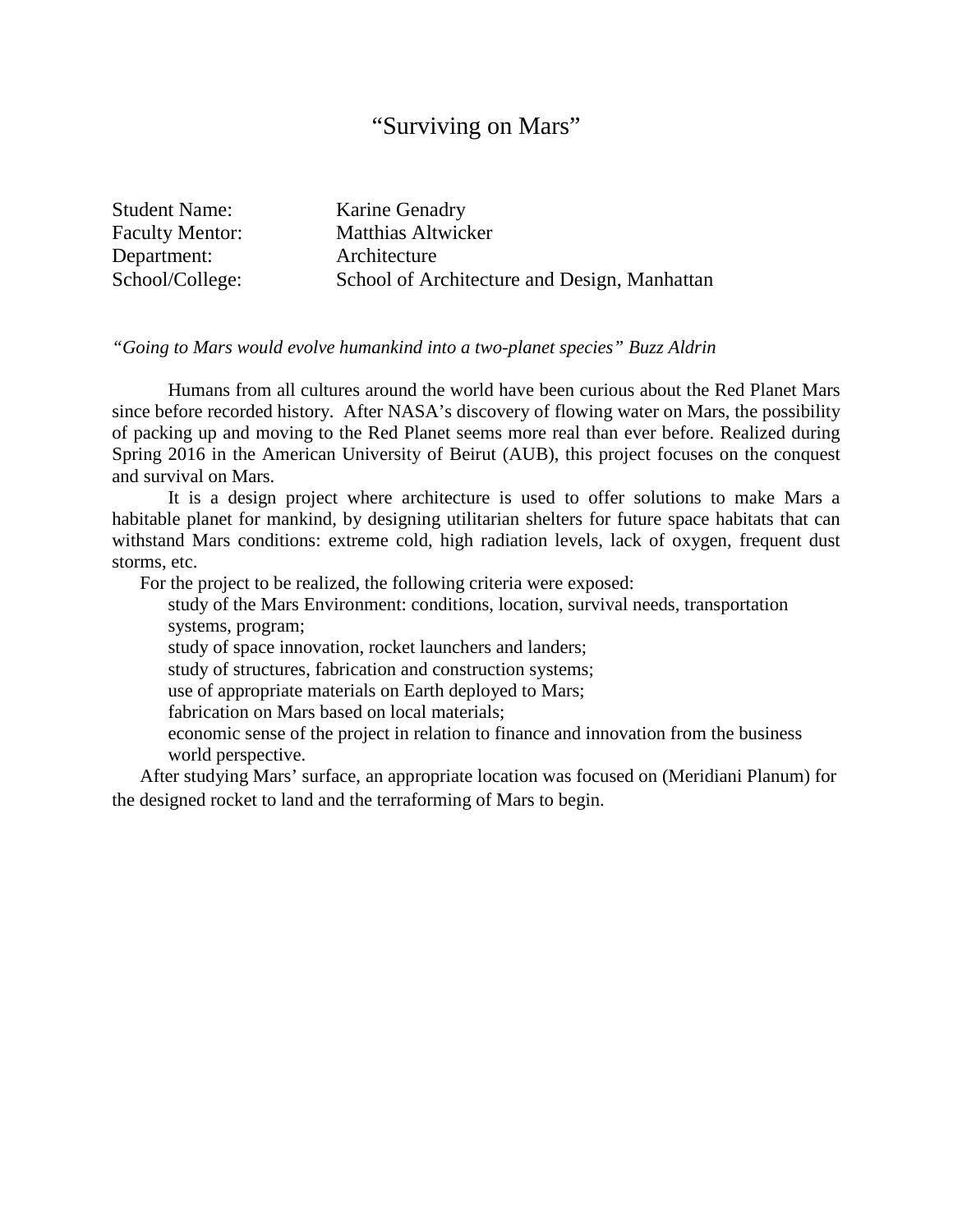# "Surviving on Mars"

| | |
|---|---|
| Student Name: | Karine Genadry |
| Faculty Mentor: | Matthias Altwicker |
| Department: | Architecture |
| School/College: | School of Architecture and Design, Manhattan |

*"Going to Mars would evolve humankind into a two-planet species" Buzz Aldrin*

Humans from all cultures around the world have been curious about the Red Planet Mars since before recorded history. After NASA's discovery of flowing water on Mars, the possibility of packing up and moving to the Red Planet seems more real than ever before. Realized during Spring 2016 in the American University of Beirut (AUB), this project focuses on the conquest and survival on Mars.

It is a design project where architecture is used to offer solutions to make Mars a habitable planet for mankind, by designing utilitarian shelters for future space habitats that can withstand Mars conditions: extreme cold, high radiation levels, lack of oxygen, frequent dust storms, etc.

For the project to be realized, the following criteria were exposed:

- study of the Mars Environment: conditions, location, survival needs, transportation systems, program;
- study of space innovation, rocket launchers and landers;
- study of structures, fabrication and construction systems;
- use of appropriate materials on Earth deployed to Mars;
- fabrication on Mars based on local materials;
- economic sense of the project in relation to finance and innovation from the business world perspective.

After studying Mars' surface, an appropriate location was focused on (Meridiani Planum) for the designed rocket to land and the terraforming of Mars to begin.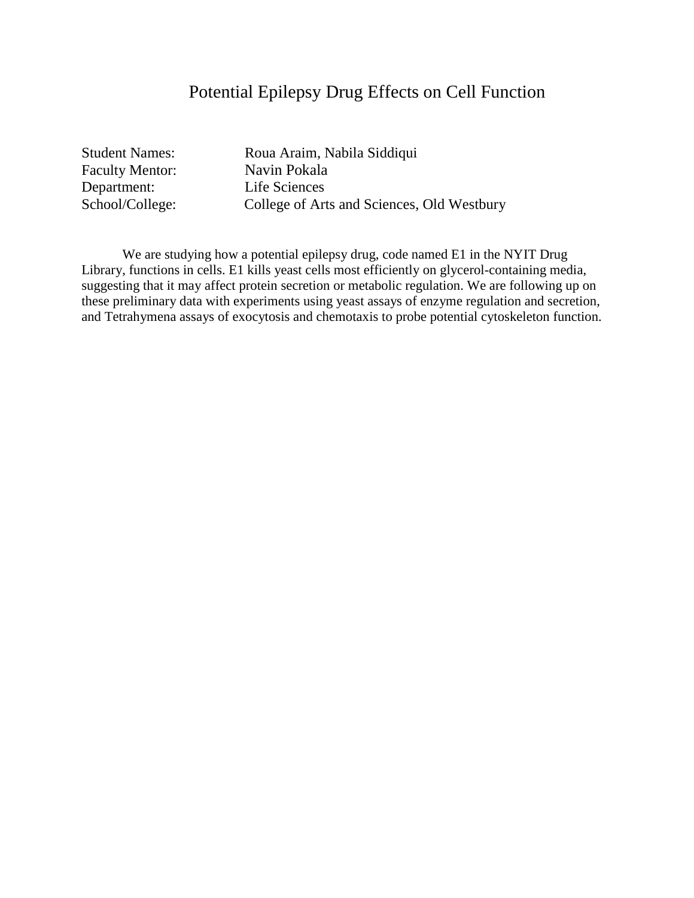# Potential Epilepsy Drug Effects on Cell Function

Student Names: Roua Araim, Nabila Siddiqui
Faculty Mentor: Navin Pokala
Department: Life Sciences
School/College: College of Arts and Sciences, Old Westbury

We are studying how a potential epilepsy drug, code named E1 in the NYIT Drug Library, functions in cells. E1 kills yeast cells most efficiently on glycerol-containing media, suggesting that it may affect protein secretion or metabolic regulation. We are following up on these preliminary data with experiments using yeast assays of enzyme regulation and secretion, and Tetrahymena assays of exocytosis and chemotaxis to probe potential cytoskeleton function.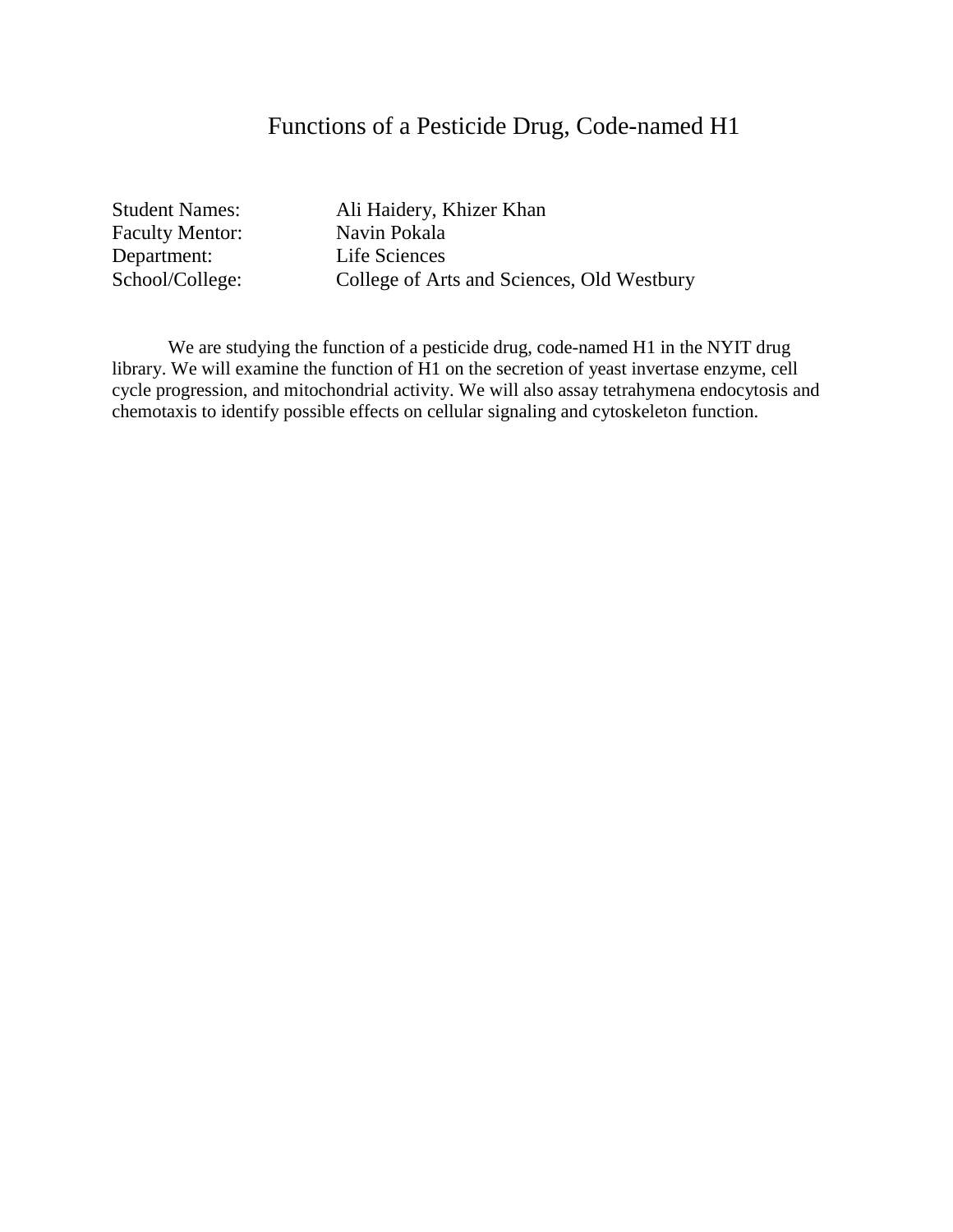# Functions of a Pesticide Drug, Code-named H1

| | |
|---|---|
| Student Names: | Ali Haidery, Khizer Khan |
| Faculty Mentor: | Navin Pokala |
| Department: | Life Sciences |
| School/College: | College of Arts and Sciences, Old Westbury |

We are studying the function of a pesticide drug, code-named H1 in the NYIT drug library. We will examine the function of H1 on the secretion of yeast invertase enzyme, cell cycle progression, and mitochondrial activity. We will also assay tetrahymena endocytosis and chemotaxis to identify possible effects on cellular signaling and cytoskeleton function.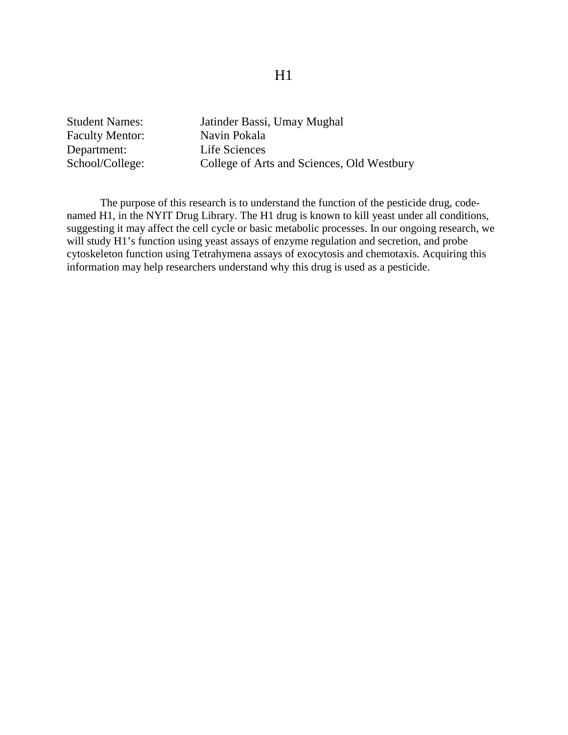# H1

| | |
|---|---|
| Student Names: | Jatinder Bassi, Umay Mughal |
| Faculty Mentor: | Navin Pokala |
| Department: | Life Sciences |
| School/College: | College of Arts and Sciences, Old Westbury |

The purpose of this research is to understand the function of the pesticide drug, code-named H1, in the NYIT Drug Library. The H1 drug is known to kill yeast under all conditions, suggesting it may affect the cell cycle or basic metabolic processes. In our ongoing research, we will study H1's function using yeast assays of enzyme regulation and secretion, and probe cytoskeleton function using Tetrahymena assays of exocytosis and chemotaxis. Acquiring this information may help researchers understand why this drug is used as a pesticide.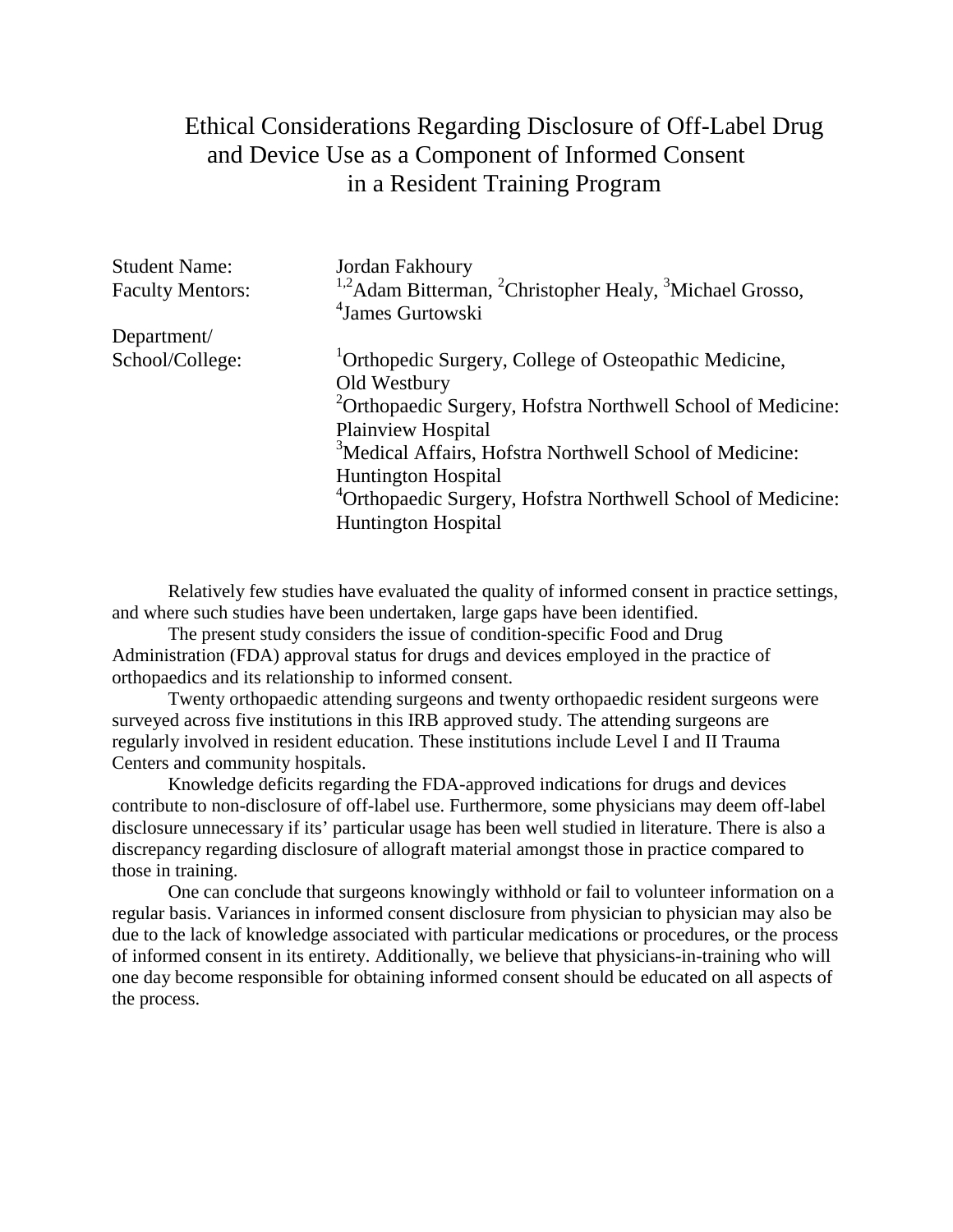# Ethical Considerations Regarding Disclosure of Off-Label Drug and Device Use as a Component of Informed Consent in a Resident Training Program

Student Name: Jordan Fakhoury

Faculty Mentors: [1,2]Adam Bitterman, [2]Christopher Healy, [3]Michael Grosso, [4]James Gurtowski

Department/School/College: [1]Orthopedic Surgery, College of Osteopathic Medicine, Old Westbury
[2]Orthopaedic Surgery, Hofstra Northwell School of Medicine: Plainview Hospital
[3]Medical Affairs, Hofstra Northwell School of Medicine: Huntington Hospital
[4]Orthopaedic Surgery, Hofstra Northwell School of Medicine: Huntington Hospital

Relatively few studies have evaluated the quality of informed consent in practice settings, and where such studies have been undertaken, large gaps have been identified.

The present study considers the issue of condition-specific Food and Drug Administration (FDA) approval status for drugs and devices employed in the practice of orthopaedics and its relationship to informed consent.

Twenty orthopaedic attending surgeons and twenty orthopaedic resident surgeons were surveyed across five institutions in this IRB approved study. The attending surgeons are regularly involved in resident education. These institutions include Level I and II Trauma Centers and community hospitals.

Knowledge deficits regarding the FDA-approved indications for drugs and devices contribute to non-disclosure of off-label use. Furthermore, some physicians may deem off-label disclosure unnecessary if its' particular usage has been well studied in literature. There is also a discrepancy regarding disclosure of allograft material amongst those in practice compared to those in training.

One can conclude that surgeons knowingly withhold or fail to volunteer information on a regular basis. Variances in informed consent disclosure from physician to physician may also be due to the lack of knowledge associated with particular medications or procedures, or the process of informed consent in its entirety. Additionally, we believe that physicians-in-training who will one day become responsible for obtaining informed consent should be educated on all aspects of the process.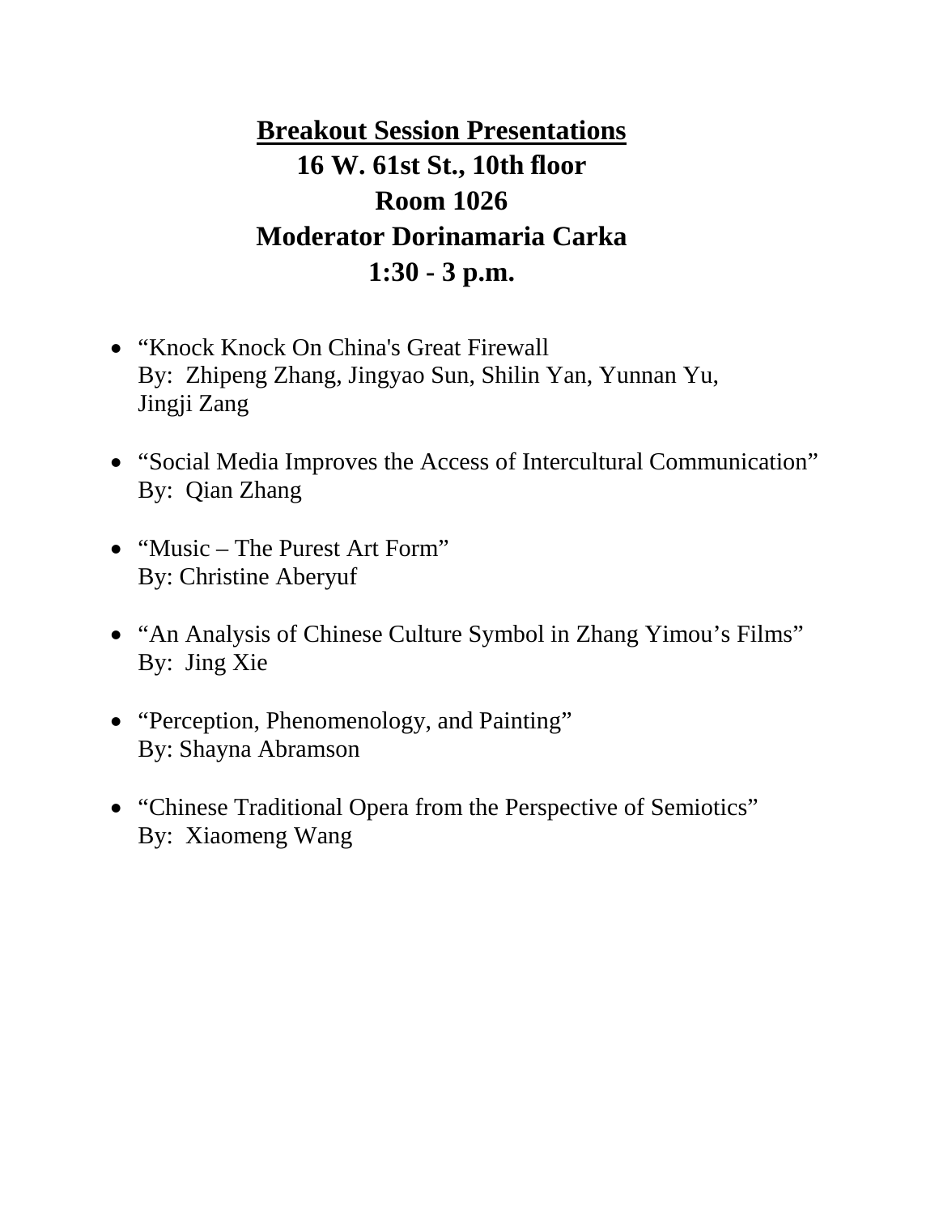# Breakout Session Presentations

## 16 W. 61st St., 10th floor
## Room 1026
## Moderator Dorinamaria Carka
## 1:30 - 3 p.m.

- "Knock Knock On China's Great Firewall
  By: Zhipeng Zhang, Jingyao Sun, Shilin Yan, Yunnan Yu, Jingji Zang

- "Social Media Improves the Access of Intercultural Communication"
  By: Qian Zhang

- "Music – The Purest Art Form"
  By: Christine Aberyuf

- "An Analysis of Chinese Culture Symbol in Zhang Yimou's Films"
  By: Jing Xie

- "Perception, Phenomenology, and Painting"
  By: Shayna Abramson

- "Chinese Traditional Opera from the Perspective of Semiotics"
  By: Xiaomeng Wang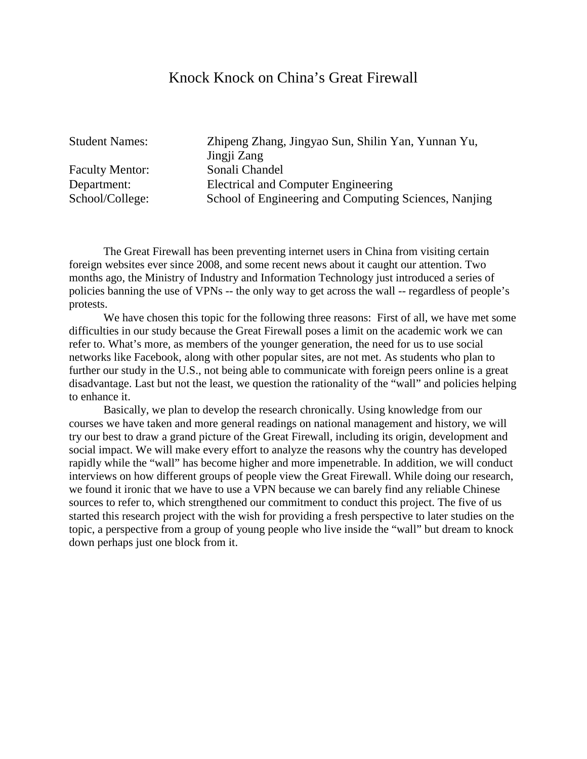# Knock Knock on China's Great Firewall

Student Names: Zhipeng Zhang, Jingyao Sun, Shilin Yan, Yunnan Yu, Jingji Zang
Faculty Mentor: Sonali Chandel
Department: Electrical and Computer Engineering
School/College: School of Engineering and Computing Sciences, Nanjing

The Great Firewall has been preventing internet users in China from visiting certain foreign websites ever since 2008, and some recent news about it caught our attention. Two months ago, the Ministry of Industry and Information Technology just introduced a series of policies banning the use of VPNs -- the only way to get across the wall -- regardless of people's protests.

We have chosen this topic for the following three reasons: First of all, we have met some difficulties in our study because the Great Firewall poses a limit on the academic work we can refer to. What's more, as members of the younger generation, the need for us to use social networks like Facebook, along with other popular sites, are not met. As students who plan to further our study in the U.S., not being able to communicate with foreign peers online is a great disadvantage. Last but not the least, we question the rationality of the "wall" and policies helping to enhance it.

Basically, we plan to develop the research chronically. Using knowledge from our courses we have taken and more general readings on national management and history, we will try our best to draw a grand picture of the Great Firewall, including its origin, development and social impact. We will make every effort to analyze the reasons why the country has developed rapidly while the "wall" has become higher and more impenetrable. In addition, we will conduct interviews on how different groups of people view the Great Firewall. While doing our research, we found it ironic that we have to use a VPN because we can barely find any reliable Chinese sources to refer to, which strengthened our commitment to conduct this project. The five of us started this research project with the wish for providing a fresh perspective to later studies on the topic, a perspective from a group of young people who live inside the "wall" but dream to knock down perhaps just one block from it.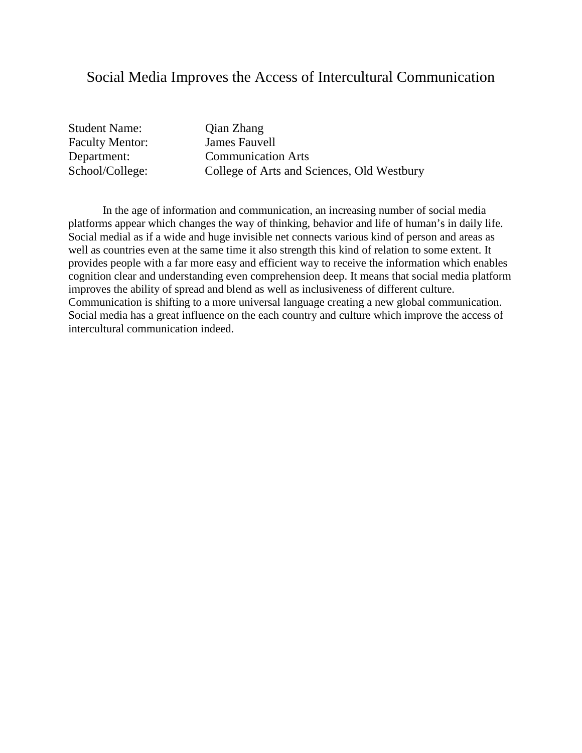# Social Media Improves the Access of Intercultural Communication

Student Name: Qian Zhang
Faculty Mentor: James Fauvell
Department: Communication Arts
School/College: College of Arts and Sciences, Old Westbury

In the age of information and communication, an increasing number of social media platforms appear which changes the way of thinking, behavior and life of human's in daily life. Social medial as if a wide and huge invisible net connects various kind of person and areas as well as countries even at the same time it also strength this kind of relation to some extent. It provides people with a far more easy and efficient way to receive the information which enables cognition clear and understanding even comprehension deep. It means that social media platform improves the ability of spread and blend as well as inclusiveness of different culture. Communication is shifting to a more universal language creating a new global communication. Social media has a great influence on the each country and culture which improve the access of intercultural communication indeed.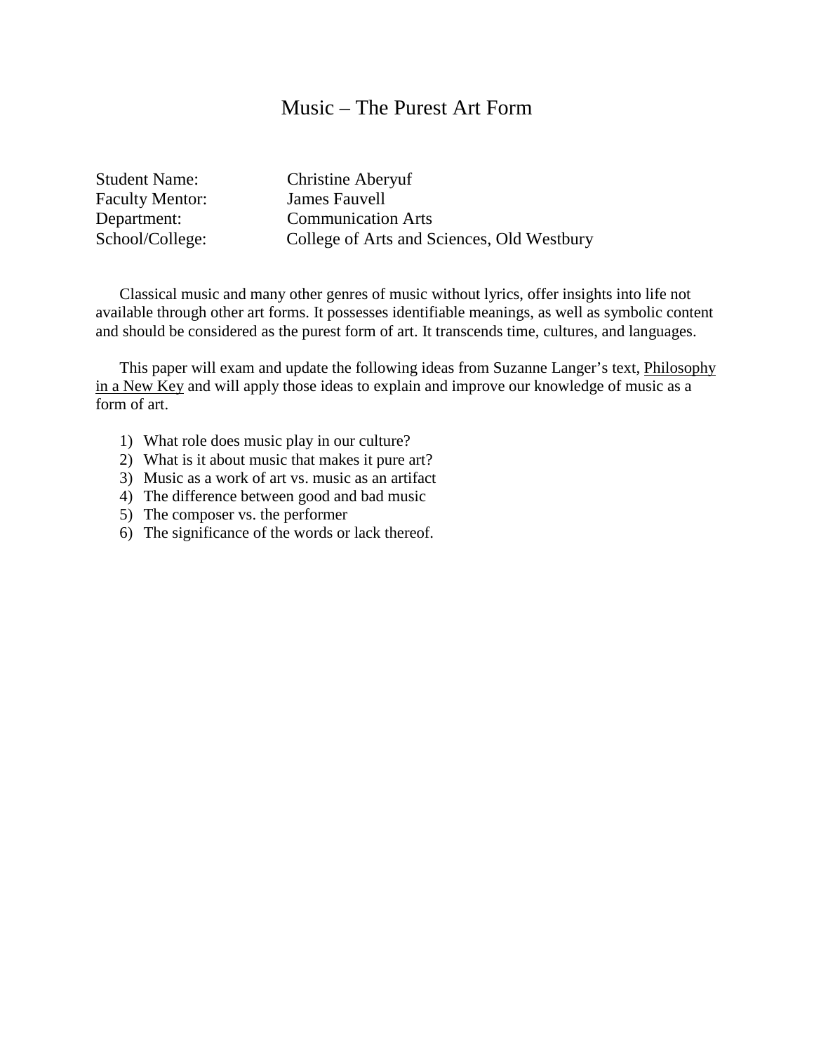# Music – The Purest Art Form

Student Name: Christine Aberyuf
Faculty Mentor: James Fauvell
Department: Communication Arts
School/College: College of Arts and Sciences, Old Westbury

Classical music and many other genres of music without lyrics, offer insights into life not available through other art forms. It possesses identifiable meanings, as well as symbolic content and should be considered as the purest form of art. It transcends time, cultures, and languages.

This paper will exam and update the following ideas from Suzanne Langer's text, Philosophy in a New Key and will apply those ideas to explain and improve our knowledge of music as a form of art.

1) What role does music play in our culture?
2) What is it about music that makes it pure art?
3) Music as a work of art vs. music as an artifact
4) The difference between good and bad music
5) The composer vs. the performer
6) The significance of the words or lack thereof.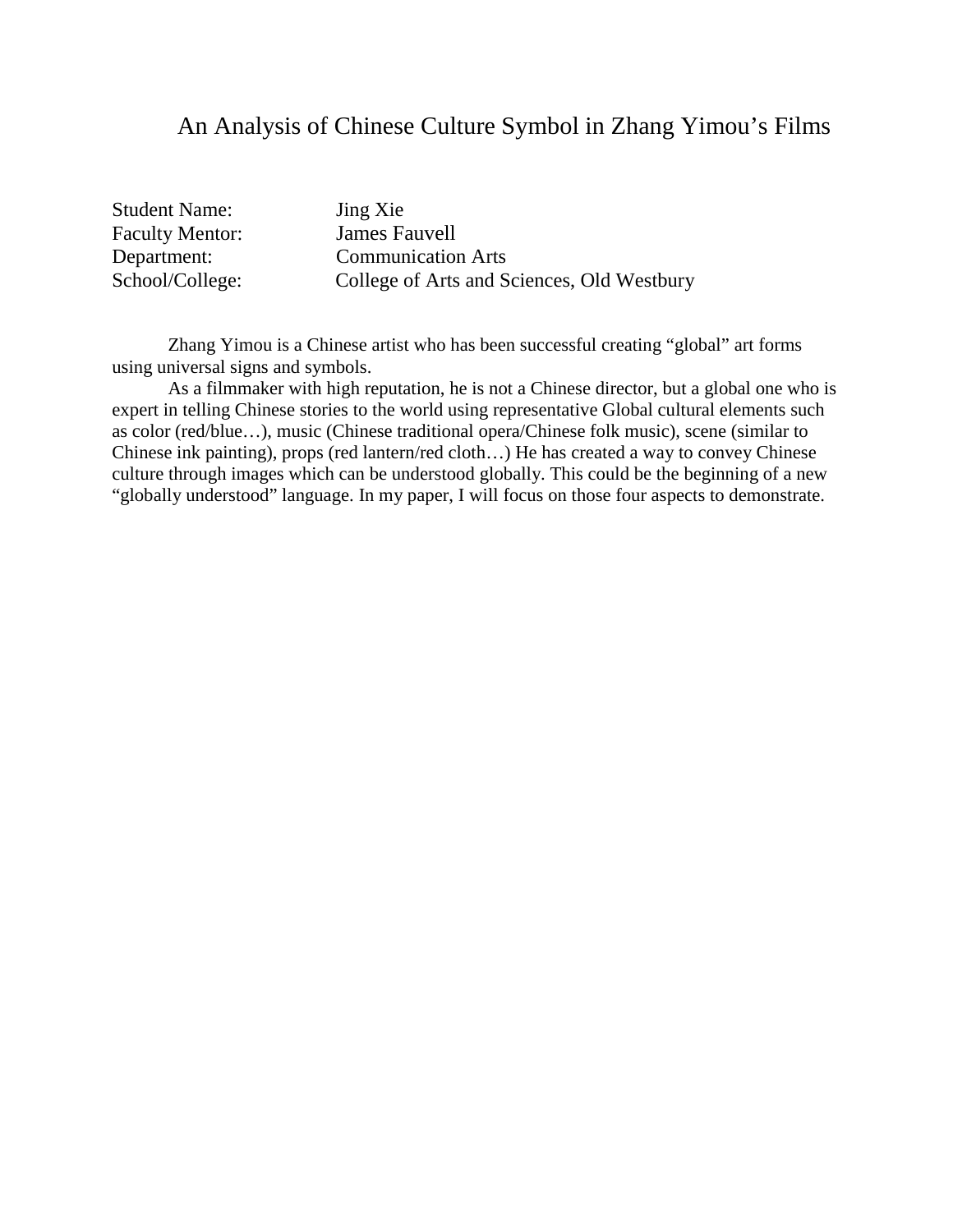# An Analysis of Chinese Culture Symbol in Zhang Yimou's Films

| | |
|---|---|
| Student Name: | Jing Xie |
| Faculty Mentor: | James Fauvell |
| Department: | Communication Arts |
| School/College: | College of Arts and Sciences, Old Westbury |

Zhang Yimou is a Chinese artist who has been successful creating "global" art forms using universal signs and symbols.

As a filmmaker with high reputation, he is not a Chinese director, but a global one who is expert in telling Chinese stories to the world using representative Global cultural elements such as color (red/blue…), music (Chinese traditional opera/Chinese folk music), scene (similar to Chinese ink painting), props (red lantern/red cloth…) He has created a way to convey Chinese culture through images which can be understood globally. This could be the beginning of a new "globally understood" language. In my paper, I will focus on those four aspects to demonstrate.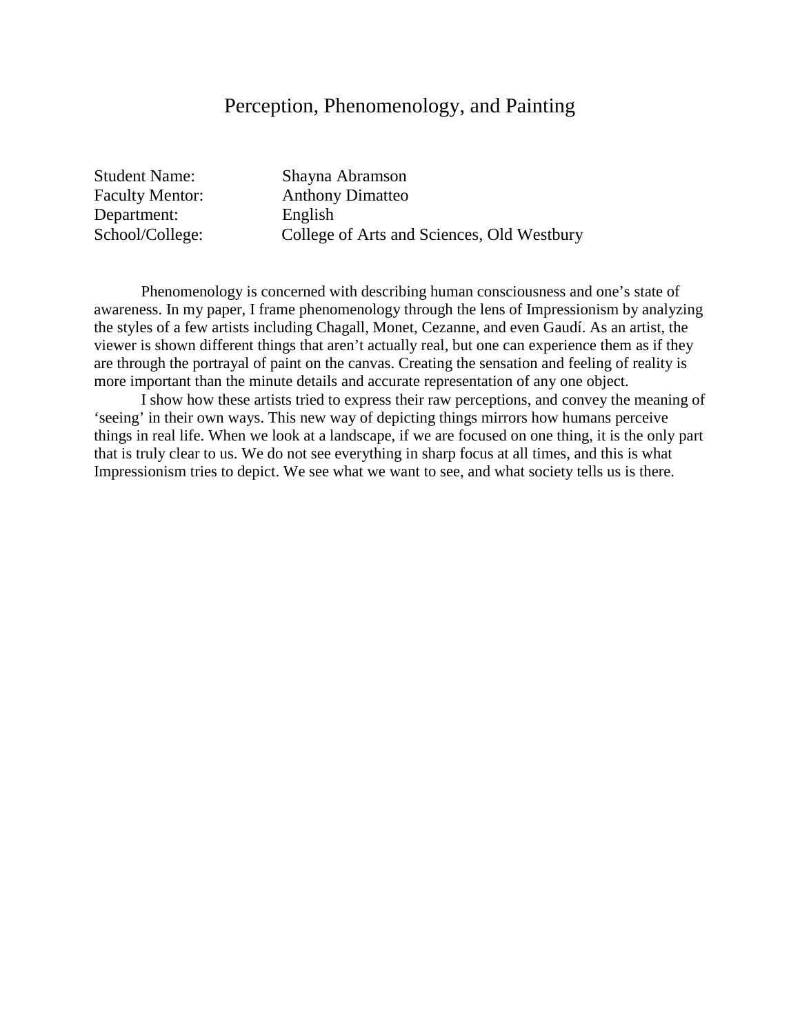# Perception, Phenomenology, and Painting

| | |
|---|---|
| Student Name: | Shayna Abramson |
| Faculty Mentor: | Anthony Dimatteo |
| Department: | English |
| School/College: | College of Arts and Sciences, Old Westbury |

Phenomenology is concerned with describing human consciousness and one's state of awareness. In my paper, I frame phenomenology through the lens of Impressionism by analyzing the styles of a few artists including Chagall, Monet, Cezanne, and even Gaudí. As an artist, the viewer is shown different things that aren't actually real, but one can experience them as if they are through the portrayal of paint on the canvas. Creating the sensation and feeling of reality is more important than the minute details and accurate representation of any one object.

I show how these artists tried to express their raw perceptions, and convey the meaning of 'seeing' in their own ways. This new way of depicting things mirrors how humans perceive things in real life. When we look at a landscape, if we are focused on one thing, it is the only part that is truly clear to us. We do not see everything in sharp focus at all times, and this is what Impressionism tries to depict. We see what we want to see, and what society tells us is there.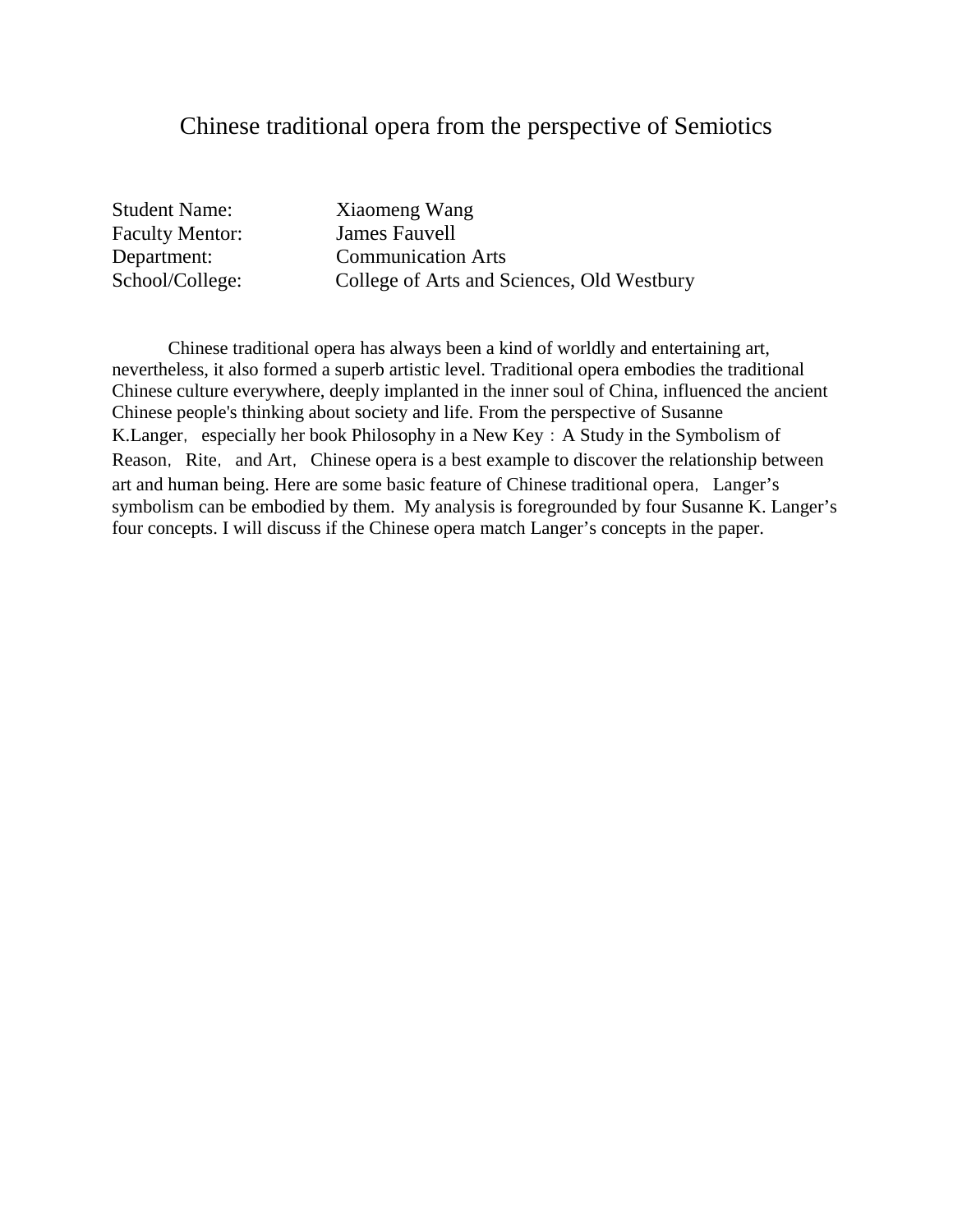# Chinese traditional opera from the perspective of Semiotics

Student Name: Xiaomeng Wang
Faculty Mentor: James Fauvell
Department: Communication Arts
School/College: College of Arts and Sciences, Old Westbury

Chinese traditional opera has always been a kind of worldly and entertaining art, nevertheless, it also formed a superb artistic level. Traditional opera embodies the traditional Chinese culture everywhere, deeply implanted in the inner soul of China, influenced the ancient Chinese people's thinking about society and life. From the perspective of Susanne K.Langer，especially her book Philosophy in a New Key：A Study in the Symbolism of Reason，Rite，and Art，Chinese opera is a best example to discover the relationship between art and human being. Here are some basic feature of Chinese traditional opera，Langer's symbolism can be embodied by them. My analysis is foregrounded by four Susanne K. Langer's four concepts. I will discuss if the Chinese opera match Langer's concepts in the paper.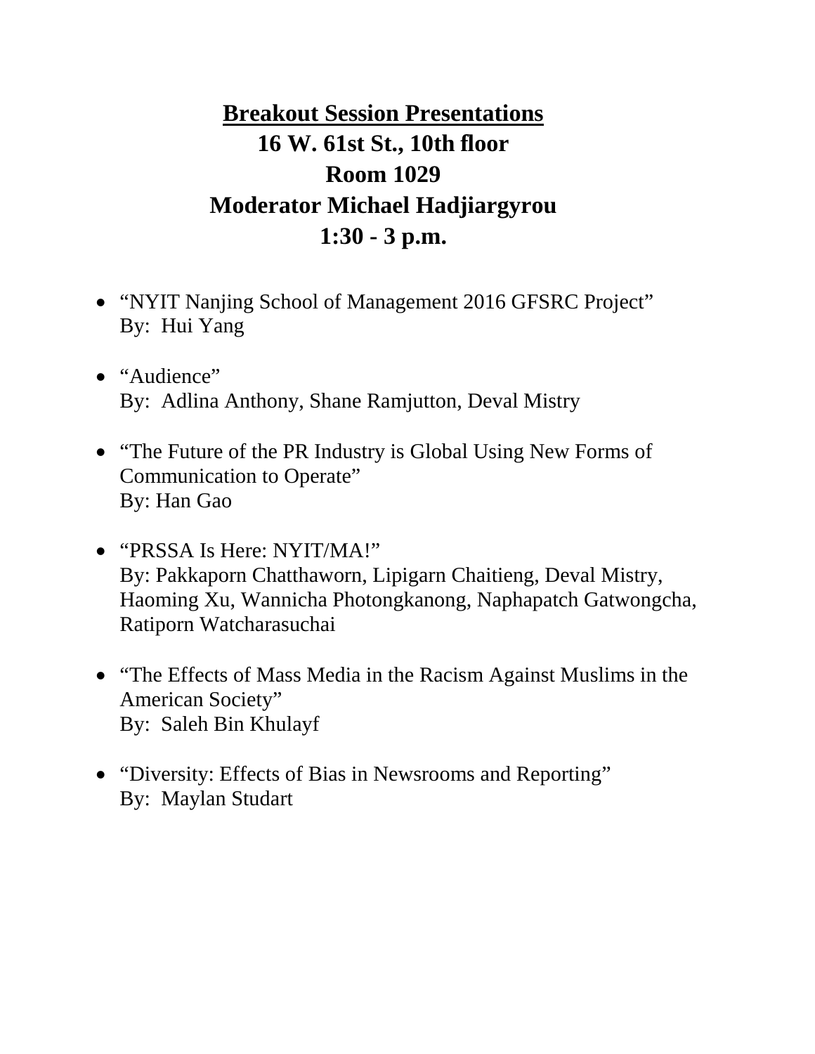## Breakout Session Presentations

## 16 W. 61st St., 10th floor

## Room 1029

## Moderator Michael Hadjiargyrou

## 1:30 - 3 p.m.

- "NYIT Nanjing School of Management 2016 GFSRC Project"
  By: Hui Yang

- "Audience"
  By: Adlina Anthony, Shane Ramjutton, Deval Mistry

- "The Future of the PR Industry is Global Using New Forms of Communication to Operate"
  By: Han Gao

- "PRSSA Is Here: NYIT/MA!"
  By: Pakkaporn Chatthaworn, Lipigarn Chaitieng, Deval Mistry, Haoming Xu, Wannicha Photongkanong, Naphapatch Gatwongcha, Ratiporn Watcharasuchai

- "The Effects of Mass Media in the Racism Against Muslims in the American Society"
  By: Saleh Bin Khulayf

- "Diversity: Effects of Bias in Newsrooms and Reporting"
  By: Maylan Studart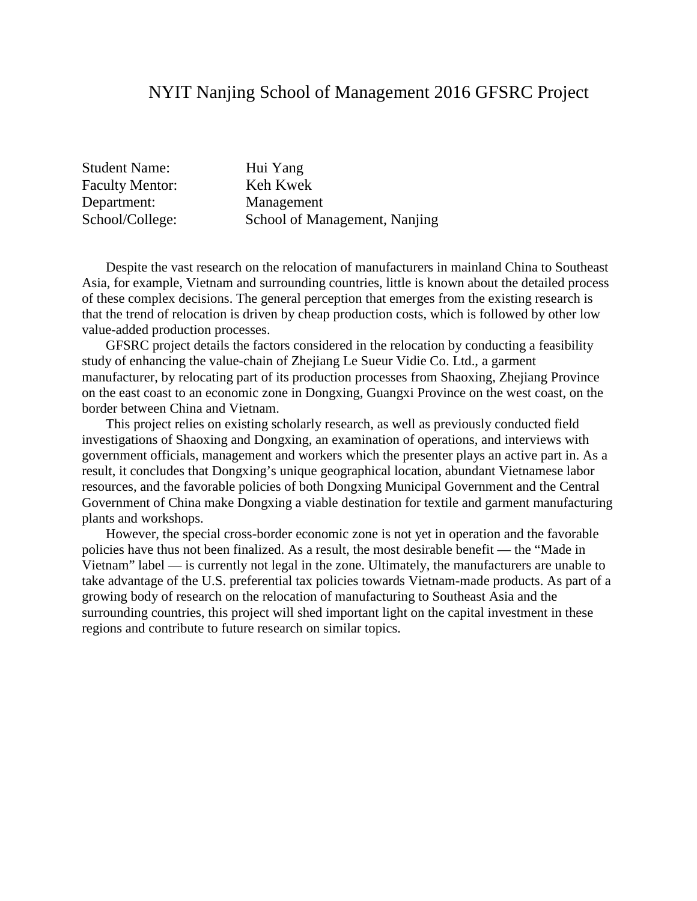# NYIT Nanjing School of Management 2016 GFSRC Project

| | |
|---|---|
| Student Name: | Hui Yang |
| Faculty Mentor: | Keh Kwek |
| Department: | Management |
| School/College: | School of Management, Nanjing |

Despite the vast research on the relocation of manufacturers in mainland China to Southeast Asia, for example, Vietnam and surrounding countries, little is known about the detailed process of these complex decisions. The general perception that emerges from the existing research is that the trend of relocation is driven by cheap production costs, which is followed by other low value-added production processes.

GFSRC project details the factors considered in the relocation by conducting a feasibility study of enhancing the value-chain of Zhejiang Le Sueur Vidie Co. Ltd., a garment manufacturer, by relocating part of its production processes from Shaoxing, Zhejiang Province on the east coast to an economic zone in Dongxing, Guangxi Province on the west coast, on the border between China and Vietnam.

This project relies on existing scholarly research, as well as previously conducted field investigations of Shaoxing and Dongxing, an examination of operations, and interviews with government officials, management and workers which the presenter plays an active part in. As a result, it concludes that Dongxing's unique geographical location, abundant Vietnamese labor resources, and the favorable policies of both Dongxing Municipal Government and the Central Government of China make Dongxing a viable destination for textile and garment manufacturing plants and workshops.

However, the special cross-border economic zone is not yet in operation and the favorable policies have thus not been finalized. As a result, the most desirable benefit — the "Made in Vietnam" label — is currently not legal in the zone. Ultimately, the manufacturers are unable to take advantage of the U.S. preferential tax policies towards Vietnam-made products. As part of a growing body of research on the relocation of manufacturing to Southeast Asia and the surrounding countries, this project will shed important light on the capital investment in these regions and contribute to future research on similar topics.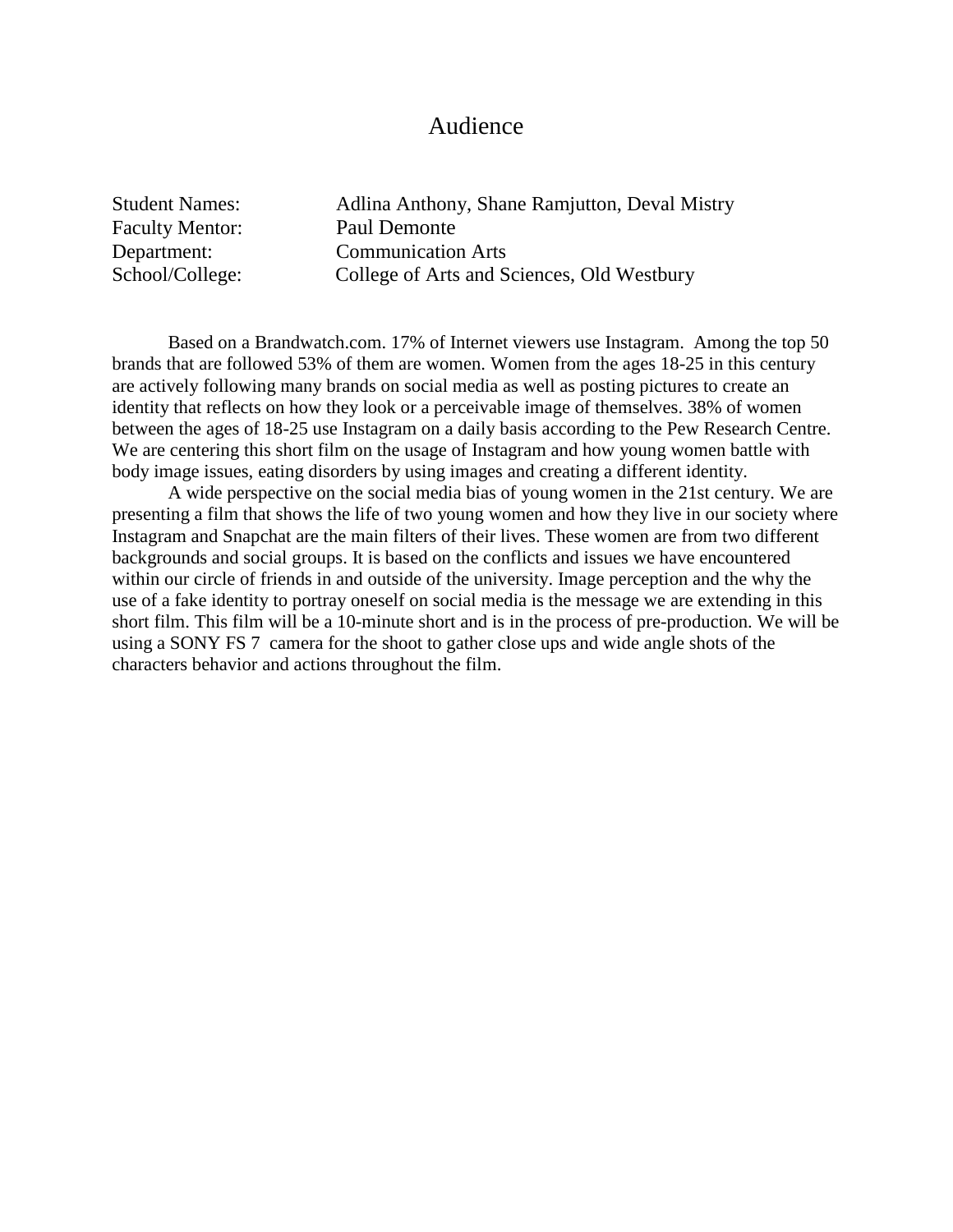# Audience

Student Names: Adlina Anthony, Shane Ramjutton, Deval Mistry
Faculty Mentor: Paul Demonte
Department: Communication Arts
School/College: College of Arts and Sciences, Old Westbury

Based on a Brandwatch.com. 17% of Internet viewers use Instagram. Among the top 50 brands that are followed 53% of them are women. Women from the ages 18-25 in this century are actively following many brands on social media as well as posting pictures to create an identity that reflects on how they look or a perceivable image of themselves. 38% of women between the ages of 18-25 use Instagram on a daily basis according to the Pew Research Centre. We are centering this short film on the usage of Instagram and how young women battle with body image issues, eating disorders by using images and creating a different identity.

A wide perspective on the social media bias of young women in the 21st century. We are presenting a film that shows the life of two young women and how they live in our society where Instagram and Snapchat are the main filters of their lives. These women are from two different backgrounds and social groups. It is based on the conflicts and issues we have encountered within our circle of friends in and outside of the university. Image perception and the why the use of a fake identity to portray oneself on social media is the message we are extending in this short film. This film will be a 10-minute short and is in the process of pre-production. We will be using a SONY FS 7 camera for the shoot to gather close ups and wide angle shots of the characters behavior and actions throughout the film.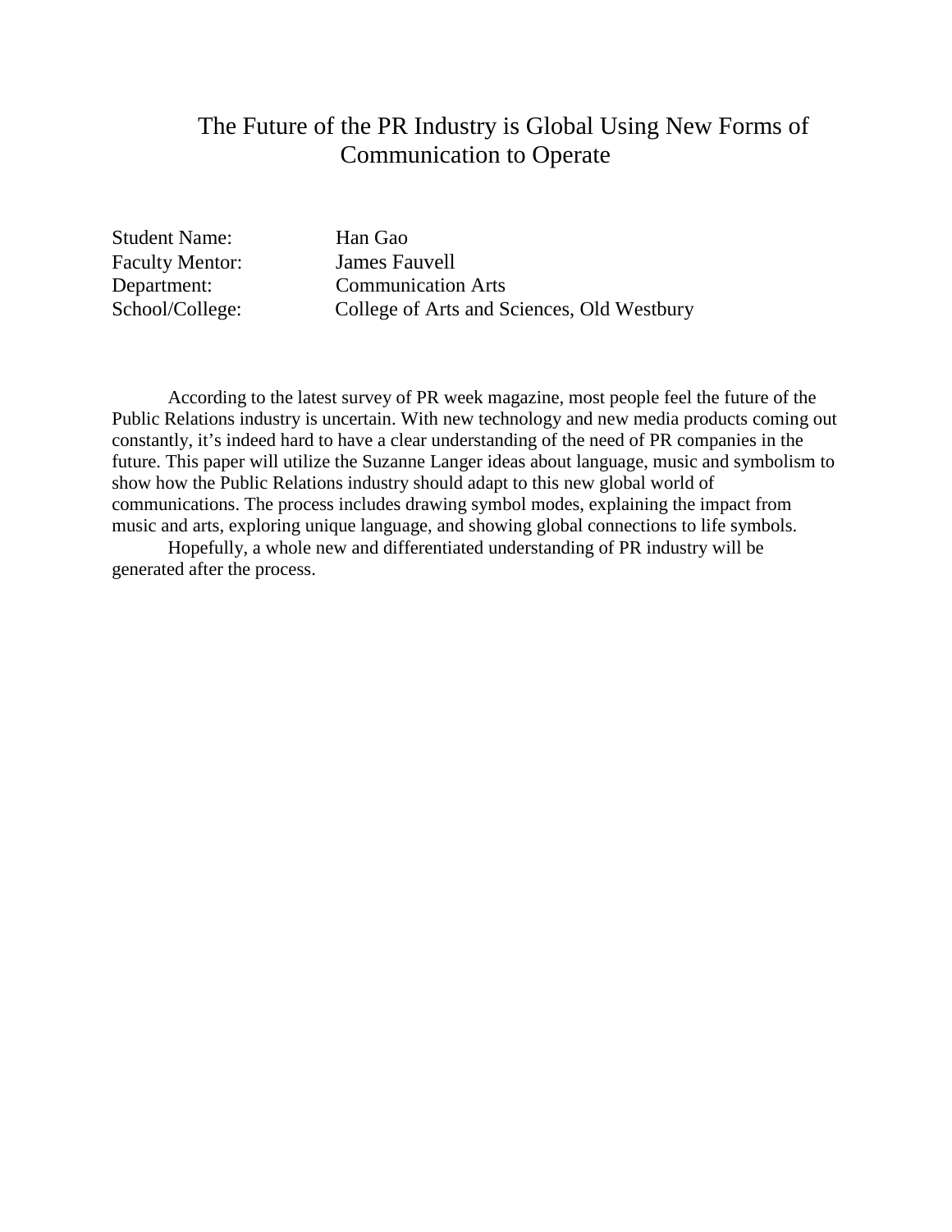# The Future of the PR Industry is Global Using New Forms of Communication to Operate

Student Name: Han Gao
Faculty Mentor: James Fauvell
Department: Communication Arts
School/College: College of Arts and Sciences, Old Westbury

According to the latest survey of PR week magazine, most people feel the future of the Public Relations industry is uncertain. With new technology and new media products coming out constantly, it's indeed hard to have a clear understanding of the need of PR companies in the future. This paper will utilize the Suzanne Langer ideas about language, music and symbolism to show how the Public Relations industry should adapt to this new global world of communications. The process includes drawing symbol modes, explaining the impact from music and arts, exploring unique language, and showing global connections to life symbols.

Hopefully, a whole new and differentiated understanding of PR industry will be generated after the process.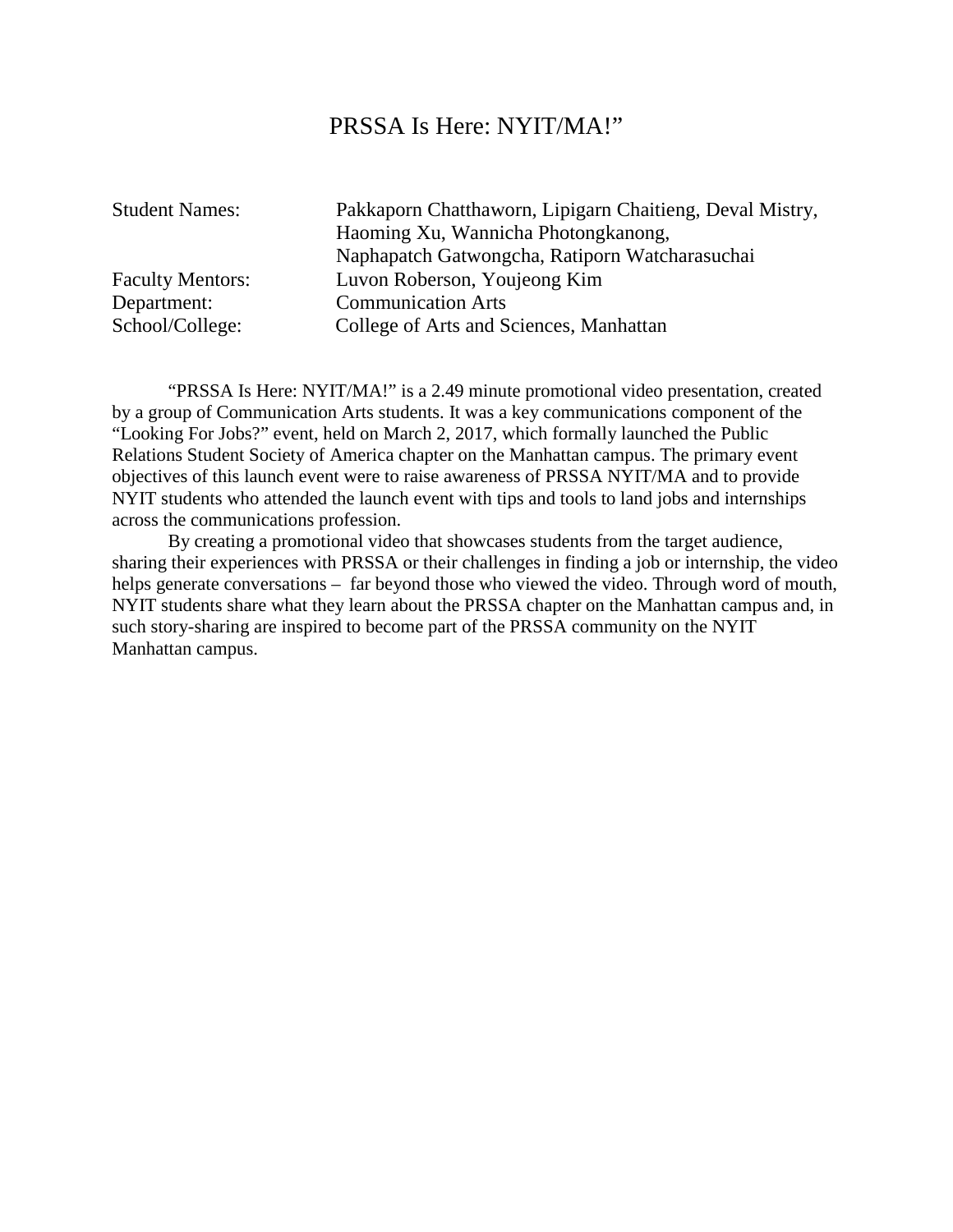# PRSSA Is Here: NYIT/MA!”

| | |
|---|---|
| Student Names: | Pakkaporn Chatthaworn, Lipigarn Chaitieng, Deval Mistry, Haoming Xu, Wannicha Photongkanong, Naphapatch Gatwongcha, Ratiporn Watcharasuchai |
| Faculty Mentors: | Luvon Roberson, Youjeong Kim |
| Department: | Communication Arts |
| School/College: | College of Arts and Sciences, Manhattan |

“PRSSA Is Here: NYIT/MA!” is a 2.49 minute promotional video presentation, created by a group of Communication Arts students. It was a key communications component of the “Looking For Jobs?” event, held on March 2, 2017, which formally launched the Public Relations Student Society of America chapter on the Manhattan campus. The primary event objectives of this launch event were to raise awareness of PRSSA NYIT/MA and to provide NYIT students who attended the launch event with tips and tools to land jobs and internships across the communications profession.

By creating a promotional video that showcases students from the target audience, sharing their experiences with PRSSA or their challenges in finding a job or internship, the video helps generate conversations – far beyond those who viewed the video. Through word of mouth, NYIT students share what they learn about the PRSSA chapter on the Manhattan campus and, in such story-sharing are inspired to become part of the PRSSA community on the NYIT Manhattan campus.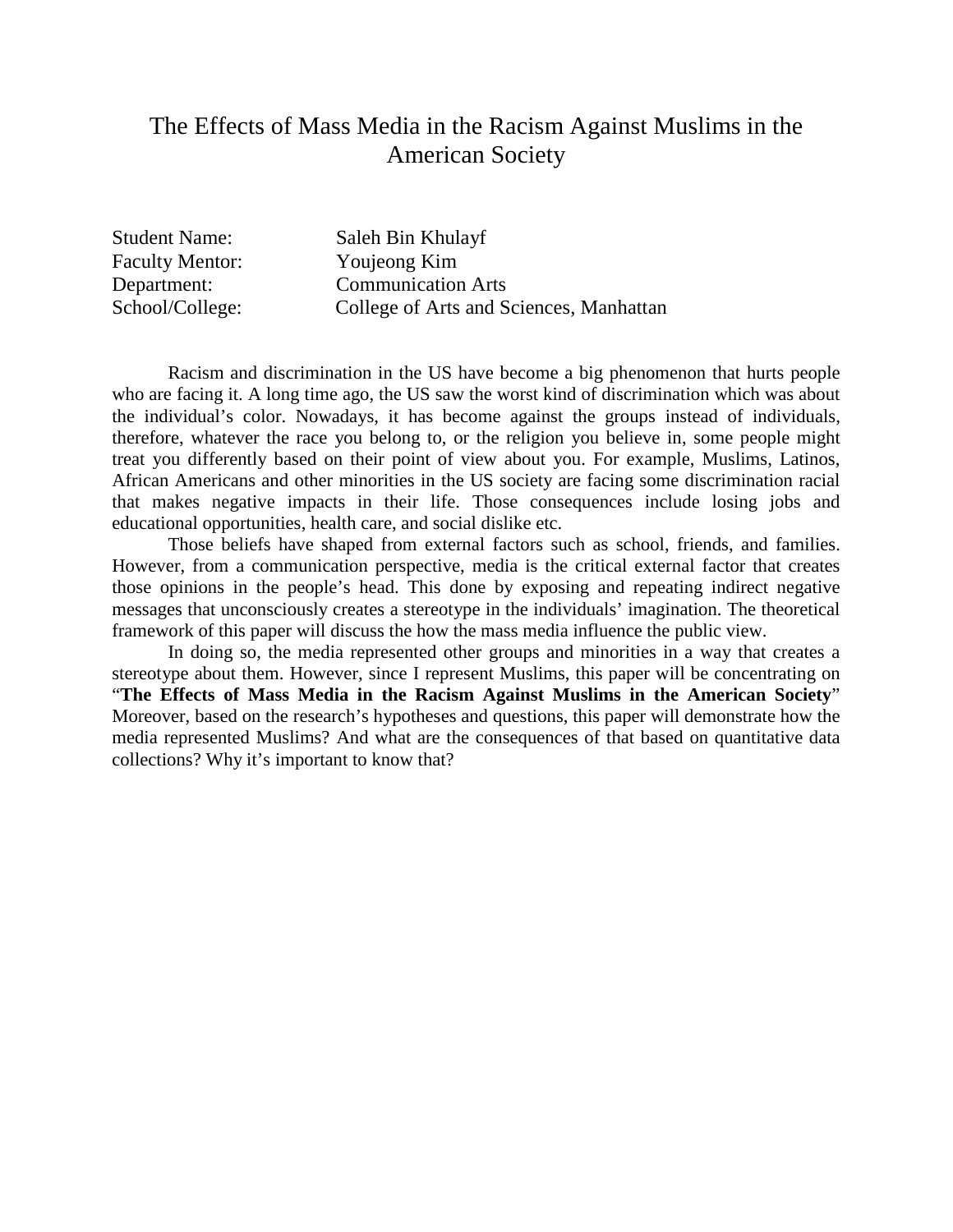# The Effects of Mass Media in the Racism Against Muslims in the American Society

| | |
|---|---|
| Student Name: | Saleh Bin Khulayf |
| Faculty Mentor: | Youjeong Kim |
| Department: | Communication Arts |
| School/College: | College of Arts and Sciences, Manhattan |

Racism and discrimination in the US have become a big phenomenon that hurts people who are facing it. A long time ago, the US saw the worst kind of discrimination which was about the individual's color. Nowadays, it has become against the groups instead of individuals, therefore, whatever the race you belong to, or the religion you believe in, some people might treat you differently based on their point of view about you. For example, Muslims, Latinos, African Americans and other minorities in the US society are facing some discrimination racial that makes negative impacts in their life. Those consequences include losing jobs and educational opportunities, health care, and social dislike etc.

Those beliefs have shaped from external factors such as school, friends, and families. However, from a communication perspective, media is the critical external factor that creates those opinions in the people's head. This done by exposing and repeating indirect negative messages that unconsciously creates a stereotype in the individuals' imagination. The theoretical framework of this paper will discuss the how the mass media influence the public view.

In doing so, the media represented other groups and minorities in a way that creates a stereotype about them. However, since I represent Muslims, this paper will be concentrating on "**The Effects of Mass Media in the Racism Against Muslims in the American Society**" Moreover, based on the research's hypotheses and questions, this paper will demonstrate how the media represented Muslims? And what are the consequences of that based on quantitative data collections? Why it's important to know that?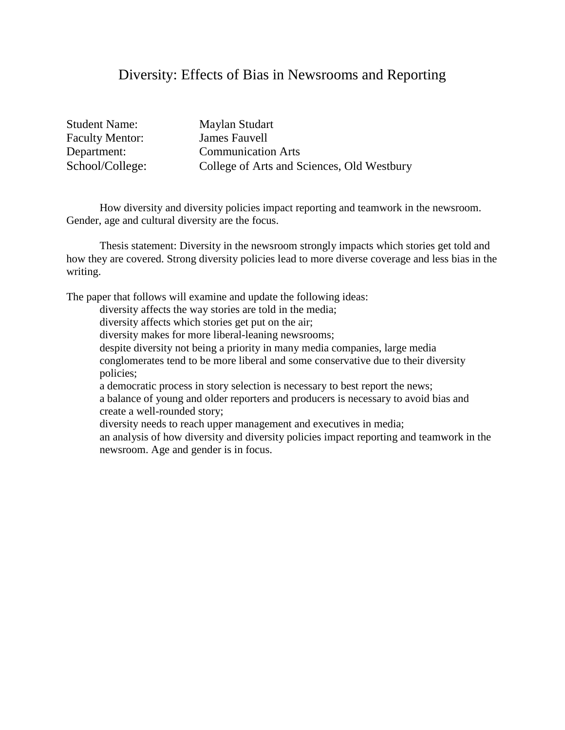# Diversity: Effects of Bias in Newsrooms and Reporting

Student Name: Maylan Studart
Faculty Mentor: James Fauvell
Department: Communication Arts
School/College: College of Arts and Sciences, Old Westbury

How diversity and diversity policies impact reporting and teamwork in the newsroom. Gender, age and cultural diversity are the focus.

Thesis statement: Diversity in the newsroom strongly impacts which stories get told and how they are covered. Strong diversity policies lead to more diverse coverage and less bias in the writing.

The paper that follows will examine and update the following ideas:

- diversity affects the way stories are told in the media;
- diversity affects which stories get put on the air;
- diversity makes for more liberal-leaning newsrooms;
- despite diversity not being a priority in many media companies, large media conglomerates tend to be more liberal and some conservative due to their diversity policies;
- a democratic process in story selection is necessary to best report the news;
- a balance of young and older reporters and producers is necessary to avoid bias and create a well-rounded story;
- diversity needs to reach upper management and executives in media;
- an analysis of how diversity and diversity policies impact reporting and teamwork in the newsroom. Age and gender is in focus.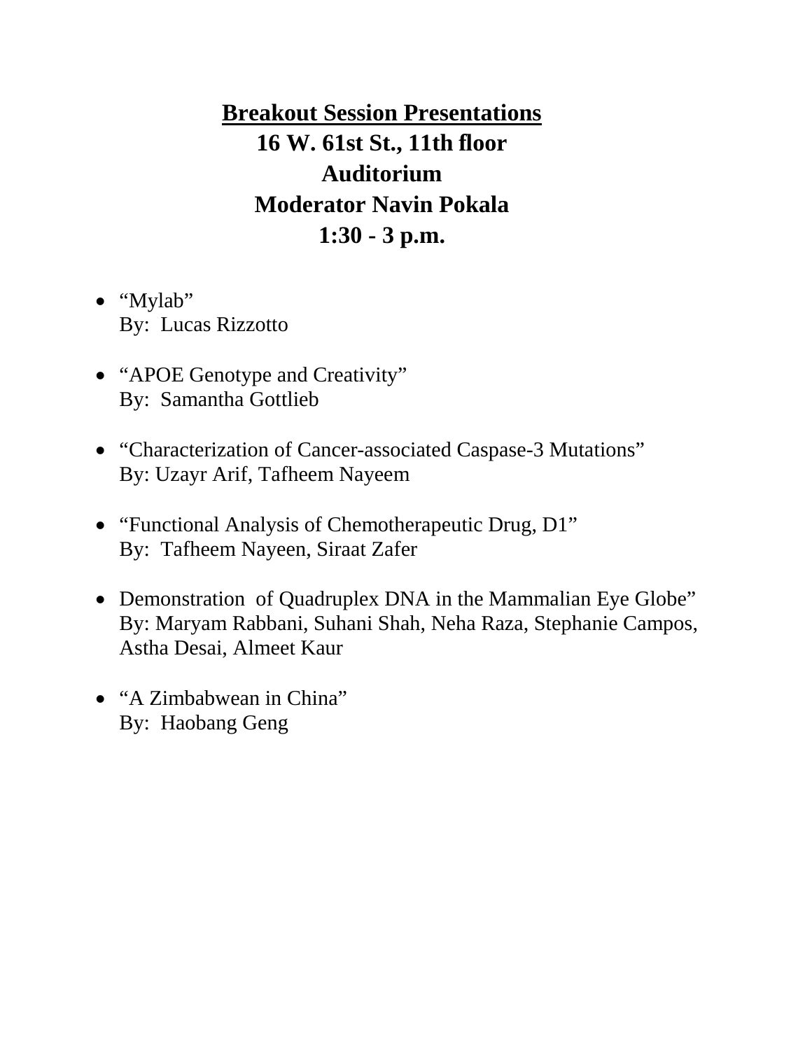# Breakout Session Presentations

**16 W. 61st St., 11th floor**

**Auditorium**

**Moderator Navin Pokala**

**1:30 - 3 p.m.**

- "Mylab"
  By: Lucas Rizzotto

- "APOE Genotype and Creativity"
  By: Samantha Gottlieb

- "Characterization of Cancer-associated Caspase-3 Mutations"
  By: Uzayr Arif, Tafheem Nayeem

- "Functional Analysis of Chemotherapeutic Drug, D1"
  By: Tafheem Nayeen, Siraat Zafer

- Demonstration of Quadruplex DNA in the Mammalian Eye Globe"
  By: Maryam Rabbani, Suhani Shah, Neha Raza, Stephanie Campos, Astha Desai, Almeet Kaur

- "A Zimbabwean in China"
  By: Haobang Geng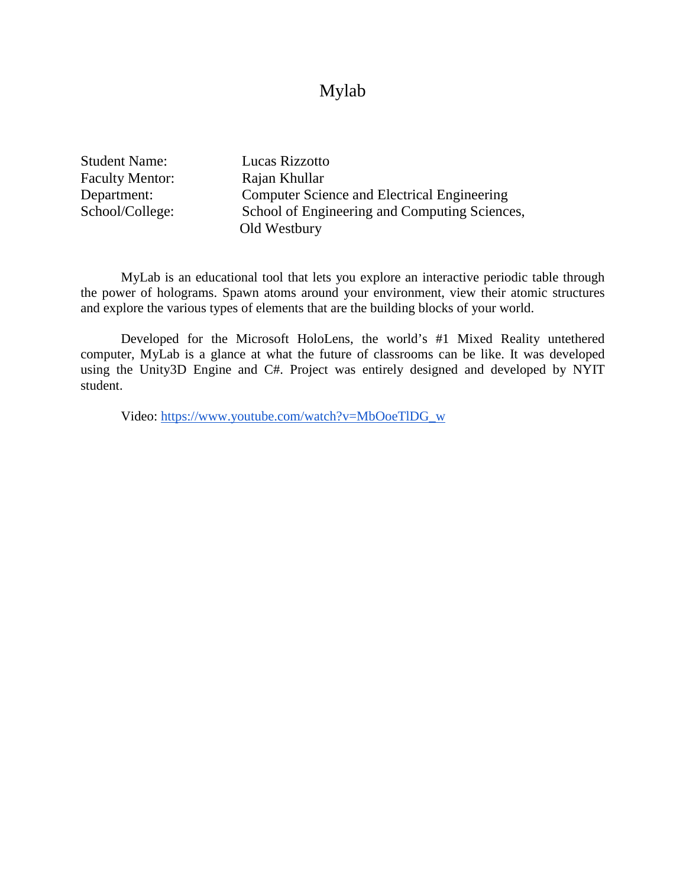# Mylab

Student Name: Lucas Rizzotto
Faculty Mentor: Rajan Khullar
Department: Computer Science and Electrical Engineering
School/College: School of Engineering and Computing Sciences, Old Westbury

MyLab is an educational tool that lets you explore an interactive periodic table through the power of holograms. Spawn atoms around your environment, view their atomic structures and explore the various types of elements that are the building blocks of your world.

Developed for the Microsoft HoloLens, the world's #1 Mixed Reality untethered computer, MyLab is a glance at what the future of classrooms can be like. It was developed using the Unity3D Engine and C#. Project was entirely designed and developed by NYIT student.

Video: https://www.youtube.com/watch?v=MbOoeTlDG_w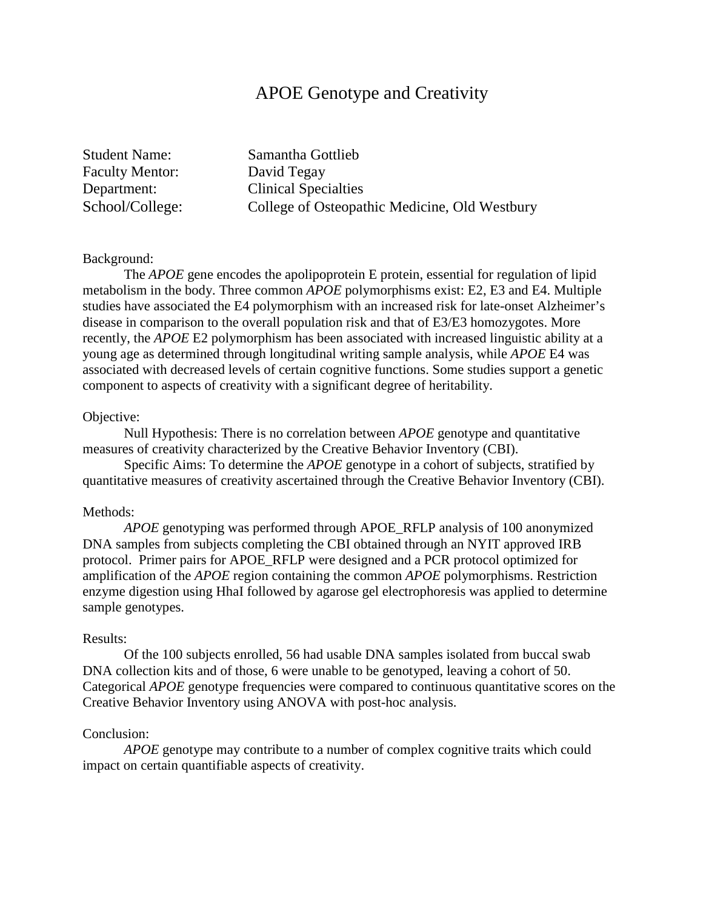# APOE Genotype and Creativity

Student Name: Samantha Gottlieb
Faculty Mentor: David Tegay
Department: Clinical Specialties
School/College: College of Osteopathic Medicine, Old Westbury

Background:

The *APOE* gene encodes the apolipoprotein E protein, essential for regulation of lipid metabolism in the body. Three common *APOE* polymorphisms exist: E2, E3 and E4. Multiple studies have associated the E4 polymorphism with an increased risk for late-onset Alzheimer's disease in comparison to the overall population risk and that of E3/E3 homozygotes. More recently, the *APOE* E2 polymorphism has been associated with increased linguistic ability at a young age as determined through longitudinal writing sample analysis, while *APOE* E4 was associated with decreased levels of certain cognitive functions. Some studies support a genetic component to aspects of creativity with a significant degree of heritability.

Objective:

Null Hypothesis: There is no correlation between *APOE* genotype and quantitative measures of creativity characterized by the Creative Behavior Inventory (CBI).

Specific Aims: To determine the *APOE* genotype in a cohort of subjects, stratified by quantitative measures of creativity ascertained through the Creative Behavior Inventory (CBI).

Methods:

*APOE* genotyping was performed through APOE_RFLP analysis of 100 anonymized DNA samples from subjects completing the CBI obtained through an NYIT approved IRB protocol. Primer pairs for APOE_RFLP were designed and a PCR protocol optimized for amplification of the *APOE* region containing the common *APOE* polymorphisms. Restriction enzyme digestion using HhaI followed by agarose gel electrophoresis was applied to determine sample genotypes.

Results:

Of the 100 subjects enrolled, 56 had usable DNA samples isolated from buccal swab DNA collection kits and of those, 6 were unable to be genotyped, leaving a cohort of 50. Categorical *APOE* genotype frequencies were compared to continuous quantitative scores on the Creative Behavior Inventory using ANOVA with post-hoc analysis.

Conclusion:

*APOE* genotype may contribute to a number of complex cognitive traits which could impact on certain quantifiable aspects of creativity.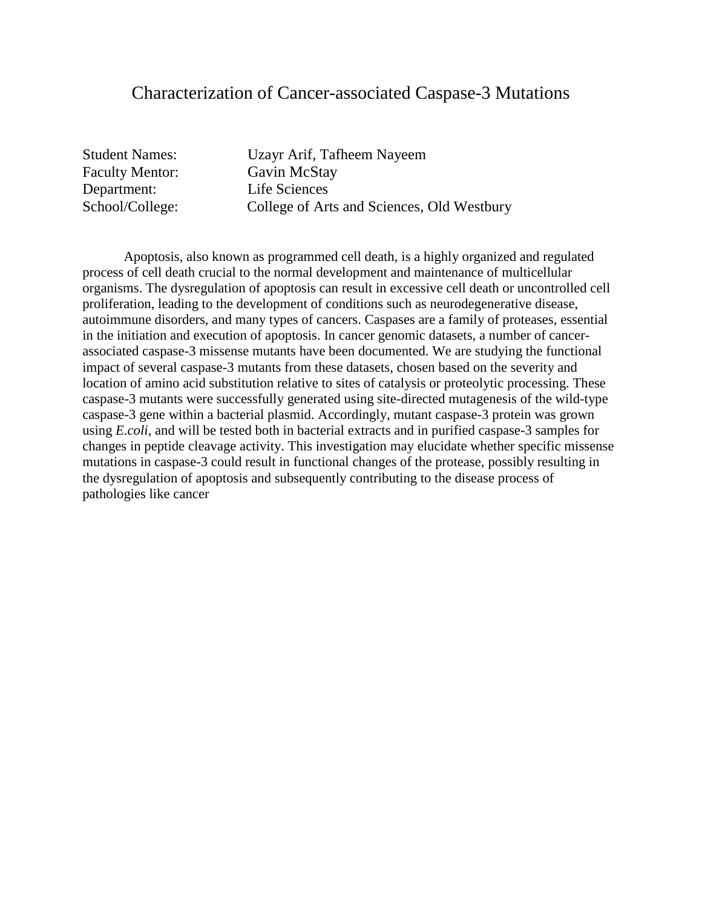# Characterization of Cancer-associated Caspase-3 Mutations

Student Names: Uzayr Arif, Tafheem Nayeem
Faculty Mentor: Gavin McStay
Department: Life Sciences
School/College: College of Arts and Sciences, Old Westbury

Apoptosis, also known as programmed cell death, is a highly organized and regulated process of cell death crucial to the normal development and maintenance of multicellular organisms. The dysregulation of apoptosis can result in excessive cell death or uncontrolled cell proliferation, leading to the development of conditions such as neurodegenerative disease, autoimmune disorders, and many types of cancers. Caspases are a family of proteases, essential in the initiation and execution of apoptosis. In cancer genomic datasets, a number of cancer-associated caspase-3 missense mutants have been documented. We are studying the functional impact of several caspase-3 mutants from these datasets, chosen based on the severity and location of amino acid substitution relative to sites of catalysis or proteolytic processing. These caspase-3 mutants were successfully generated using site-directed mutagenesis of the wild-type caspase-3 gene within a bacterial plasmid. Accordingly, mutant caspase-3 protein was grown using *E.coli*, and will be tested both in bacterial extracts and in purified caspase-3 samples for changes in peptide cleavage activity. This investigation may elucidate whether specific missense mutations in caspase-3 could result in functional changes of the protease, possibly resulting in the dysregulation of apoptosis and subsequently contributing to the disease process of pathologies like cancer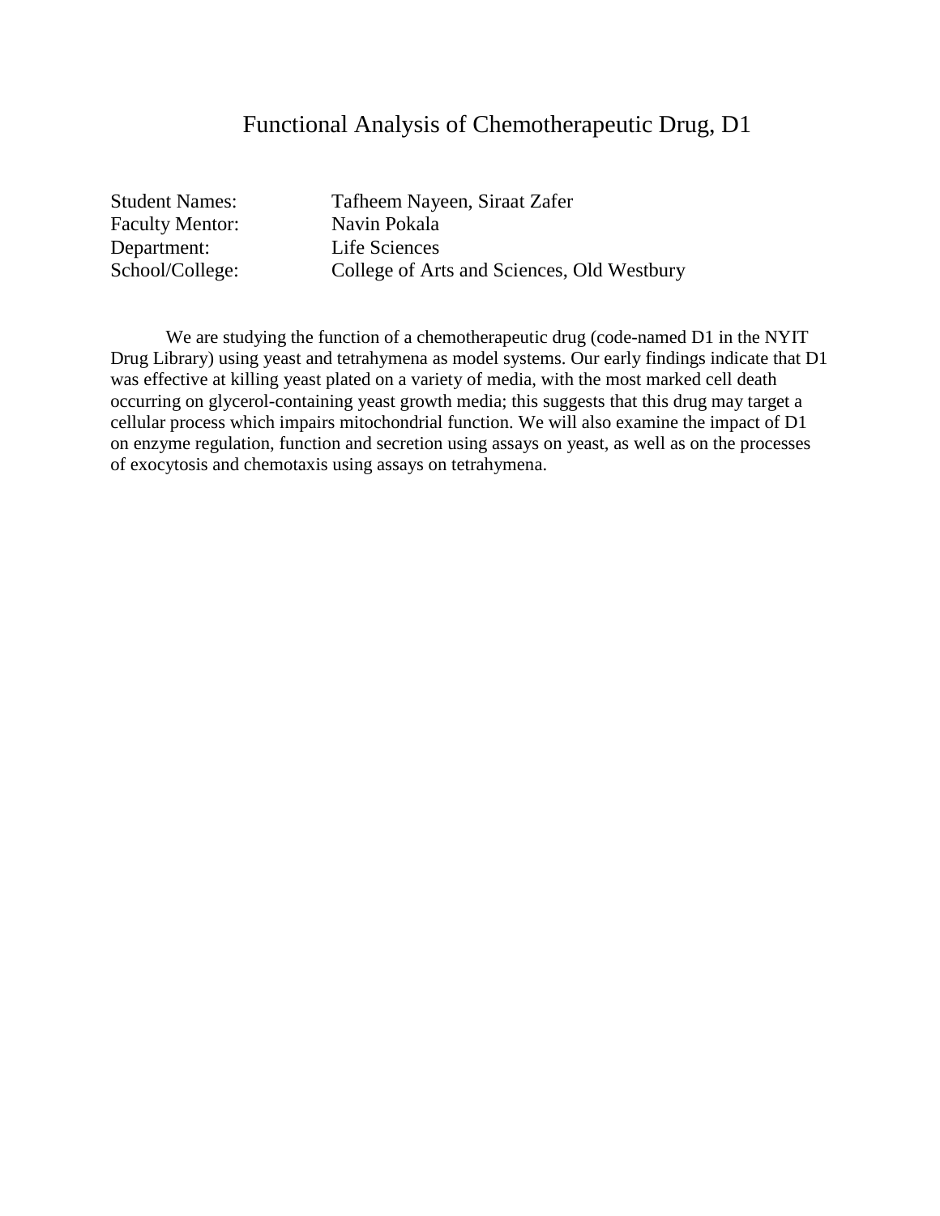# Functional Analysis of Chemotherapeutic Drug, D1

Student Names: Tafheem Nayeen, Siraat Zafer
Faculty Mentor: Navin Pokala
Department: Life Sciences
School/College: College of Arts and Sciences, Old Westbury

We are studying the function of a chemotherapeutic drug (code-named D1 in the NYIT Drug Library) using yeast and tetrahymena as model systems. Our early findings indicate that D1 was effective at killing yeast plated on a variety of media, with the most marked cell death occurring on glycerol-containing yeast growth media; this suggests that this drug may target a cellular process which impairs mitochondrial function. We will also examine the impact of D1 on enzyme regulation, function and secretion using assays on yeast, as well as on the processes of exocytosis and chemotaxis using assays on tetrahymena.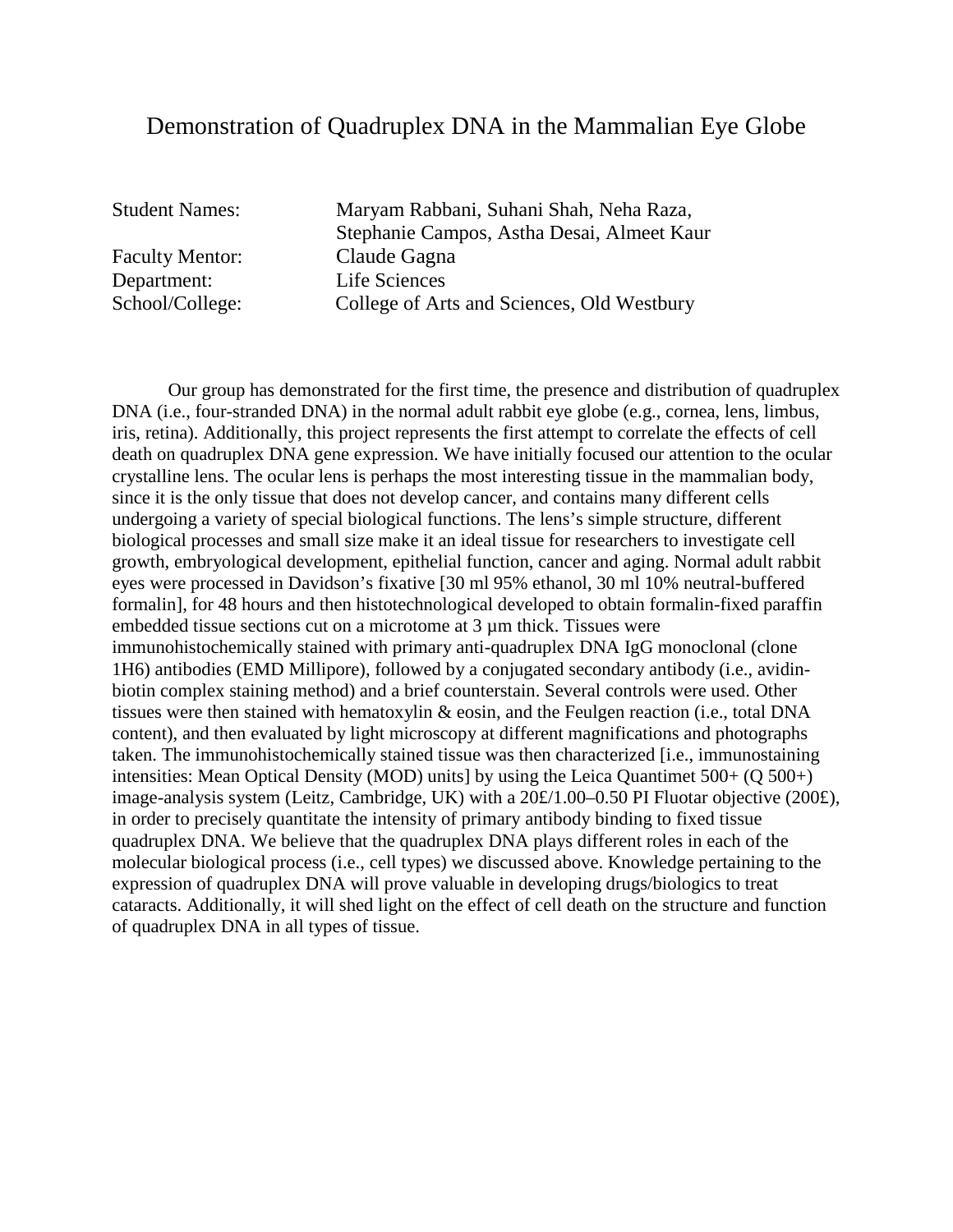# Demonstration of Quadruplex DNA in the Mammalian Eye Globe

Student Names: Maryam Rabbani, Suhani Shah, Neha Raza, Stephanie Campos, Astha Desai, Almeet Kaur
Faculty Mentor: Claude Gagna
Department: Life Sciences
School/College: College of Arts and Sciences, Old Westbury

Our group has demonstrated for the first time, the presence and distribution of quadruplex DNA (i.e., four-stranded DNA) in the normal adult rabbit eye globe (e.g., cornea, lens, limbus, iris, retina). Additionally, this project represents the first attempt to correlate the effects of cell death on quadruplex DNA gene expression. We have initially focused our attention to the ocular crystalline lens. The ocular lens is perhaps the most interesting tissue in the mammalian body, since it is the only tissue that does not develop cancer, and contains many different cells undergoing a variety of special biological functions. The lens's simple structure, different biological processes and small size make it an ideal tissue for researchers to investigate cell growth, embryological development, epithelial function, cancer and aging. Normal adult rabbit eyes were processed in Davidson's fixative [30 ml 95% ethanol, 30 ml 10% neutral-buffered formalin], for 48 hours and then histotechnological developed to obtain formalin-fixed paraffin embedded tissue sections cut on a microtome at 3 µm thick. Tissues were immunohistochemically stained with primary anti-quadruplex DNA IgG monoclonal (clone 1H6) antibodies (EMD Millipore), followed by a conjugated secondary antibody (i.e., avidin-biotin complex staining method) and a brief counterstain. Several controls were used. Other tissues were then stained with hematoxylin & eosin, and the Feulgen reaction (i.e., total DNA content), and then evaluated by light microscopy at different magnifications and photographs taken. The immunohistochemically stained tissue was then characterized [i.e., immunostaining intensities: Mean Optical Density (MOD) units] by using the Leica Quantimet 500+ (Q 500+) image-analysis system (Leitz, Cambridge, UK) with a 20£/1.00–0.50 PI Fluotar objective (200£), in order to precisely quantitate the intensity of primary antibody binding to fixed tissue quadruplex DNA. We believe that the quadruplex DNA plays different roles in each of the molecular biological process (i.e., cell types) we discussed above. Knowledge pertaining to the expression of quadruplex DNA will prove valuable in developing drugs/biologics to treat cataracts. Additionally, it will shed light on the effect of cell death on the structure and function of quadruplex DNA in all types of tissue.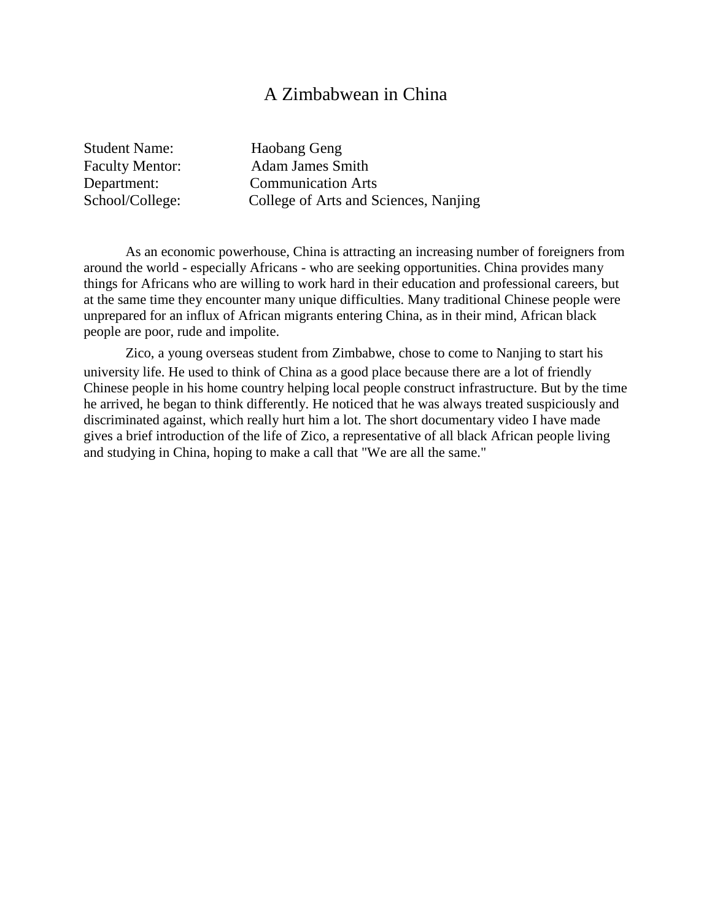# A Zimbabwean in China

Student Name: Haobang Geng
Faculty Mentor: Adam James Smith
Department: Communication Arts
School/College: College of Arts and Sciences, Nanjing

As an economic powerhouse, China is attracting an increasing number of foreigners from around the world - especially Africans - who are seeking opportunities. China provides many things for Africans who are willing to work hard in their education and professional careers, but at the same time they encounter many unique difficulties. Many traditional Chinese people were unprepared for an influx of African migrants entering China, as in their mind, African black people are poor, rude and impolite.

Zico, a young overseas student from Zimbabwe, chose to come to Nanjing to start his university life. He used to think of China as a good place because there are a lot of friendly Chinese people in his home country helping local people construct infrastructure. But by the time he arrived, he began to think differently. He noticed that he was always treated suspiciously and discriminated against, which really hurt him a lot. The short documentary video I have made gives a brief introduction of the life of Zico, a representative of all black African people living and studying in China, hoping to make a call that "We are all the same."